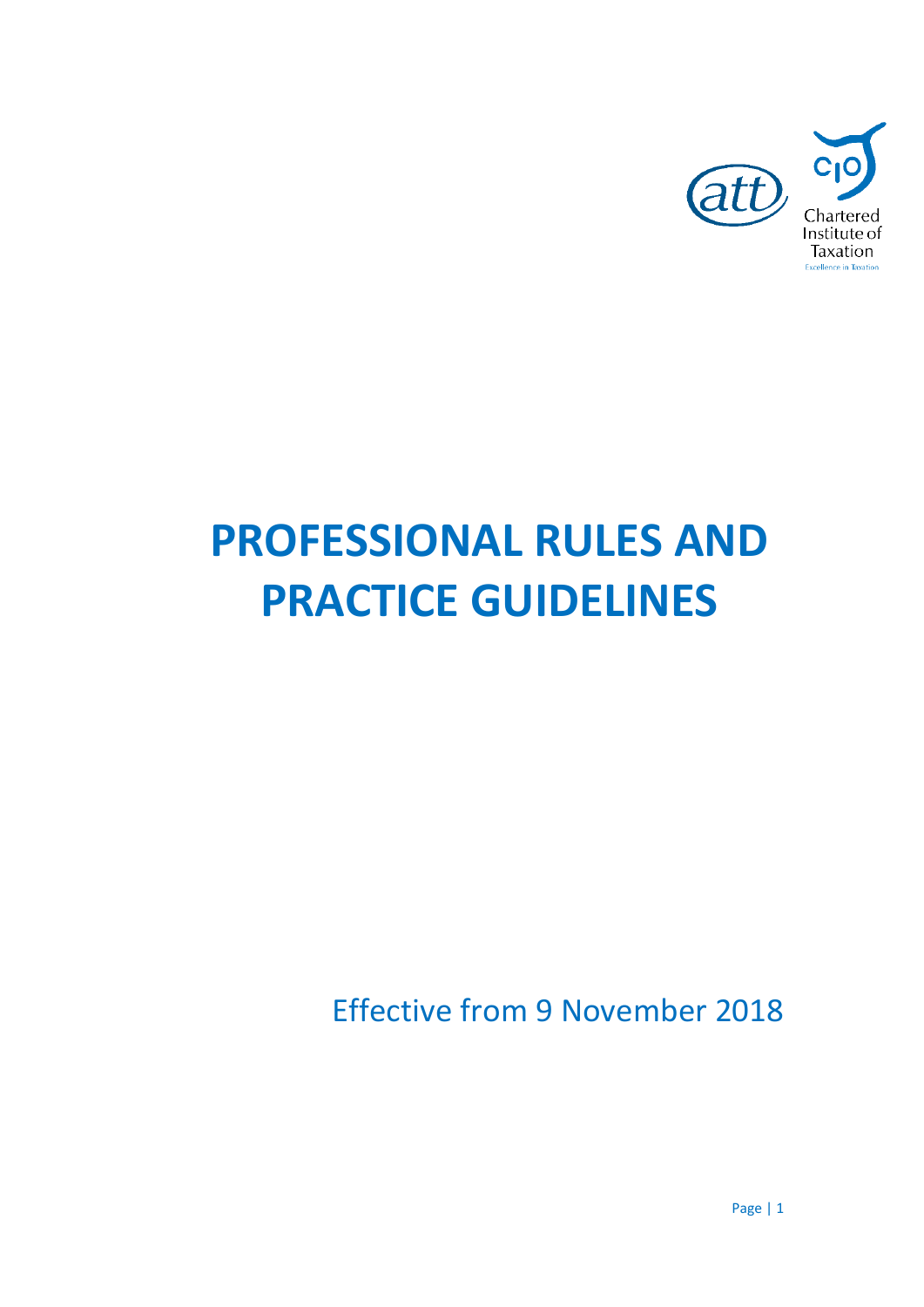att

Chartered Institute of Taxation

Excellence in Taxation

# PROFESSIONAL RULES AND PRACTICE GUIDELINES

Effective from 9 November 2018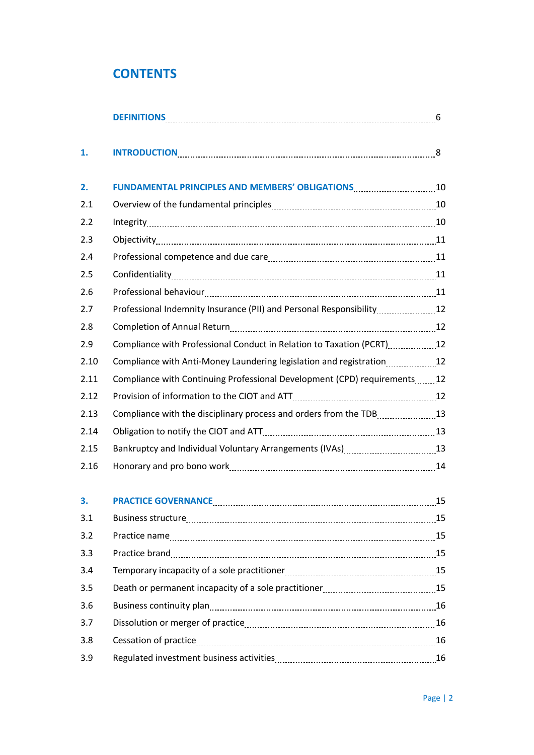# CONTENTS

| | | |
|---|---|---|
| | **DEFINITIONS** | 6 |
| **1.** | **INTRODUCTION** | 8 |
| **2.** | **FUNDAMENTAL PRINCIPLES AND MEMBERS' OBLIGATIONS** | 10 |
| 2.1 | Overview of the fundamental principles | 10 |
| 2.2 | Integrity | 10 |
| 2.3 | Objectivity | 11 |
| 2.4 | Professional competence and due care | 11 |
| 2.5 | Confidentiality | 11 |
| 2.6 | Professional behaviour | 11 |
| 2.7 | Professional Indemnity Insurance (PII) and Personal Responsibility | 12 |
| 2.8 | Completion of Annual Return | 12 |
| 2.9 | Compliance with Professional Conduct in Relation to Taxation (PCRT) | 12 |
| 2.10 | Compliance with Anti-Money Laundering legislation and registration | 12 |
| 2.11 | Compliance with Continuing Professional Development (CPD) requirements | 12 |
| 2.12 | Provision of information to the CIOT and ATT | 12 |
| 2.13 | Compliance with the disciplinary process and orders from the TDB | 13 |
| 2.14 | Obligation to notify the CIOT and ATT | 13 |
| 2.15 | Bankruptcy and Individual Voluntary Arrangements (IVAs) | 13 |
| 2.16 | Honorary and pro bono work | 14 |
| **3.** | **PRACTICE GOVERNANCE** | 15 |
| 3.1 | Business structure | 15 |
| 3.2 | Practice name | 15 |
| 3.3 | Practice brand | 15 |
| 3.4 | Temporary incapacity of a sole practitioner | 15 |
| 3.5 | Death or permanent incapacity of a sole practitioner | 15 |
| 3.6 | Business continuity plan | 16 |
| 3.7 | Dissolution or merger of practice | 16 |
| 3.8 | Cessation of practice | 16 |
| 3.9 | Regulated investment business activities | 16 |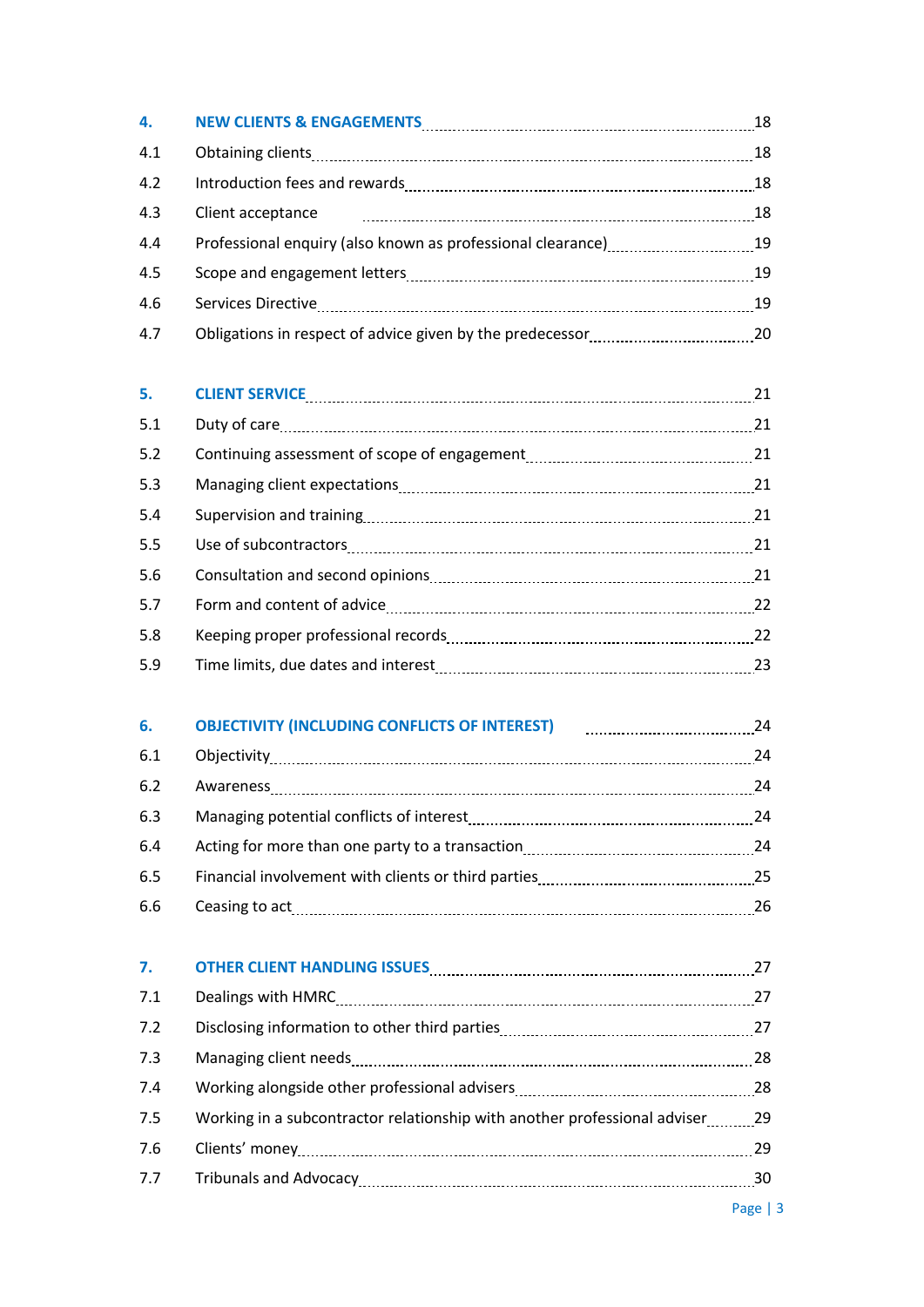| | | |
|---|---|---|
| **4.** | **NEW CLIENTS & ENGAGEMENTS** | 18 |
| 4.1 | Obtaining clients | 18 |
| 4.2 | Introduction fees and rewards | 18 |
| 4.3 | Client acceptance | 18 |
| 4.4 | Professional enquiry (also known as professional clearance) | 19 |
| 4.5 | Scope and engagement letters | 19 |
| 4.6 | Services Directive | 19 |
| 4.7 | Obligations in respect of advice given by the predecessor | 20 |
| **5.** | **CLIENT SERVICE** | 21 |
| 5.1 | Duty of care | 21 |
| 5.2 | Continuing assessment of scope of engagement | 21 |
| 5.3 | Managing client expectations | 21 |
| 5.4 | Supervision and training | 21 |
| 5.5 | Use of subcontractors | 21 |
| 5.6 | Consultation and second opinions | 21 |
| 5.7 | Form and content of advice | 22 |
| 5.8 | Keeping proper professional records | 22 |
| 5.9 | Time limits, due dates and interest | 23 |
| **6.** | **OBJECTIVITY (INCLUDING CONFLICTS OF INTEREST)** | 24 |
| 6.1 | Objectivity | 24 |
| 6.2 | Awareness | 24 |
| 6.3 | Managing potential conflicts of interest | 24 |
| 6.4 | Acting for more than one party to a transaction | 24 |
| 6.5 | Financial involvement with clients or third parties | 25 |
| 6.6 | Ceasing to act | 26 |
| **7.** | **OTHER CLIENT HANDLING ISSUES** | 27 |
| 7.1 | Dealings with HMRC | 27 |
| 7.2 | Disclosing information to other third parties | 27 |
| 7.3 | Managing client needs | 28 |
| 7.4 | Working alongside other professional advisers | 28 |
| 7.5 | Working in a subcontractor relationship with another professional adviser | 29 |
| 7.6 | Clients' money | 29 |
| 7.7 | Tribunals and Advocacy | 30 |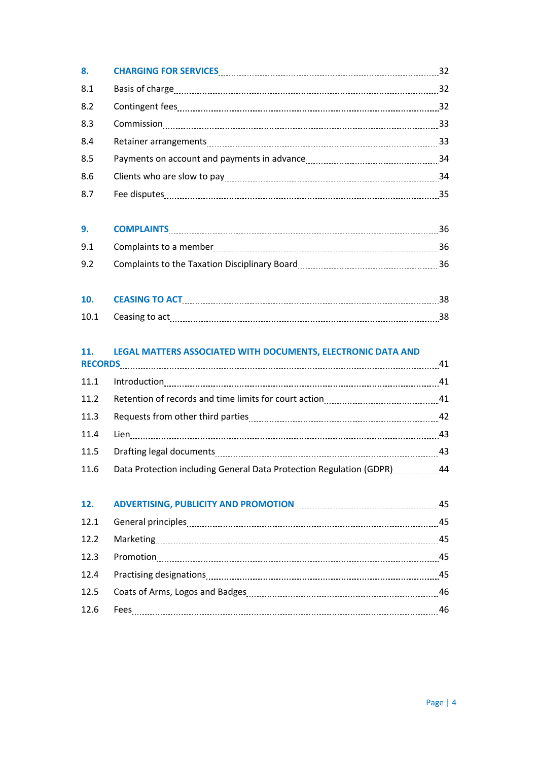| | | |
|---|---|---|
| **8.** | **CHARGING FOR SERVICES** | 32 |
| 8.1 | Basis of charge | 32 |
| 8.2 | Contingent fees | 32 |
| 8.3 | Commission | 33 |
| 8.4 | Retainer arrangements | 33 |
| 8.5 | Payments on account and payments in advance | 34 |
| 8.6 | Clients who are slow to pay | 34 |
| 8.7 | Fee disputes | 35 |
| **9.** | **COMPLAINTS** | 36 |
| 9.1 | Complaints to a member | 36 |
| 9.2 | Complaints to the Taxation Disciplinary Board | 36 |
| **10.** | **CEASING TO ACT** | 38 |
| 10.1 | Ceasing to act | 38 |
| **11.** | **LEGAL MATTERS ASSOCIATED WITH DOCUMENTS, ELECTRONIC DATA AND RECORDS** | 41 |
| 11.1 | Introduction | 41 |
| 11.2 | Retention of records and time limits for court action | 41 |
| 11.3 | Requests from other third parties | 42 |
| 11.4 | Lien | 43 |
| 11.5 | Drafting legal documents | 43 |
| 11.6 | Data Protection including General Data Protection Regulation (GDPR) | 44 |
| **12.** | **ADVERTISING, PUBLICITY AND PROMOTION** | 45 |
| 12.1 | General principles | 45 |
| 12.2 | Marketing | 45 |
| 12.3 | Promotion | 45 |
| 12.4 | Practising designations | 45 |
| 12.5 | Coats of Arms, Logos and Badges | 46 |
| 12.6 | Fees | 46 |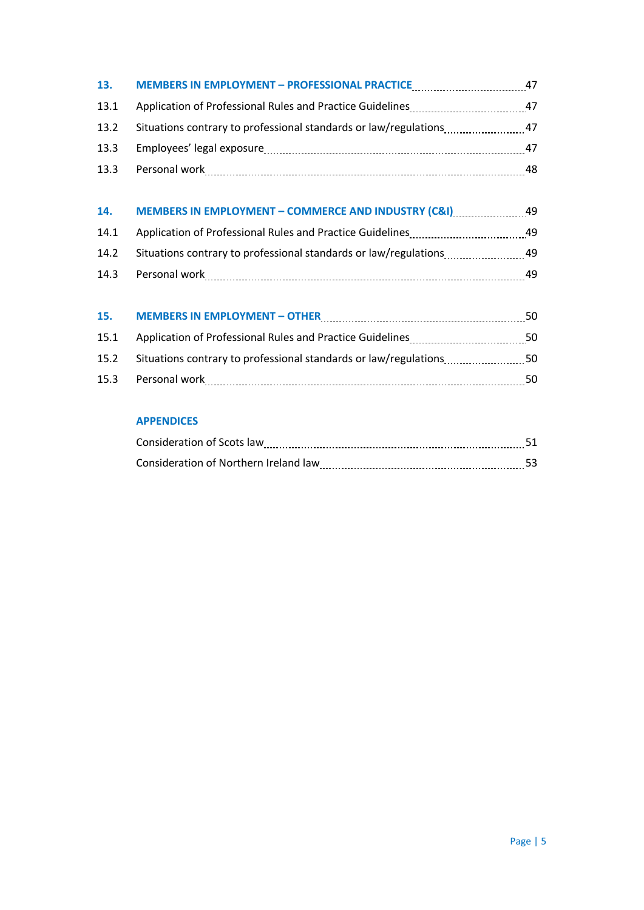| | | |
|---|---|---|
| **13.** | **MEMBERS IN EMPLOYMENT – PROFESSIONAL PRACTICE** | 47 |
| 13.1 | Application of Professional Rules and Practice Guidelines | 47 |
| 13.2 | Situations contrary to professional standards or law/regulations | 47 |
| 13.3 | Employees' legal exposure | 47 |
| 13.3 | Personal work | 48 |
| **14.** | **MEMBERS IN EMPLOYMENT – COMMERCE AND INDUSTRY (C&I)** | 49 |
| 14.1 | Application of Professional Rules and Practice Guidelines | 49 |
| 14.2 | Situations contrary to professional standards or law/regulations | 49 |
| 14.3 | Personal work | 49 |
| **15.** | **MEMBERS IN EMPLOYMENT – OTHER** | 50 |
| 15.1 | Application of Professional Rules and Practice Guidelines | 50 |
| 15.2 | Situations contrary to professional standards or law/regulations | 50 |
| 15.3 | Personal work | 50 |
| | **APPENDICES** | |
| | Consideration of Scots law | 51 |
| | Consideration of Northern Ireland law | 53 |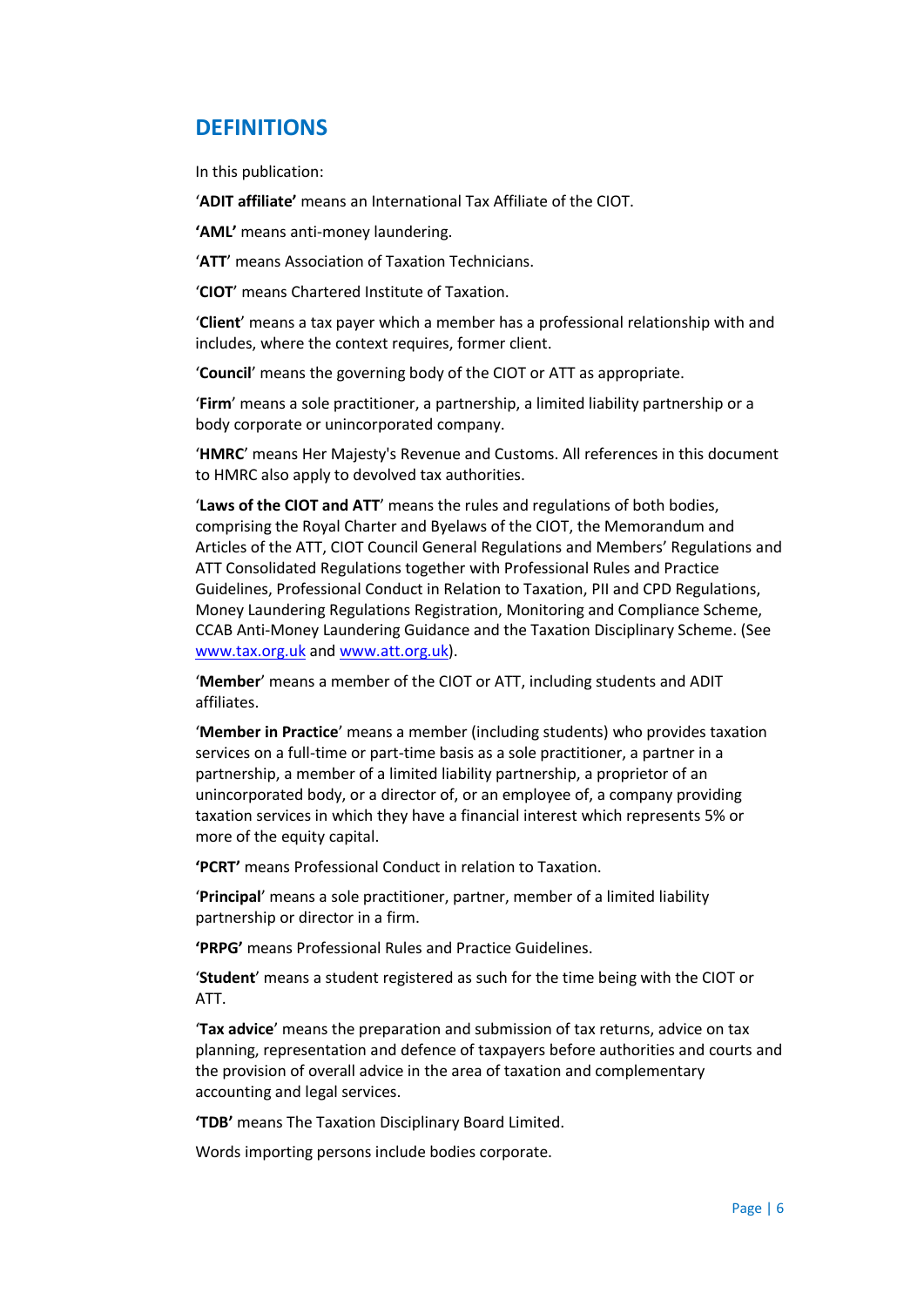## DEFINITIONS

In this publication:

'**ADIT affiliate'** means an International Tax Affiliate of the CIOT.

**'AML'** means anti-money laundering.

'**ATT**' means Association of Taxation Technicians.

'**CIOT**' means Chartered Institute of Taxation.

'**Client**' means a tax payer which a member has a professional relationship with and includes, where the context requires, former client.

'**Council**' means the governing body of the CIOT or ATT as appropriate.

'**Firm**' means a sole practitioner, a partnership, a limited liability partnership or a body corporate or unincorporated company.

'**HMRC**' means Her Majesty's Revenue and Customs. All references in this document to HMRC also apply to devolved tax authorities.

'**Laws of the CIOT and ATT**' means the rules and regulations of both bodies, comprising the Royal Charter and Byelaws of the CIOT, the Memorandum and Articles of the ATT, CIOT Council General Regulations and Members' Regulations and ATT Consolidated Regulations together with Professional Rules and Practice Guidelines, Professional Conduct in Relation to Taxation, PII and CPD Regulations, Money Laundering Regulations Registration, Monitoring and Compliance Scheme, CCAB Anti-Money Laundering Guidance and the Taxation Disciplinary Scheme. (See [www.tax.org.uk](http://www.tax.org.uk) and [www.att.org.uk](http://www.att.org.uk)).

'**Member**' means a member of the CIOT or ATT, including students and ADIT affiliates.

'**Member in Practice**' means a member (including students) who provides taxation services on a full-time or part-time basis as a sole practitioner, a partner in a partnership, a member of a limited liability partnership, a proprietor of an unincorporated body, or a director of, or an employee of, a company providing taxation services in which they have a financial interest which represents 5% or more of the equity capital.

**'PCRT'** means Professional Conduct in relation to Taxation.

'**Principal**' means a sole practitioner, partner, member of a limited liability partnership or director in a firm.

**'PRPG'** means Professional Rules and Practice Guidelines.

'**Student**' means a student registered as such for the time being with the CIOT or ATT.

'**Tax advice**' means the preparation and submission of tax returns, advice on tax planning, representation and defence of taxpayers before authorities and courts and the provision of overall advice in the area of taxation and complementary accounting and legal services.

**'TDB'** means The Taxation Disciplinary Board Limited.

Words importing persons include bodies corporate.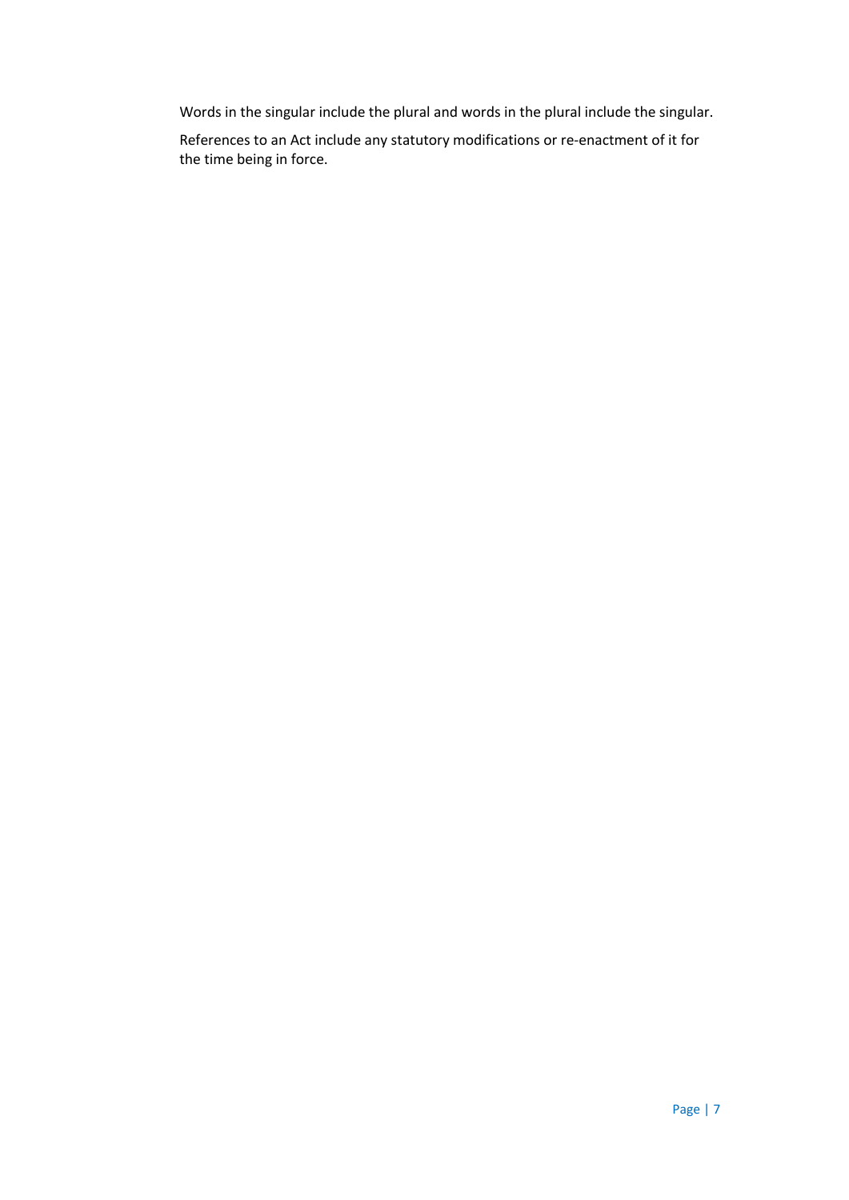Words in the singular include the plural and words in the plural include the singular.

References to an Act include any statutory modifications or re-enactment of it for the time being in force.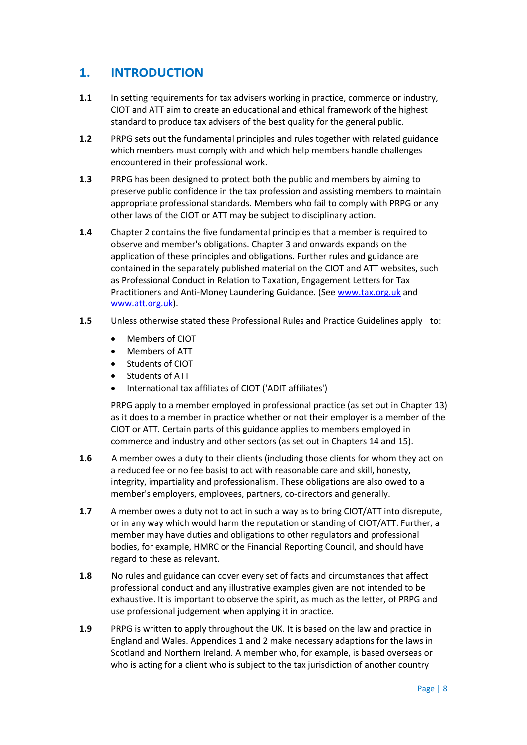# 1. INTRODUCTION

**1.1** In setting requirements for tax advisers working in practice, commerce or industry, CIOT and ATT aim to create an educational and ethical framework of the highest standard to produce tax advisers of the best quality for the general public.

**1.2** PRPG sets out the fundamental principles and rules together with related guidance which members must comply with and which help members handle challenges encountered in their professional work.

**1.3** PRPG has been designed to protect both the public and members by aiming to preserve public confidence in the tax profession and assisting members to maintain appropriate professional standards. Members who fail to comply with PRPG or any other laws of the CIOT or ATT may be subject to disciplinary action.

**1.4** Chapter 2 contains the five fundamental principles that a member is required to observe and member's obligations. Chapter 3 and onwards expands on the application of these principles and obligations. Further rules and guidance are contained in the separately published material on the CIOT and ATT websites, such as Professional Conduct in Relation to Taxation, Engagement Letters for Tax Practitioners and Anti-Money Laundering Guidance. (See [www.tax.org.uk](http://www.tax.org.uk) and [www.att.org.uk](http://www.att.org.uk)).

**1.5** Unless otherwise stated these Professional Rules and Practice Guidelines apply to:

- Members of CIOT
- Members of ATT
- Students of CIOT
- Students of ATT
- International tax affiliates of CIOT ('ADIT affiliates')

PRPG apply to a member employed in professional practice (as set out in Chapter 13) as it does to a member in practice whether or not their employer is a member of the CIOT or ATT. Certain parts of this guidance applies to members employed in commerce and industry and other sectors (as set out in Chapters 14 and 15).

**1.6** A member owes a duty to their clients (including those clients for whom they act on a reduced fee or no fee basis) to act with reasonable care and skill, honesty, integrity, impartiality and professionalism. These obligations are also owed to a member's employers, employees, partners, co-directors and generally.

**1.7** A member owes a duty not to act in such a way as to bring CIOT/ATT into disrepute, or in any way which would harm the reputation or standing of CIOT/ATT. Further, a member may have duties and obligations to other regulators and professional bodies, for example, HMRC or the Financial Reporting Council, and should have regard to these as relevant.

**1.8** No rules and guidance can cover every set of facts and circumstances that affect professional conduct and any illustrative examples given are not intended to be exhaustive. It is important to observe the spirit, as much as the letter, of PRPG and use professional judgement when applying it in practice.

**1.9** PRPG is written to apply throughout the UK. It is based on the law and practice in England and Wales. Appendices 1 and 2 make necessary adaptions for the laws in Scotland and Northern Ireland. A member who, for example, is based overseas or who is acting for a client who is subject to the tax jurisdiction of another country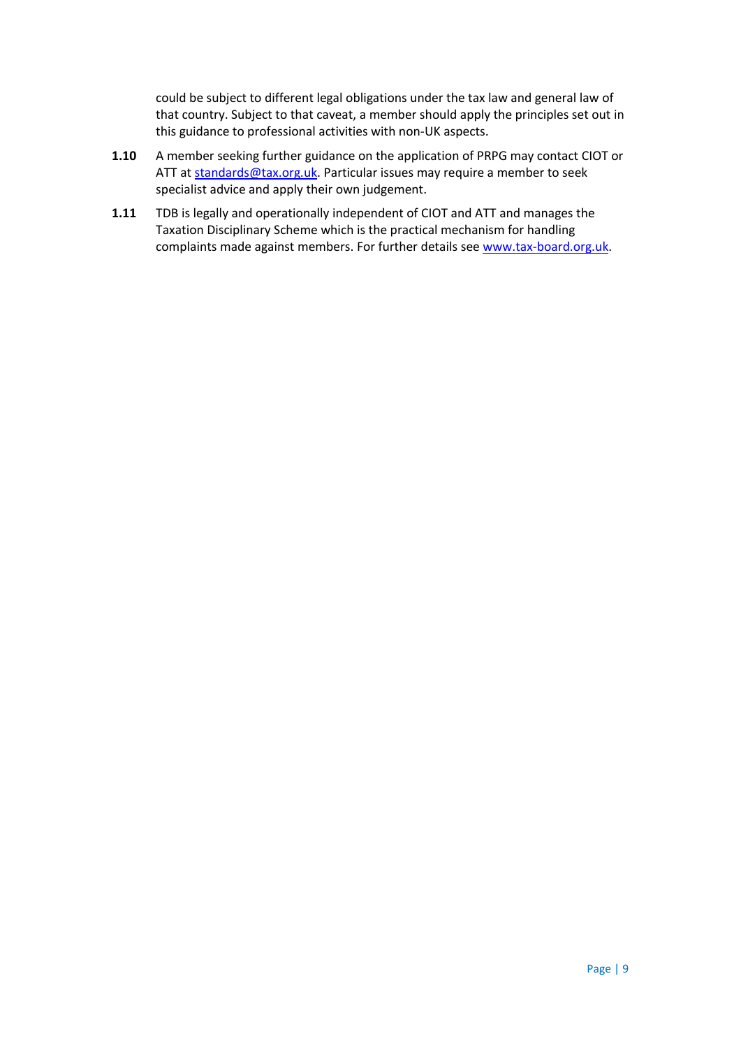could be subject to different legal obligations under the tax law and general law of that country. Subject to that caveat, a member should apply the principles set out in this guidance to professional activities with non-UK aspects.

**1.10** A member seeking further guidance on the application of PRPG may contact CIOT or ATT at [standards@tax.org.uk](mailto:standards@tax.org.uk). Particular issues may require a member to seek specialist advice and apply their own judgement.

**1.11** TDB is legally and operationally independent of CIOT and ATT and manages the Taxation Disciplinary Scheme which is the practical mechanism for handling complaints made against members. For further details see [www.tax-board.org.uk](http://www.tax-board.org.uk).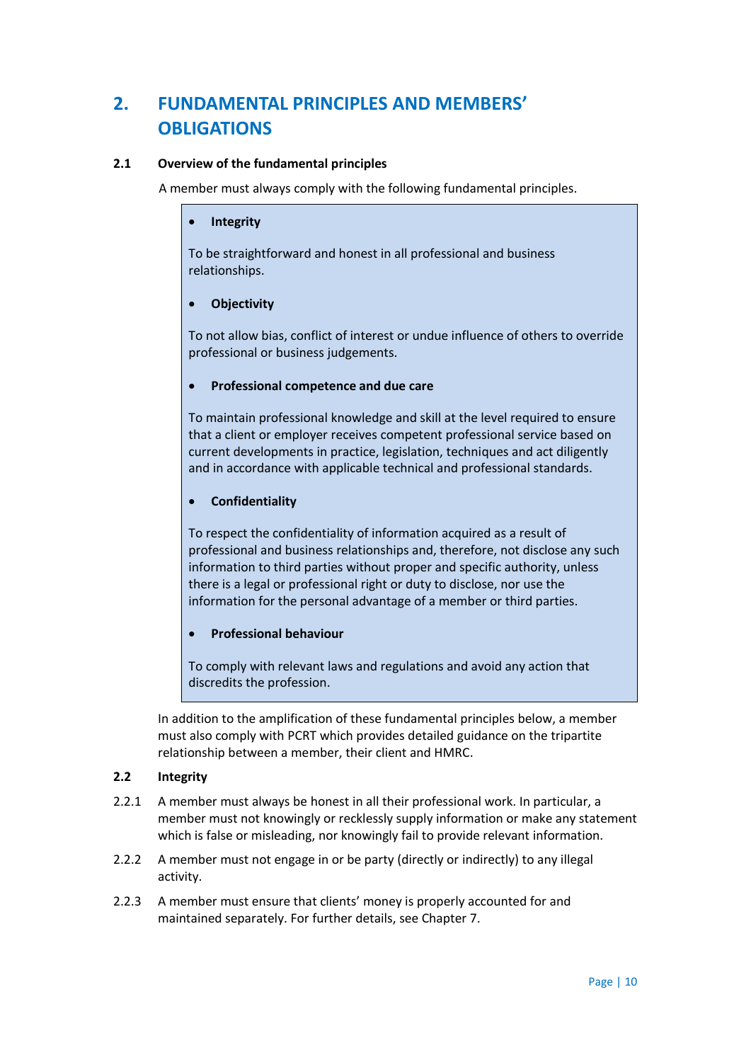# 2. FUNDAMENTAL PRINCIPLES AND MEMBERS' OBLIGATIONS

## 2.1 Overview of the fundamental principles

A member must always comply with the following fundamental principles.

- **Integrity**

To be straightforward and honest in all professional and business relationships.

- **Objectivity**

To not allow bias, conflict of interest or undue influence of others to override professional or business judgements.

- **Professional competence and due care**

To maintain professional knowledge and skill at the level required to ensure that a client or employer receives competent professional service based on current developments in practice, legislation, techniques and act diligently and in accordance with applicable technical and professional standards.

- **Confidentiality**

To respect the confidentiality of information acquired as a result of professional and business relationships and, therefore, not disclose any such information to third parties without proper and specific authority, unless there is a legal or professional right or duty to disclose, nor use the information for the personal advantage of a member or third parties.

- **Professional behaviour**

To comply with relevant laws and regulations and avoid any action that discredits the profession.

In addition to the amplification of these fundamental principles below, a member must also comply with PCRT which provides detailed guidance on the tripartite relationship between a member, their client and HMRC.

## 2.2 Integrity

2.2.1 A member must always be honest in all their professional work. In particular, a member must not knowingly or recklessly supply information or make any statement which is false or misleading, nor knowingly fail to provide relevant information.

2.2.2 A member must not engage in or be party (directly or indirectly) to any illegal activity.

2.2.3 A member must ensure that clients' money is properly accounted for and maintained separately. For further details, see Chapter 7.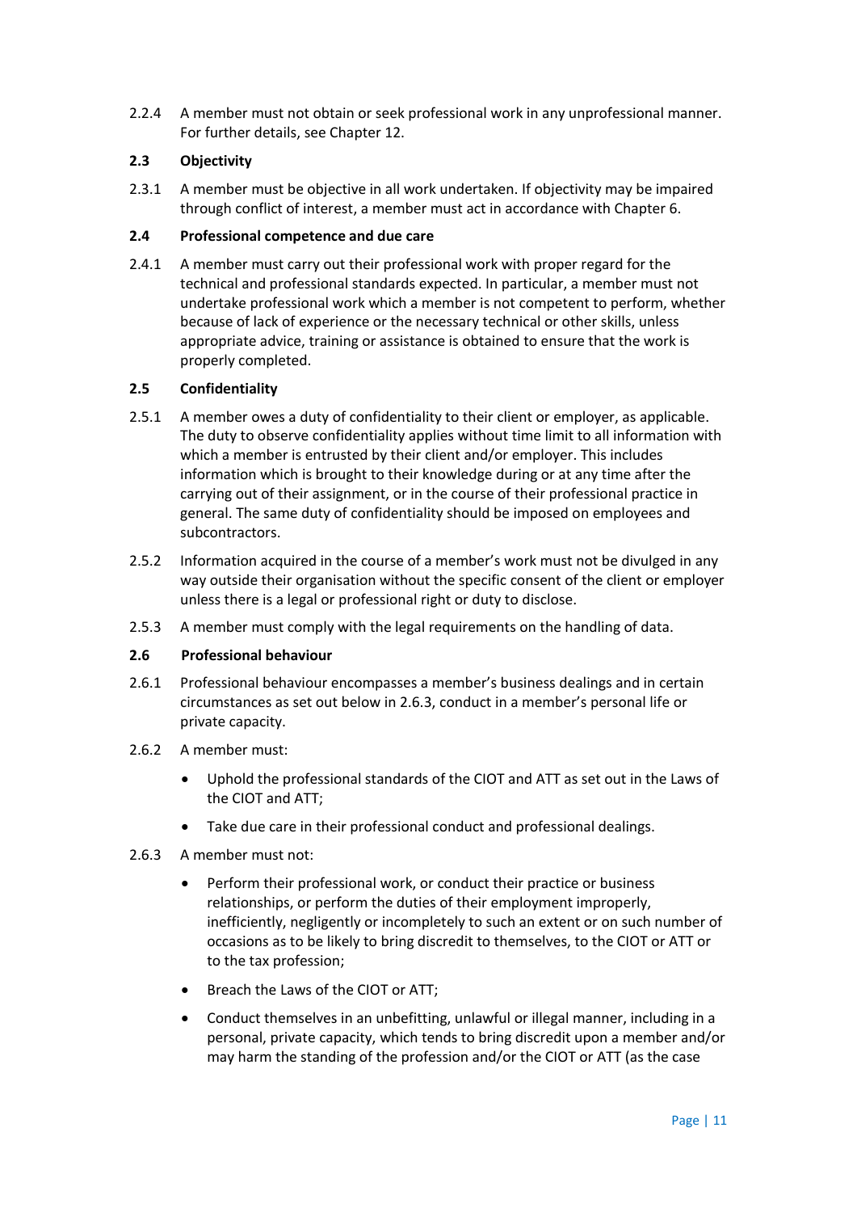2.2.4 A member must not obtain or seek professional work in any unprofessional manner. For further details, see Chapter 12.

### 2.3 Objectivity

2.3.1 A member must be objective in all work undertaken. If objectivity may be impaired through conflict of interest, a member must act in accordance with Chapter 6.

### 2.4 Professional competence and due care

2.4.1 A member must carry out their professional work with proper regard for the technical and professional standards expected. In particular, a member must not undertake professional work which a member is not competent to perform, whether because of lack of experience or the necessary technical or other skills, unless appropriate advice, training or assistance is obtained to ensure that the work is properly completed.

### 2.5 Confidentiality

2.5.1 A member owes a duty of confidentiality to their client or employer, as applicable. The duty to observe confidentiality applies without time limit to all information with which a member is entrusted by their client and/or employer. This includes information which is brought to their knowledge during or at any time after the carrying out of their assignment, or in the course of their professional practice in general. The same duty of confidentiality should be imposed on employees and subcontractors.

2.5.2 Information acquired in the course of a member's work must not be divulged in any way outside their organisation without the specific consent of the client or employer unless there is a legal or professional right or duty to disclose.

2.5.3 A member must comply with the legal requirements on the handling of data.

### 2.6 Professional behaviour

2.6.1 Professional behaviour encompasses a member's business dealings and in certain circumstances as set out below in 2.6.3, conduct in a member's personal life or private capacity.

2.6.2 A member must:

- Uphold the professional standards of the CIOT and ATT as set out in the Laws of the CIOT and ATT;
- Take due care in their professional conduct and professional dealings.

2.6.3 A member must not:

- Perform their professional work, or conduct their practice or business relationships, or perform the duties of their employment improperly, inefficiently, negligently or incompletely to such an extent or on such number of occasions as to be likely to bring discredit to themselves, to the CIOT or ATT or to the tax profession;
- Breach the Laws of the CIOT or ATT;
- Conduct themselves in an unbefitting, unlawful or illegal manner, including in a personal, private capacity, which tends to bring discredit upon a member and/or may harm the standing of the profession and/or the CIOT or ATT (as the case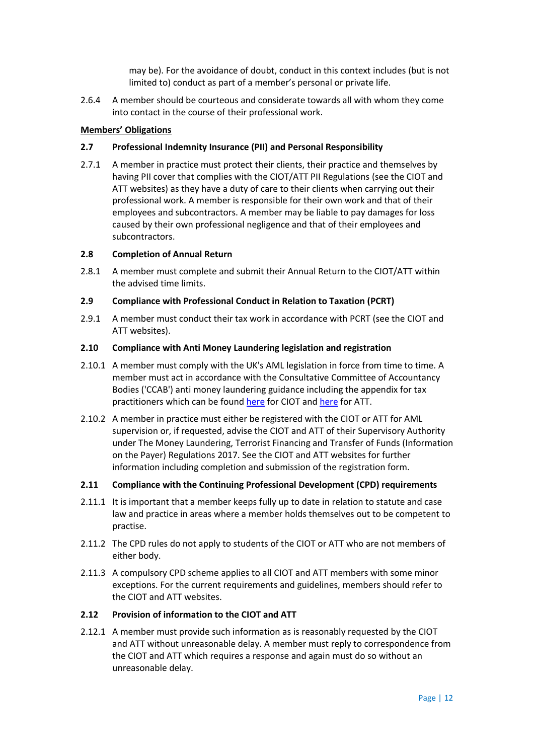may be). For the avoidance of doubt, conduct in this context includes (but is not limited to) conduct as part of a member's personal or private life.

2.6.4 A member should be courteous and considerate towards all with whom they come into contact in the course of their professional work.

**Members' Obligations**

**2.7 Professional Indemnity Insurance (PII) and Personal Responsibility**

2.7.1 A member in practice must protect their clients, their practice and themselves by having PII cover that complies with the CIOT/ATT PII Regulations (see the CIOT and ATT websites) as they have a duty of care to their clients when carrying out their professional work. A member is responsible for their own work and that of their employees and subcontractors. A member may be liable to pay damages for loss caused by their own professional negligence and that of their employees and subcontractors.

**2.8 Completion of Annual Return**

2.8.1 A member must complete and submit their Annual Return to the CIOT/ATT within the advised time limits.

**2.9 Compliance with Professional Conduct in Relation to Taxation (PCRT)**

2.9.1 A member must conduct their tax work in accordance with PCRT (see the CIOT and ATT websites).

**2.10 Compliance with Anti Money Laundering legislation and registration**

2.10.1 A member must comply with the UK's AML legislation in force from time to time. A member must act in accordance with the Consultative Committee of Accountancy Bodies ('CCAB') anti money laundering guidance including the appendix for tax practitioners which can be found here for CIOT and here for ATT.

2.10.2 A member in practice must either be registered with the CIOT or ATT for AML supervision or, if requested, advise the CIOT and ATT of their Supervisory Authority under The Money Laundering, Terrorist Financing and Transfer of Funds (Information on the Payer) Regulations 2017. See the CIOT and ATT websites for further information including completion and submission of the registration form.

**2.11 Compliance with the Continuing Professional Development (CPD) requirements**

2.11.1 It is important that a member keeps fully up to date in relation to statute and case law and practice in areas where a member holds themselves out to be competent to practise.

2.11.2 The CPD rules do not apply to students of the CIOT or ATT who are not members of either body.

2.11.3 A compulsory CPD scheme applies to all CIOT and ATT members with some minor exceptions. For the current requirements and guidelines, members should refer to the CIOT and ATT websites.

**2.12 Provision of information to the CIOT and ATT**

2.12.1 A member must provide such information as is reasonably requested by the CIOT and ATT without unreasonable delay. A member must reply to correspondence from the CIOT and ATT which requires a response and again must do so without an unreasonable delay.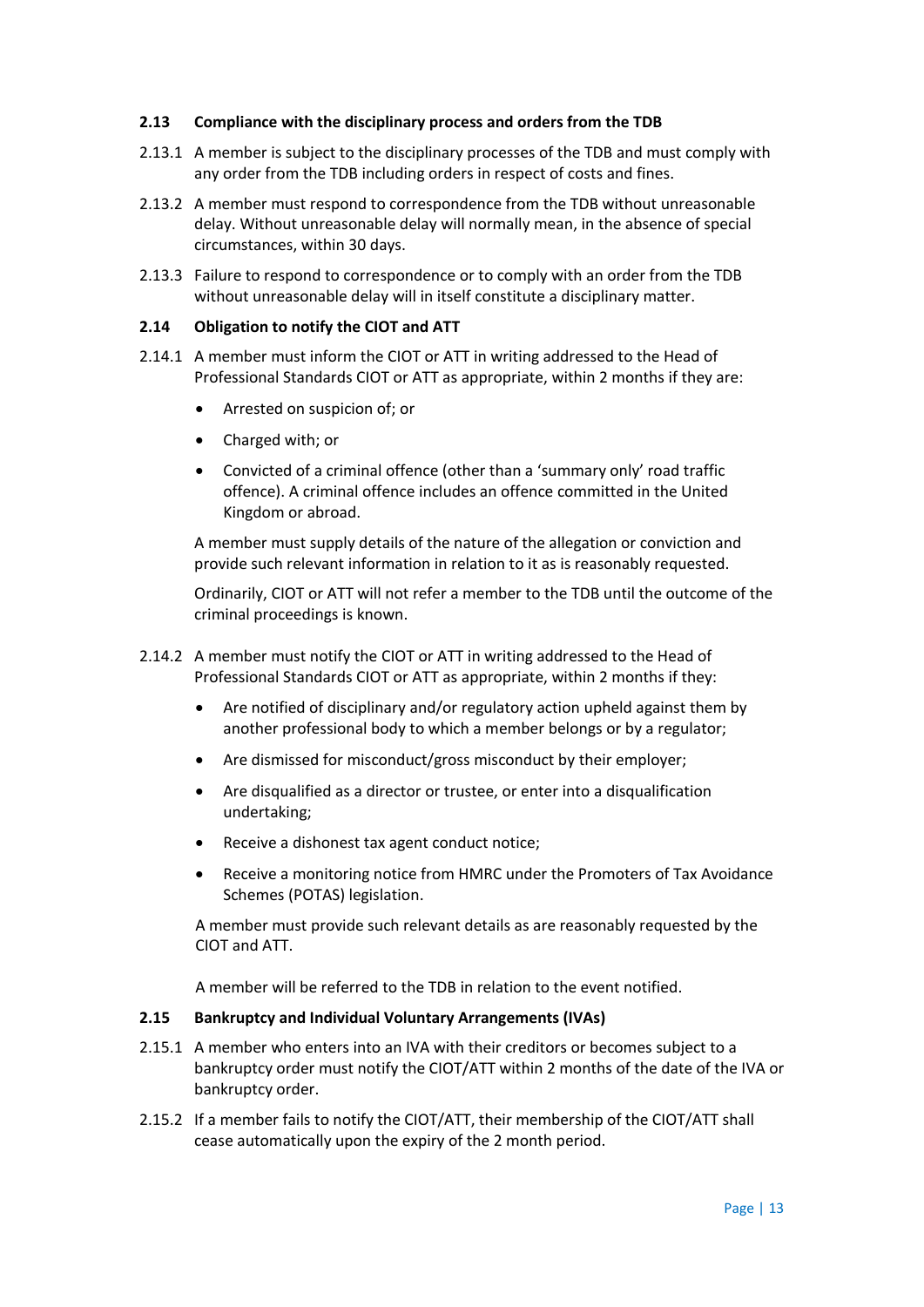### 2.13 Compliance with the disciplinary process and orders from the TDB

2.13.1 A member is subject to the disciplinary processes of the TDB and must comply with any order from the TDB including orders in respect of costs and fines.

2.13.2 A member must respond to correspondence from the TDB without unreasonable delay. Without unreasonable delay will normally mean, in the absence of special circumstances, within 30 days.

2.13.3 Failure to respond to correspondence or to comply with an order from the TDB without unreasonable delay will in itself constitute a disciplinary matter.

### 2.14 Obligation to notify the CIOT and ATT

2.14.1 A member must inform the CIOT or ATT in writing addressed to the Head of Professional Standards CIOT or ATT as appropriate, within 2 months if they are:

- Arrested on suspicion of; or
- Charged with; or
- Convicted of a criminal offence (other than a 'summary only' road traffic offence). A criminal offence includes an offence committed in the United Kingdom or abroad.

A member must supply details of the nature of the allegation or conviction and provide such relevant information in relation to it as is reasonably requested.

Ordinarily, CIOT or ATT will not refer a member to the TDB until the outcome of the criminal proceedings is known.

2.14.2 A member must notify the CIOT or ATT in writing addressed to the Head of Professional Standards CIOT or ATT as appropriate, within 2 months if they:

- Are notified of disciplinary and/or regulatory action upheld against them by another professional body to which a member belongs or by a regulator;
- Are dismissed for misconduct/gross misconduct by their employer;
- Are disqualified as a director or trustee, or enter into a disqualification undertaking;
- Receive a dishonest tax agent conduct notice;
- Receive a monitoring notice from HMRC under the Promoters of Tax Avoidance Schemes (POTAS) legislation.

A member must provide such relevant details as are reasonably requested by the CIOT and ATT.

A member will be referred to the TDB in relation to the event notified.

### 2.15 Bankruptcy and Individual Voluntary Arrangements (IVAs)

2.15.1 A member who enters into an IVA with their creditors or becomes subject to a bankruptcy order must notify the CIOT/ATT within 2 months of the date of the IVA or bankruptcy order.

2.15.2 If a member fails to notify the CIOT/ATT, their membership of the CIOT/ATT shall cease automatically upon the expiry of the 2 month period.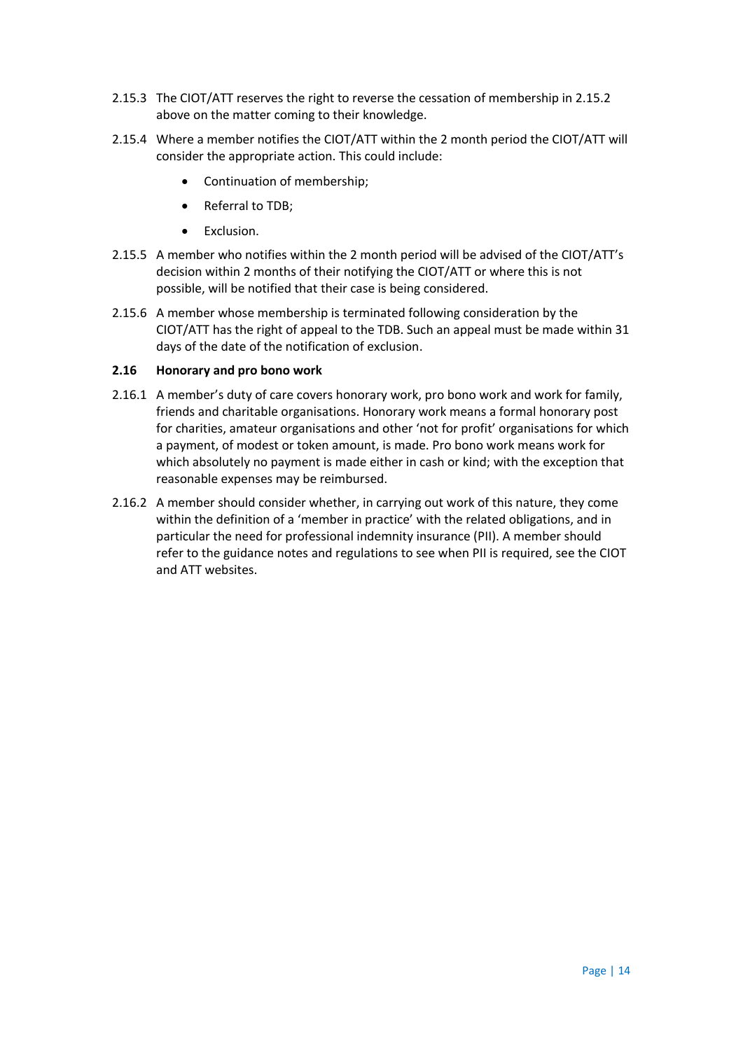2.15.3 The CIOT/ATT reserves the right to reverse the cessation of membership in 2.15.2 above on the matter coming to their knowledge.

2.15.4 Where a member notifies the CIOT/ATT within the 2 month period the CIOT/ATT will consider the appropriate action. This could include:

- Continuation of membership;
- Referral to TDB;
- Exclusion.

2.15.5 A member who notifies within the 2 month period will be advised of the CIOT/ATT's decision within 2 months of their notifying the CIOT/ATT or where this is not possible, will be notified that their case is being considered.

2.15.6 A member whose membership is terminated following consideration by the CIOT/ATT has the right of appeal to the TDB. Such an appeal must be made within 31 days of the date of the notification of exclusion.

### 2.16 Honorary and pro bono work

2.16.1 A member's duty of care covers honorary work, pro bono work and work for family, friends and charitable organisations. Honorary work means a formal honorary post for charities, amateur organisations and other 'not for profit' organisations for which a payment, of modest or token amount, is made. Pro bono work means work for which absolutely no payment is made either in cash or kind; with the exception that reasonable expenses may be reimbursed.

2.16.2 A member should consider whether, in carrying out work of this nature, they come within the definition of a 'member in practice' with the related obligations, and in particular the need for professional indemnity insurance (PII). A member should refer to the guidance notes and regulations to see when PII is required, see the CIOT and ATT websites.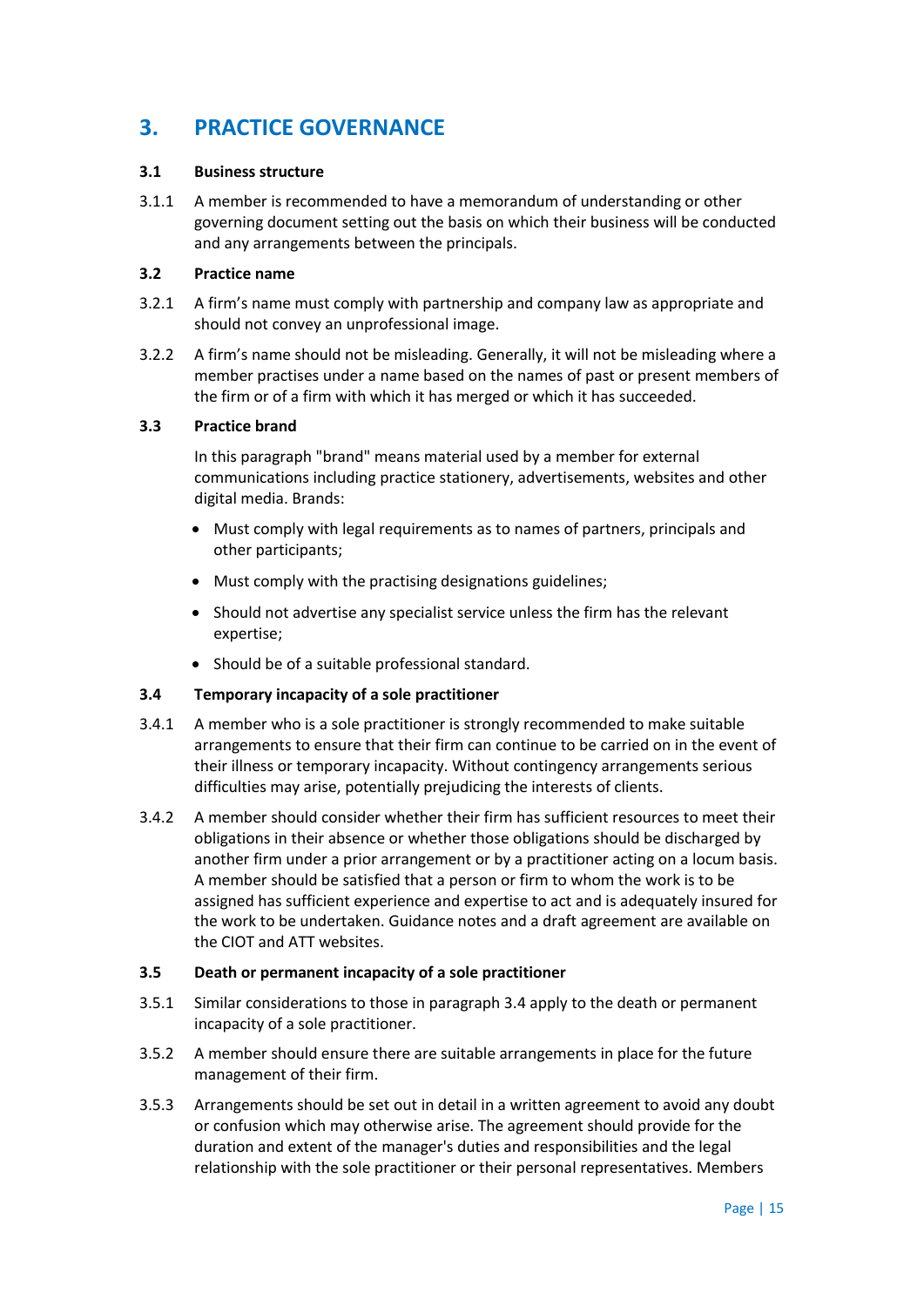## 3. PRACTICE GOVERNANCE

### 3.1 Business structure

3.1.1 A member is recommended to have a memorandum of understanding or other governing document setting out the basis on which their business will be conducted and any arrangements between the principals.

### 3.2 Practice name

3.2.1 A firm's name must comply with partnership and company law as appropriate and should not convey an unprofessional image.

3.2.2 A firm's name should not be misleading. Generally, it will not be misleading where a member practises under a name based on the names of past or present members of the firm or of a firm with which it has merged or which it has succeeded.

### 3.3 Practice brand

In this paragraph "brand" means material used by a member for external communications including practice stationery, advertisements, websites and other digital media. Brands:

- Must comply with legal requirements as to names of partners, principals and other participants;
- Must comply with the practising designations guidelines;
- Should not advertise any specialist service unless the firm has the relevant expertise;
- Should be of a suitable professional standard.

### 3.4 Temporary incapacity of a sole practitioner

3.4.1 A member who is a sole practitioner is strongly recommended to make suitable arrangements to ensure that their firm can continue to be carried on in the event of their illness or temporary incapacity. Without contingency arrangements serious difficulties may arise, potentially prejudicing the interests of clients.

3.4.2 A member should consider whether their firm has sufficient resources to meet their obligations in their absence or whether those obligations should be discharged by another firm under a prior arrangement or by a practitioner acting on a locum basis. A member should be satisfied that a person or firm to whom the work is to be assigned has sufficient experience and expertise to act and is adequately insured for the work to be undertaken. Guidance notes and a draft agreement are available on the CIOT and ATT websites.

### 3.5 Death or permanent incapacity of a sole practitioner

3.5.1 Similar considerations to those in paragraph 3.4 apply to the death or permanent incapacity of a sole practitioner.

3.5.2 A member should ensure there are suitable arrangements in place for the future management of their firm.

3.5.3 Arrangements should be set out in detail in a written agreement to avoid any doubt or confusion which may otherwise arise. The agreement should provide for the duration and extent of the manager's duties and responsibilities and the legal relationship with the sole practitioner or their personal representatives. Members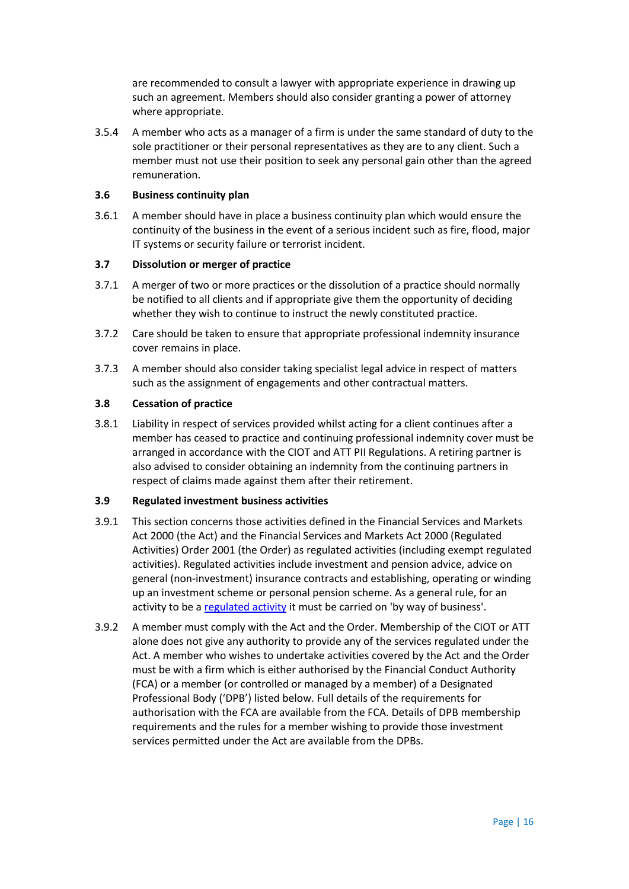are recommended to consult a lawyer with appropriate experience in drawing up such an agreement. Members should also consider granting a power of attorney where appropriate.

3.5.4 A member who acts as a manager of a firm is under the same standard of duty to the sole practitioner or their personal representatives as they are to any client. Such a member must not use their position to seek any personal gain other than the agreed remuneration.

### 3.6 Business continuity plan

3.6.1 A member should have in place a business continuity plan which would ensure the continuity of the business in the event of a serious incident such as fire, flood, major IT systems or security failure or terrorist incident.

### 3.7 Dissolution or merger of practice

3.7.1 A merger of two or more practices or the dissolution of a practice should normally be notified to all clients and if appropriate give them the opportunity of deciding whether they wish to continue to instruct the newly constituted practice.

3.7.2 Care should be taken to ensure that appropriate professional indemnity insurance cover remains in place.

3.7.3 A member should also consider taking specialist legal advice in respect of matters such as the assignment of engagements and other contractual matters.

### 3.8 Cessation of practice

3.8.1 Liability in respect of services provided whilst acting for a client continues after a member has ceased to practice and continuing professional indemnity cover must be arranged in accordance with the CIOT and ATT PII Regulations. A retiring partner is also advised to consider obtaining an indemnity from the continuing partners in respect of claims made against them after their retirement.

### 3.9 Regulated investment business activities

3.9.1 This section concerns those activities defined in the Financial Services and Markets Act 2000 (the Act) and the Financial Services and Markets Act 2000 (Regulated Activities) Order 2001 (the Order) as regulated activities (including exempt regulated activities). Regulated activities include investment and pension advice, advice on general (non-investment) insurance contracts and establishing, operating or winding up an investment scheme or personal pension scheme. As a general rule, for an activity to be a regulated activity it must be carried on 'by way of business'.

3.9.2 A member must comply with the Act and the Order. Membership of the CIOT or ATT alone does not give any authority to provide any of the services regulated under the Act. A member who wishes to undertake activities covered by the Act and the Order must be with a firm which is either authorised by the Financial Conduct Authority (FCA) or a member (or controlled or managed by a member) of a Designated Professional Body ('DPB') listed below. Full details of the requirements for authorisation with the FCA are available from the FCA. Details of DPB membership requirements and the rules for a member wishing to provide those investment services permitted under the Act are available from the DPBs.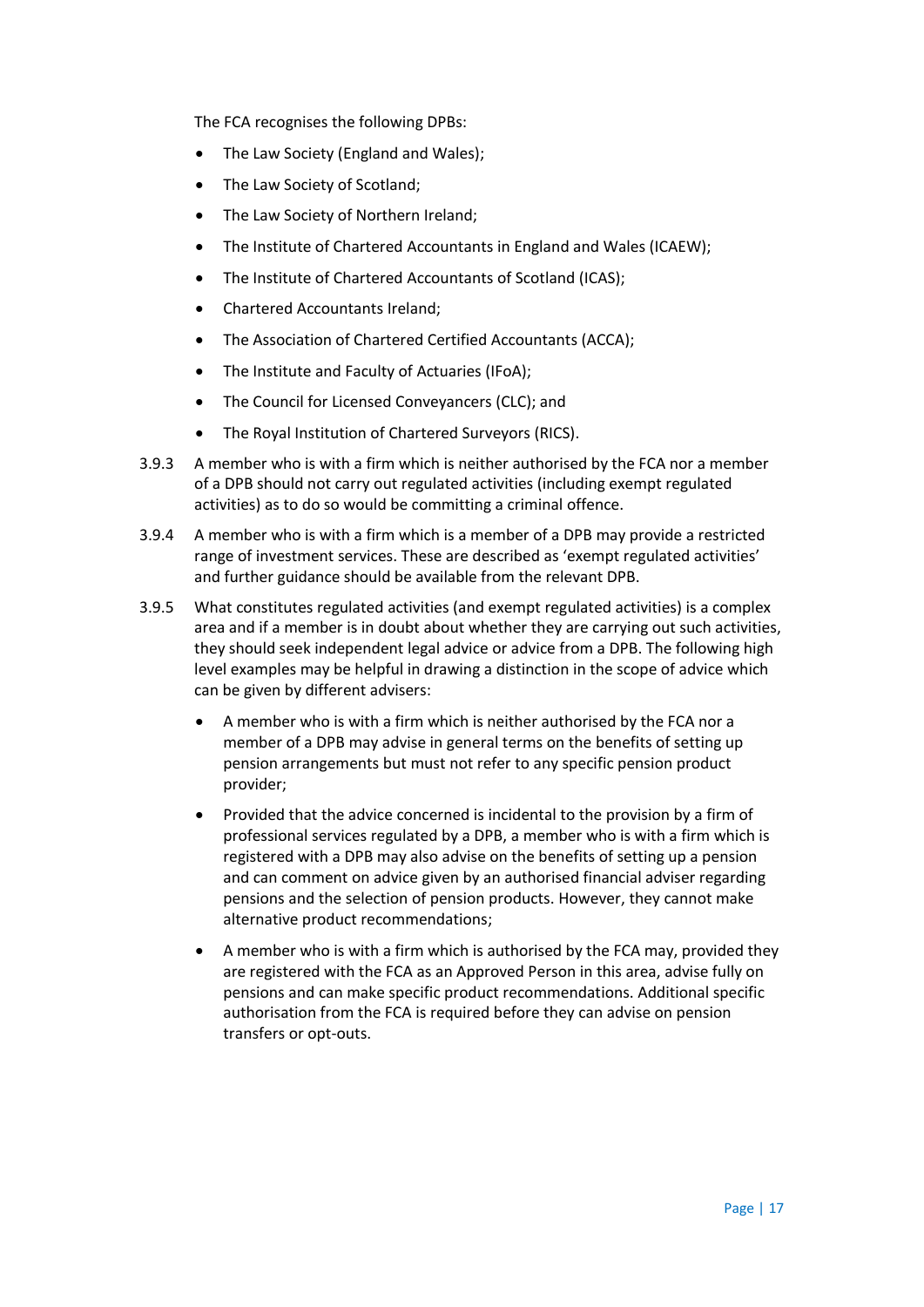The FCA recognises the following DPBs:

- The Law Society (England and Wales);
- The Law Society of Scotland;
- The Law Society of Northern Ireland;
- The Institute of Chartered Accountants in England and Wales (ICAEW);
- The Institute of Chartered Accountants of Scotland (ICAS);
- Chartered Accountants Ireland;
- The Association of Chartered Certified Accountants (ACCA);
- The Institute and Faculty of Actuaries (IFoA);
- The Council for Licensed Conveyancers (CLC); and
- The Royal Institution of Chartered Surveyors (RICS).

3.9.3 A member who is with a firm which is neither authorised by the FCA nor a member of a DPB should not carry out regulated activities (including exempt regulated activities) as to do so would be committing a criminal offence.

3.9.4 A member who is with a firm which is a member of a DPB may provide a restricted range of investment services. These are described as 'exempt regulated activities' and further guidance should be available from the relevant DPB.

3.9.5 What constitutes regulated activities (and exempt regulated activities) is a complex area and if a member is in doubt about whether they are carrying out such activities, they should seek independent legal advice or advice from a DPB. The following high level examples may be helpful in drawing a distinction in the scope of advice which can be given by different advisers:

- A member who is with a firm which is neither authorised by the FCA nor a member of a DPB may advise in general terms on the benefits of setting up pension arrangements but must not refer to any specific pension product provider;
- Provided that the advice concerned is incidental to the provision by a firm of professional services regulated by a DPB, a member who is with a firm which is registered with a DPB may also advise on the benefits of setting up a pension and can comment on advice given by an authorised financial adviser regarding pensions and the selection of pension products. However, they cannot make alternative product recommendations;
- A member who is with a firm which is authorised by the FCA may, provided they are registered with the FCA as an Approved Person in this area, advise fully on pensions and can make specific product recommendations. Additional specific authorisation from the FCA is required before they can advise on pension transfers or opt-outs.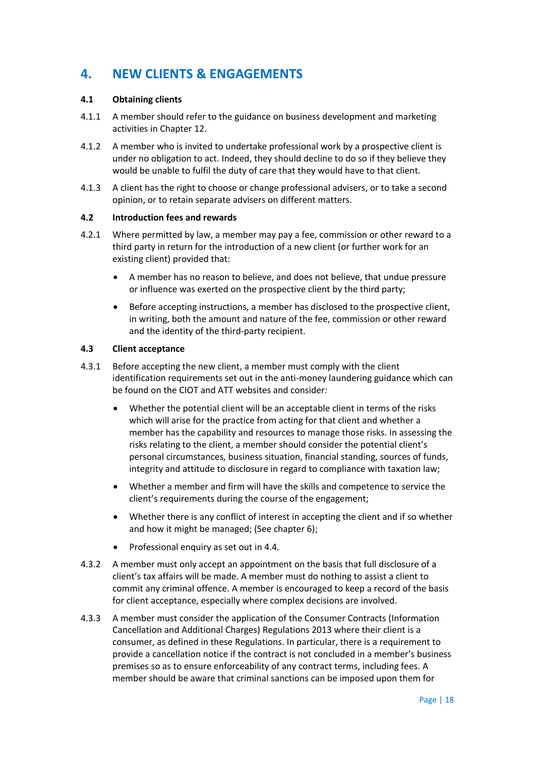# 4. NEW CLIENTS & ENGAGEMENTS

### 4.1 Obtaining clients

4.1.1 A member should refer to the guidance on business development and marketing activities in Chapter 12.

4.1.2 A member who is invited to undertake professional work by a prospective client is under no obligation to act. Indeed, they should decline to do so if they believe they would be unable to fulfil the duty of care that they would have to that client.

4.1.3 A client has the right to choose or change professional advisers, or to take a second opinion, or to retain separate advisers on different matters.

### 4.2 Introduction fees and rewards

4.2.1 Where permitted by law, a member may pay a fee, commission or other reward to a third party in return for the introduction of a new client (or further work for an existing client) provided that:

- A member has no reason to believe, and does not believe, that undue pressure or influence was exerted on the prospective client by the third party;
- Before accepting instructions, a member has disclosed to the prospective client, in writing, both the amount and nature of the fee, commission or other reward and the identity of the third-party recipient.

### 4.3 Client acceptance

4.3.1 Before accepting the new client, a member must comply with the client identification requirements set out in the anti-money laundering guidance which can be found on the CIOT and ATT websites and consider*:*

- Whether the potential client will be an acceptable client in terms of the risks which will arise for the practice from acting for that client and whether a member has the capability and resources to manage those risks. In assessing the risks relating to the client, a member should consider the potential client's personal circumstances, business situation, financial standing, sources of funds, integrity and attitude to disclosure in regard to compliance with taxation law;
- Whether a member and firm will have the skills and competence to service the client's requirements during the course of the engagement;
- Whether there is any conflict of interest in accepting the client and if so whether and how it might be managed; (See chapter 6);
- Professional enquiry as set out in 4.4.

4.3.2 A member must only accept an appointment on the basis that full disclosure of a client's tax affairs will be made. A member must do nothing to assist a client to commit any criminal offence. A member is encouraged to keep a record of the basis for client acceptance, especially where complex decisions are involved.

4.3.3 A member must consider the application of the Consumer Contracts (Information Cancellation and Additional Charges) Regulations 2013 where their client is a consumer, as defined in these Regulations. In particular, there is a requirement to provide a cancellation notice if the contract is not concluded in a member's business premises so as to ensure enforceability of any contract terms, including fees. A member should be aware that criminal sanctions can be imposed upon them for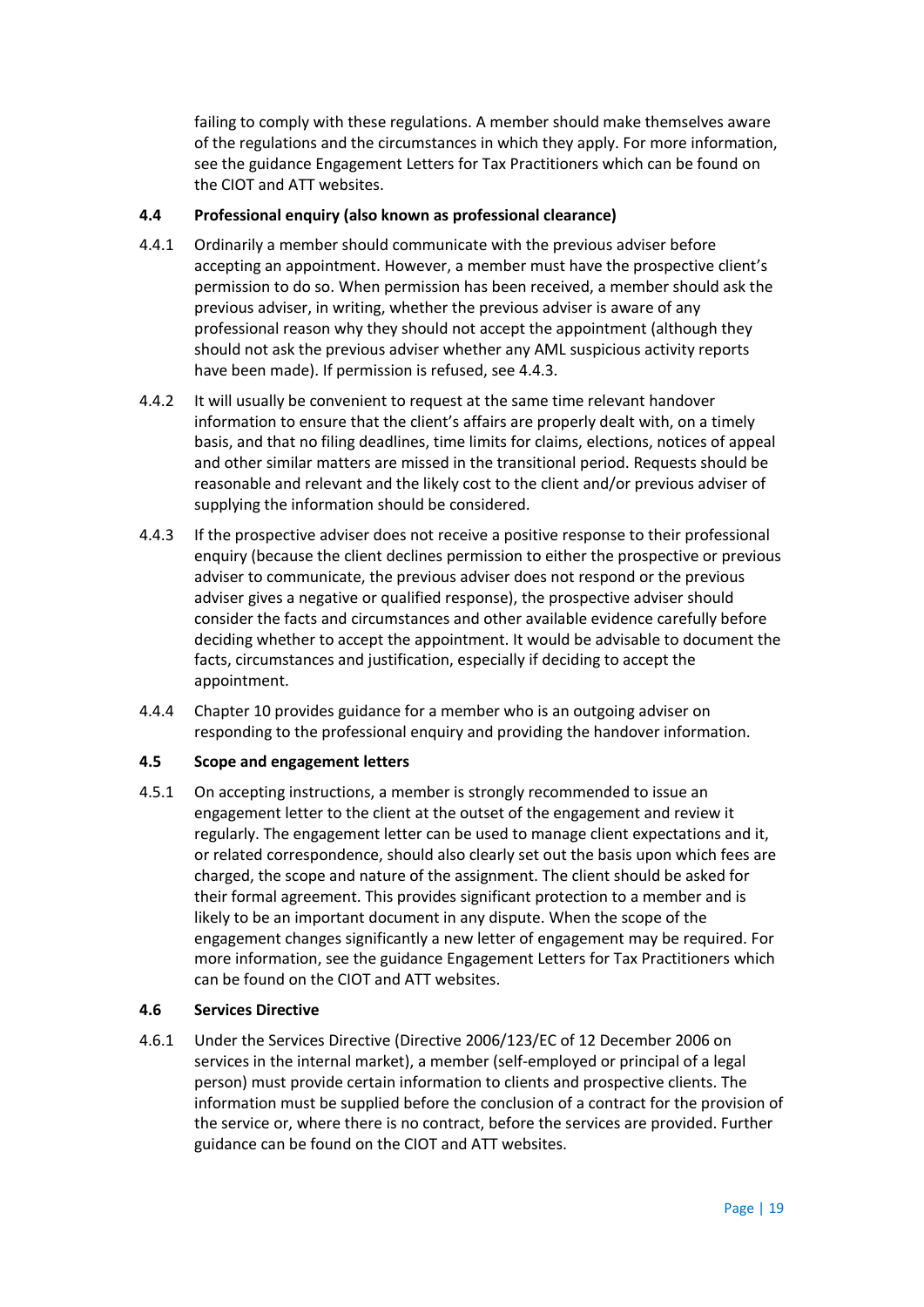failing to comply with these regulations. A member should make themselves aware of the regulations and the circumstances in which they apply. For more information, see the guidance Engagement Letters for Tax Practitioners which can be found on the CIOT and ATT websites.

### 4.4 Professional enquiry (also known as professional clearance)

4.4.1 Ordinarily a member should communicate with the previous adviser before accepting an appointment. However, a member must have the prospective client's permission to do so. When permission has been received, a member should ask the previous adviser, in writing, whether the previous adviser is aware of any professional reason why they should not accept the appointment (although they should not ask the previous adviser whether any AML suspicious activity reports have been made). If permission is refused, see 4.4.3.

4.4.2 It will usually be convenient to request at the same time relevant handover information to ensure that the client's affairs are properly dealt with, on a timely basis, and that no filing deadlines, time limits for claims, elections, notices of appeal and other similar matters are missed in the transitional period. Requests should be reasonable and relevant and the likely cost to the client and/or previous adviser of supplying the information should be considered.

4.4.3 If the prospective adviser does not receive a positive response to their professional enquiry (because the client declines permission to either the prospective or previous adviser to communicate, the previous adviser does not respond or the previous adviser gives a negative or qualified response), the prospective adviser should consider the facts and circumstances and other available evidence carefully before deciding whether to accept the appointment. It would be advisable to document the facts, circumstances and justification, especially if deciding to accept the appointment.

4.4.4 Chapter 10 provides guidance for a member who is an outgoing adviser on responding to the professional enquiry and providing the handover information.

### 4.5 Scope and engagement letters

4.5.1 On accepting instructions, a member is strongly recommended to issue an engagement letter to the client at the outset of the engagement and review it regularly. The engagement letter can be used to manage client expectations and it, or related correspondence, should also clearly set out the basis upon which fees are charged, the scope and nature of the assignment. The client should be asked for their formal agreement. This provides significant protection to a member and is likely to be an important document in any dispute. When the scope of the engagement changes significantly a new letter of engagement may be required. For more information, see the guidance Engagement Letters for Tax Practitioners which can be found on the CIOT and ATT websites.

### 4.6 Services Directive

4.6.1 Under the Services Directive (Directive 2006/123/EC of 12 December 2006 on services in the internal market), a member (self-employed or principal of a legal person) must provide certain information to clients and prospective clients. The information must be supplied before the conclusion of a contract for the provision of the service or, where there is no contract, before the services are provided. Further guidance can be found on the CIOT and ATT websites.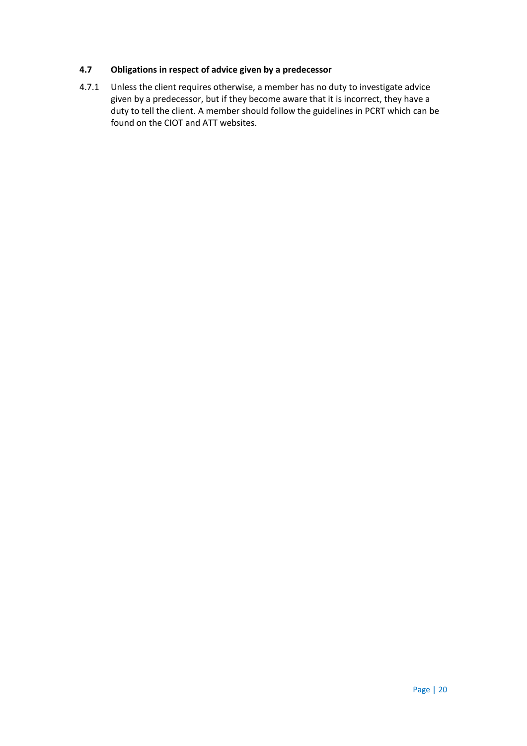### 4.7 Obligations in respect of advice given by a predecessor

4.7.1 Unless the client requires otherwise, a member has no duty to investigate advice given by a predecessor, but if they become aware that it is incorrect, they have a duty to tell the client. A member should follow the guidelines in PCRT which can be found on the CIOT and ATT websites.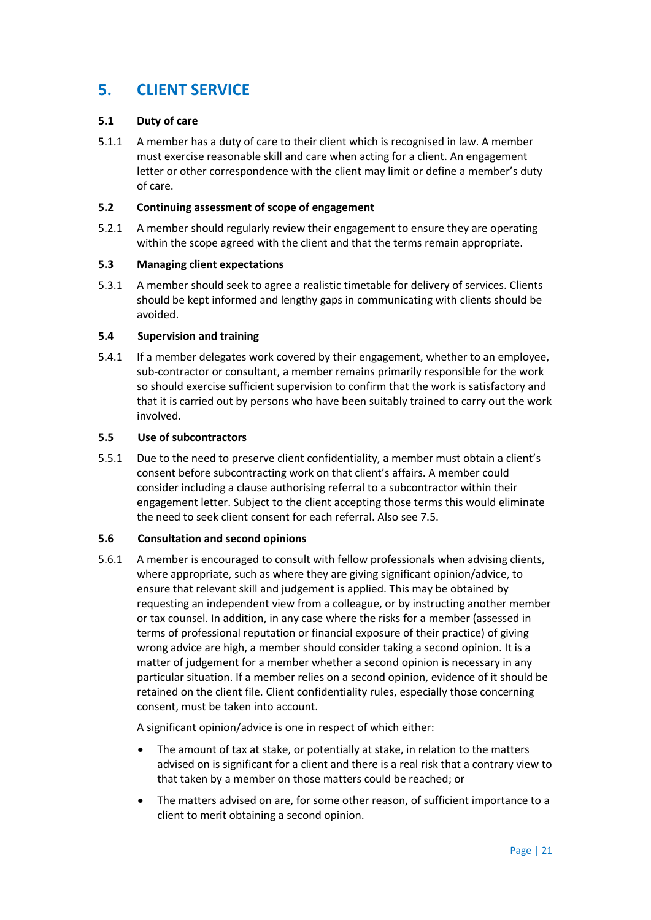## 5. CLIENT SERVICE

### 5.1 Duty of care

5.1.1 A member has a duty of care to their client which is recognised in law. A member must exercise reasonable skill and care when acting for a client. An engagement letter or other correspondence with the client may limit or define a member's duty of care.

### 5.2 Continuing assessment of scope of engagement

5.2.1 A member should regularly review their engagement to ensure they are operating within the scope agreed with the client and that the terms remain appropriate.

### 5.3 Managing client expectations

5.3.1 A member should seek to agree a realistic timetable for delivery of services. Clients should be kept informed and lengthy gaps in communicating with clients should be avoided.

### 5.4 Supervision and training

5.4.1 If a member delegates work covered by their engagement, whether to an employee, sub-contractor or consultant, a member remains primarily responsible for the work so should exercise sufficient supervision to confirm that the work is satisfactory and that it is carried out by persons who have been suitably trained to carry out the work involved.

### 5.5 Use of subcontractors

5.5.1 Due to the need to preserve client confidentiality, a member must obtain a client's consent before subcontracting work on that client's affairs. A member could consider including a clause authorising referral to a subcontractor within their engagement letter. Subject to the client accepting those terms this would eliminate the need to seek client consent for each referral. Also see 7.5.

### 5.6 Consultation and second opinions

5.6.1 A member is encouraged to consult with fellow professionals when advising clients, where appropriate, such as where they are giving significant opinion/advice, to ensure that relevant skill and judgement is applied. This may be obtained by requesting an independent view from a colleague, or by instructing another member or tax counsel. In addition, in any case where the risks for a member (assessed in terms of professional reputation or financial exposure of their practice) of giving wrong advice are high, a member should consider taking a second opinion. It is a matter of judgement for a member whether a second opinion is necessary in any particular situation. If a member relies on a second opinion, evidence of it should be retained on the client file. Client confidentiality rules, especially those concerning consent, must be taken into account.

A significant opinion/advice is one in respect of which either:

- The amount of tax at stake, or potentially at stake, in relation to the matters advised on is significant for a client and there is a real risk that a contrary view to that taken by a member on those matters could be reached; or
- The matters advised on are, for some other reason, of sufficient importance to a client to merit obtaining a second opinion.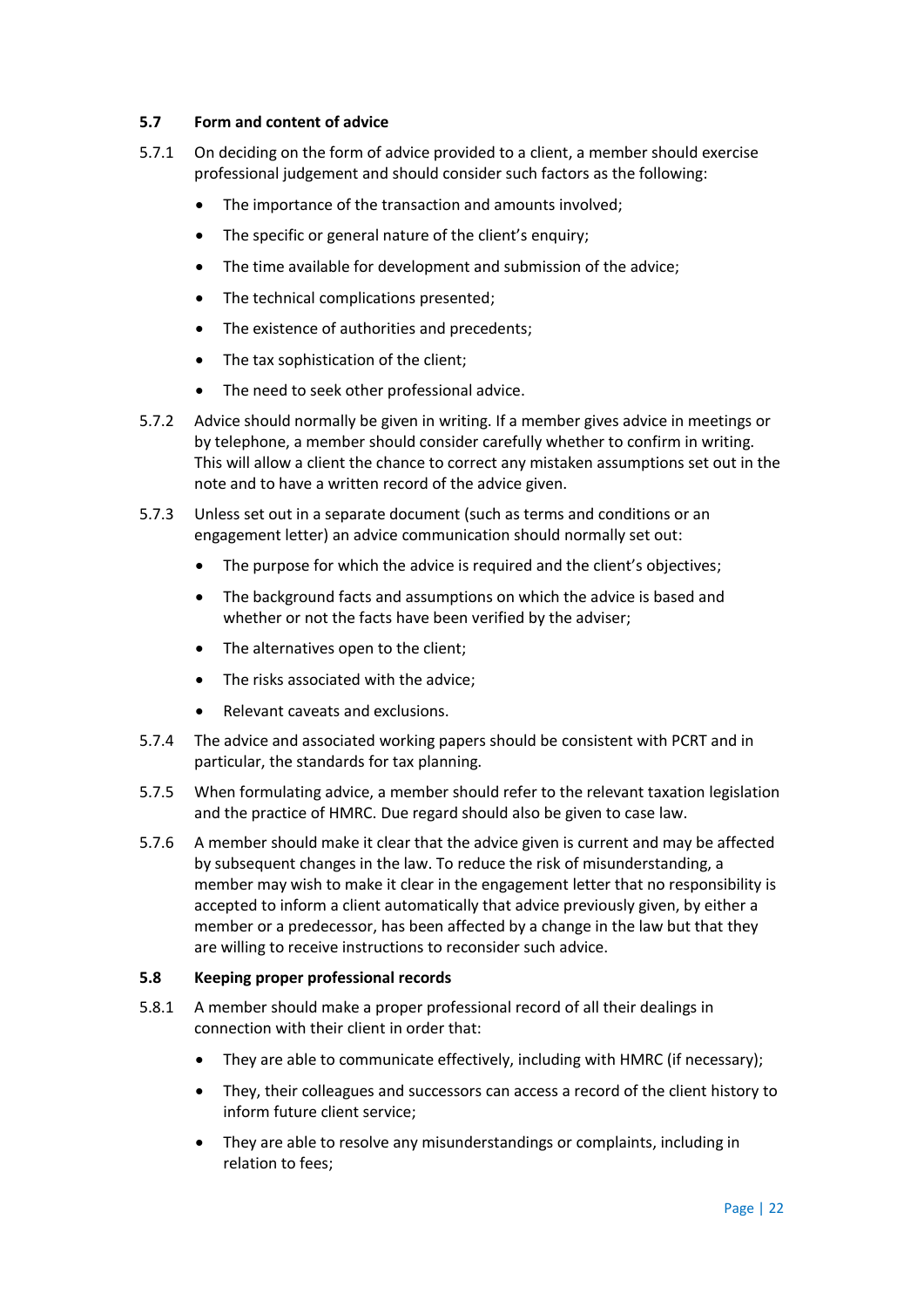### 5.7 Form and content of advice

5.7.1 On deciding on the form of advice provided to a client, a member should exercise professional judgement and should consider such factors as the following:

- The importance of the transaction and amounts involved;
- The specific or general nature of the client's enquiry;
- The time available for development and submission of the advice;
- The technical complications presented;
- The existence of authorities and precedents;
- The tax sophistication of the client;
- The need to seek other professional advice.

5.7.2 Advice should normally be given in writing. If a member gives advice in meetings or by telephone, a member should consider carefully whether to confirm in writing. This will allow a client the chance to correct any mistaken assumptions set out in the note and to have a written record of the advice given.

5.7.3 Unless set out in a separate document (such as terms and conditions or an engagement letter) an advice communication should normally set out:

- The purpose for which the advice is required and the client's objectives;
- The background facts and assumptions on which the advice is based and whether or not the facts have been verified by the adviser;
- The alternatives open to the client;
- The risks associated with the advice;
- Relevant caveats and exclusions.

5.7.4 The advice and associated working papers should be consistent with PCRT and in particular, the standards for tax planning.

5.7.5 When formulating advice, a member should refer to the relevant taxation legislation and the practice of HMRC. Due regard should also be given to case law.

5.7.6 A member should make it clear that the advice given is current and may be affected by subsequent changes in the law. To reduce the risk of misunderstanding, a member may wish to make it clear in the engagement letter that no responsibility is accepted to inform a client automatically that advice previously given, by either a member or a predecessor, has been affected by a change in the law but that they are willing to receive instructions to reconsider such advice.

### 5.8 Keeping proper professional records

5.8.1 A member should make a proper professional record of all their dealings in connection with their client in order that:

- They are able to communicate effectively, including with HMRC (if necessary);
- They, their colleagues and successors can access a record of the client history to inform future client service;
- They are able to resolve any misunderstandings or complaints, including in relation to fees;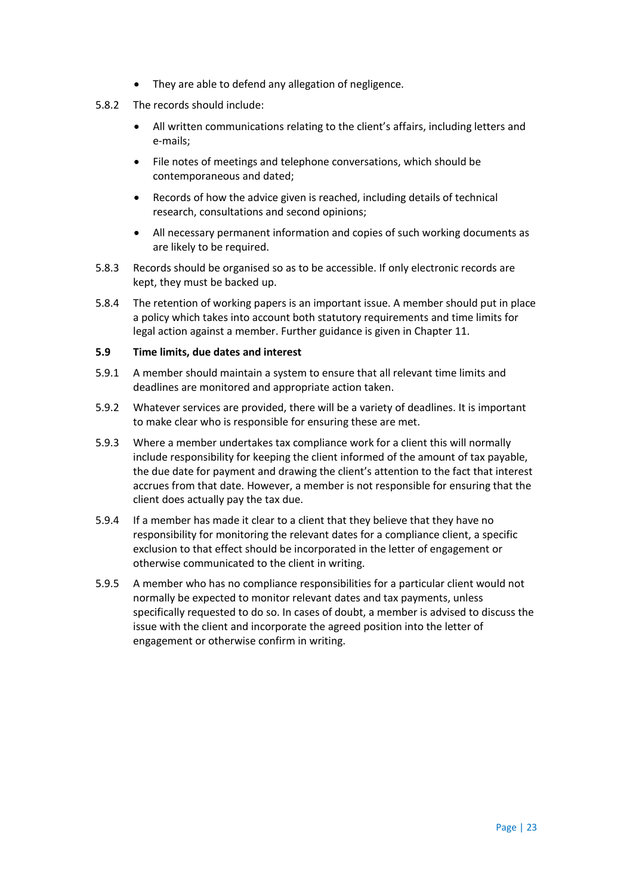- They are able to defend any allegation of negligence.

5.8.2 The records should include:

- All written communications relating to the client's affairs, including letters and e-mails;
- File notes of meetings and telephone conversations, which should be contemporaneous and dated;
- Records of how the advice given is reached, including details of technical research, consultations and second opinions;
- All necessary permanent information and copies of such working documents as are likely to be required.

5.8.3 Records should be organised so as to be accessible. If only electronic records are kept, they must be backed up.

5.8.4 The retention of working papers is an important issue. A member should put in place a policy which takes into account both statutory requirements and time limits for legal action against a member. Further guidance is given in Chapter 11.

**5.9 Time limits, due dates and interest**

5.9.1 A member should maintain a system to ensure that all relevant time limits and deadlines are monitored and appropriate action taken.

5.9.2 Whatever services are provided, there will be a variety of deadlines. It is important to make clear who is responsible for ensuring these are met.

5.9.3 Where a member undertakes tax compliance work for a client this will normally include responsibility for keeping the client informed of the amount of tax payable, the due date for payment and drawing the client's attention to the fact that interest accrues from that date. However, a member is not responsible for ensuring that the client does actually pay the tax due.

5.9.4 If a member has made it clear to a client that they believe that they have no responsibility for monitoring the relevant dates for a compliance client, a specific exclusion to that effect should be incorporated in the letter of engagement or otherwise communicated to the client in writing.

5.9.5 A member who has no compliance responsibilities for a particular client would not normally be expected to monitor relevant dates and tax payments, unless specifically requested to do so. In cases of doubt, a member is advised to discuss the issue with the client and incorporate the agreed position into the letter of engagement or otherwise confirm in writing.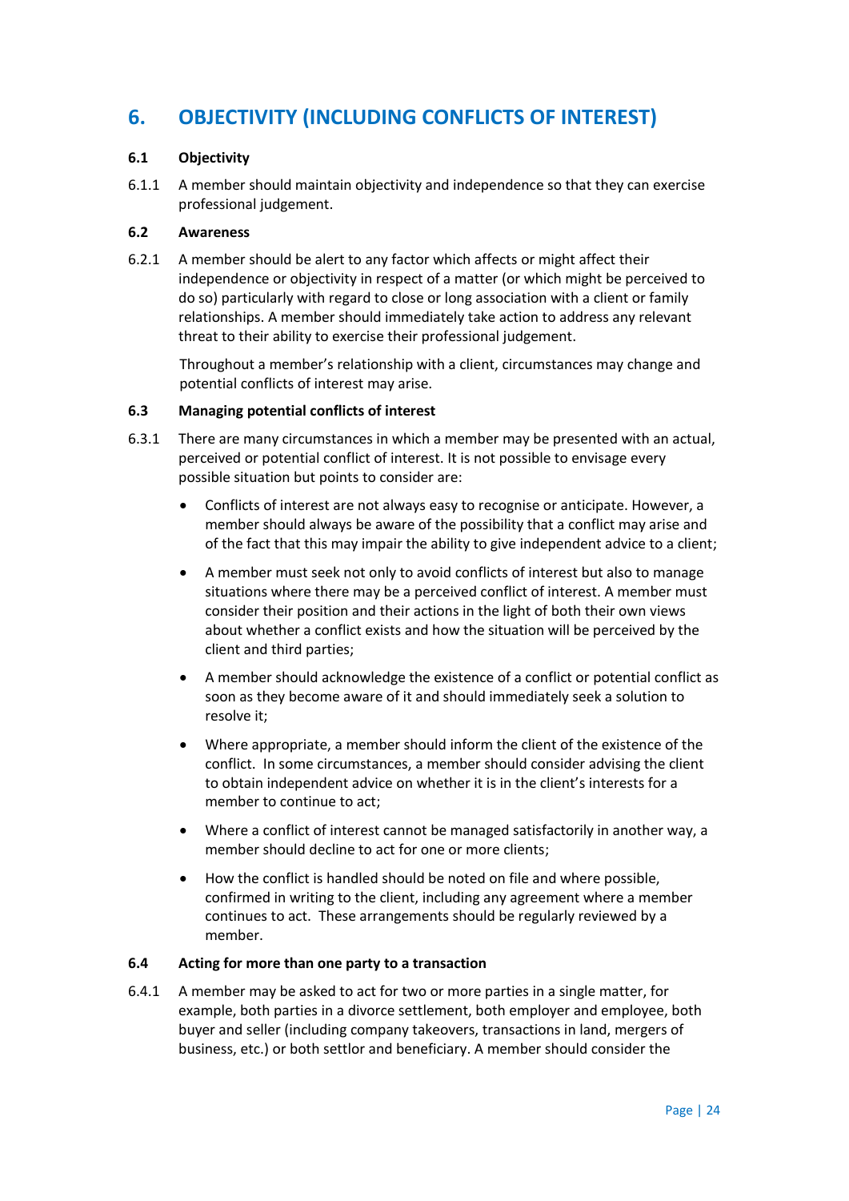# 6. OBJECTIVITY (INCLUDING CONFLICTS OF INTEREST)

### 6.1 Objectivity

6.1.1 A member should maintain objectivity and independence so that they can exercise professional judgement.

### 6.2 Awareness

6.2.1 A member should be alert to any factor which affects or might affect their independence or objectivity in respect of a matter (or which might be perceived to do so) particularly with regard to close or long association with a client or family relationships. A member should immediately take action to address any relevant threat to their ability to exercise their professional judgement.

Throughout a member's relationship with a client, circumstances may change and potential conflicts of interest may arise.

### 6.3 Managing potential conflicts of interest

6.3.1 There are many circumstances in which a member may be presented with an actual, perceived or potential conflict of interest. It is not possible to envisage every possible situation but points to consider are:

- Conflicts of interest are not always easy to recognise or anticipate. However, a member should always be aware of the possibility that a conflict may arise and of the fact that this may impair the ability to give independent advice to a client;
- A member must seek not only to avoid conflicts of interest but also to manage situations where there may be a perceived conflict of interest. A member must consider their position and their actions in the light of both their own views about whether a conflict exists and how the situation will be perceived by the client and third parties;
- A member should acknowledge the existence of a conflict or potential conflict as soon as they become aware of it and should immediately seek a solution to resolve it;
- Where appropriate, a member should inform the client of the existence of the conflict. In some circumstances, a member should consider advising the client to obtain independent advice on whether it is in the client's interests for a member to continue to act;
- Where a conflict of interest cannot be managed satisfactorily in another way, a member should decline to act for one or more clients;
- How the conflict is handled should be noted on file and where possible, confirmed in writing to the client, including any agreement where a member continues to act. These arrangements should be regularly reviewed by a member.

### 6.4 Acting for more than one party to a transaction

6.4.1 A member may be asked to act for two or more parties in a single matter, for example, both parties in a divorce settlement, both employer and employee, both buyer and seller (including company takeovers, transactions in land, mergers of business, etc.) or both settlor and beneficiary. A member should consider the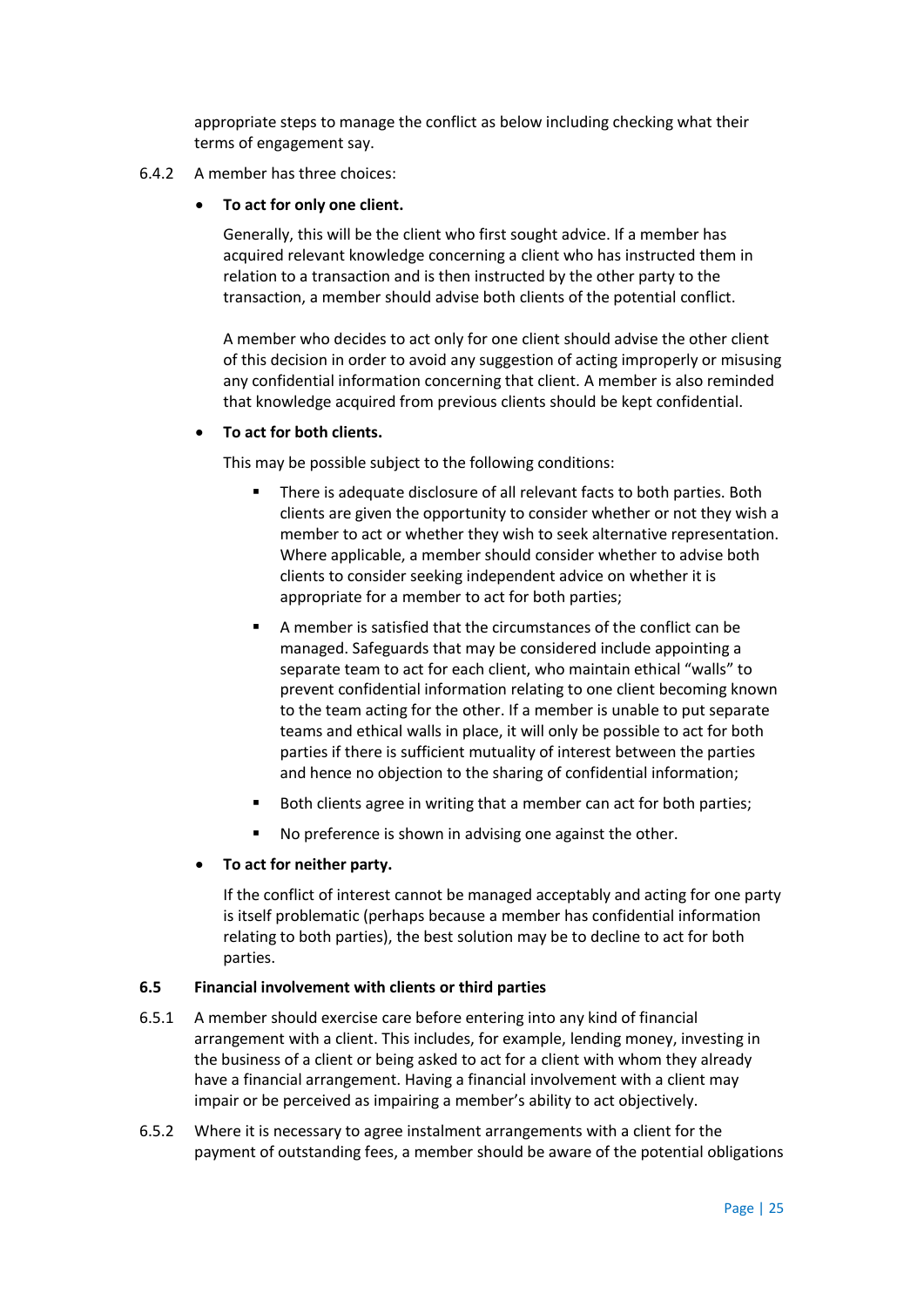appropriate steps to manage the conflict as below including checking what their terms of engagement say.

6.4.2 A member has three choices:

- **To act for only one client.**

  Generally, this will be the client who first sought advice. If a member has acquired relevant knowledge concerning a client who has instructed them in relation to a transaction and is then instructed by the other party to the transaction, a member should advise both clients of the potential conflict.

  A member who decides to act only for one client should advise the other client of this decision in order to avoid any suggestion of acting improperly or misusing any confidential information concerning that client. A member is also reminded that knowledge acquired from previous clients should be kept confidential.

- **To act for both clients.**

  This may be possible subject to the following conditions:

  - There is adequate disclosure of all relevant facts to both parties. Both clients are given the opportunity to consider whether or not they wish a member to act or whether they wish to seek alternative representation. Where applicable, a member should consider whether to advise both clients to consider seeking independent advice on whether it is appropriate for a member to act for both parties;
  - A member is satisfied that the circumstances of the conflict can be managed. Safeguards that may be considered include appointing a separate team to act for each client, who maintain ethical "walls" to prevent confidential information relating to one client becoming known to the team acting for the other. If a member is unable to put separate teams and ethical walls in place, it will only be possible to act for both parties if there is sufficient mutuality of interest between the parties and hence no objection to the sharing of confidential information;
  - Both clients agree in writing that a member can act for both parties;
  - No preference is shown in advising one against the other.

- **To act for neither party.**

  If the conflict of interest cannot be managed acceptably and acting for one party is itself problematic (perhaps because a member has confidential information relating to both parties), the best solution may be to decline to act for both parties.

### 6.5 Financial involvement with clients or third parties

6.5.1 A member should exercise care before entering into any kind of financial arrangement with a client. This includes, for example, lending money, investing in the business of a client or being asked to act for a client with whom they already have a financial arrangement. Having a financial involvement with a client may impair or be perceived as impairing a member's ability to act objectively.

6.5.2 Where it is necessary to agree instalment arrangements with a client for the payment of outstanding fees, a member should be aware of the potential obligations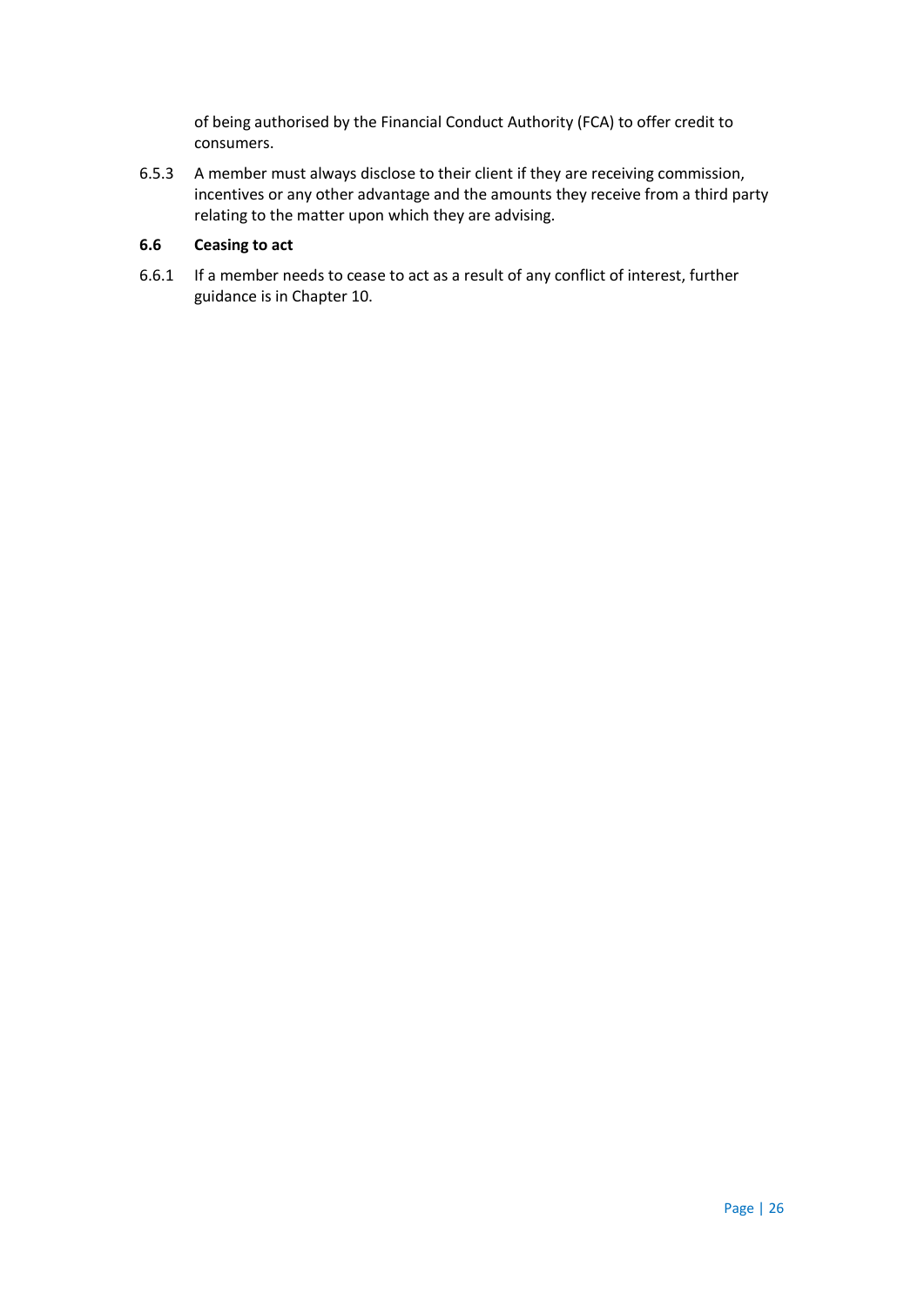of being authorised by the Financial Conduct Authority (FCA) to offer credit to consumers.

6.5.3 A member must always disclose to their client if they are receiving commission, incentives or any other advantage and the amounts they receive from a third party relating to the matter upon which they are advising.

### 6.6 Ceasing to act

6.6.1 If a member needs to cease to act as a result of any conflict of interest, further guidance is in Chapter 10.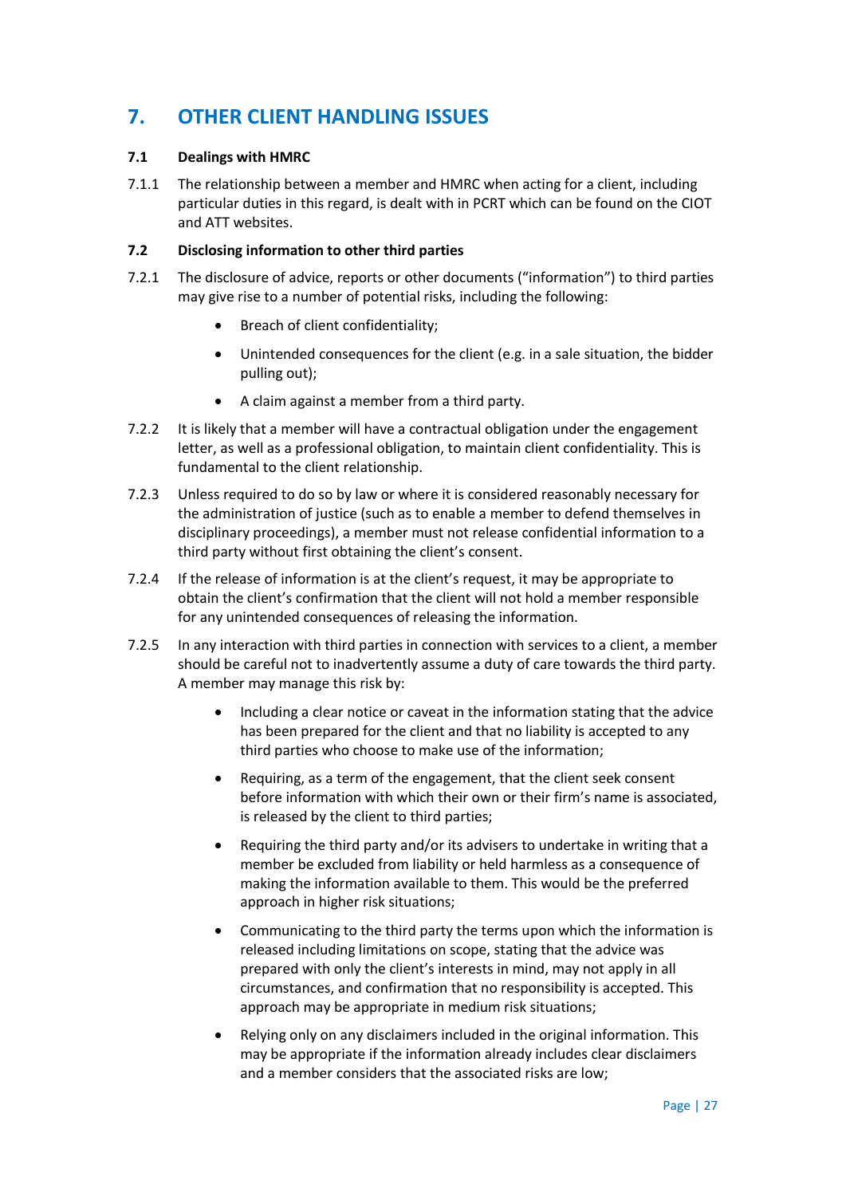# 7. OTHER CLIENT HANDLING ISSUES

## 7.1 Dealings with HMRC

7.1.1 The relationship between a member and HMRC when acting for a client, including particular duties in this regard, is dealt with in PCRT which can be found on the CIOT and ATT websites.

## 7.2 Disclosing information to other third parties

7.2.1 The disclosure of advice, reports or other documents ("information") to third parties may give rise to a number of potential risks, including the following:

- Breach of client confidentiality;
- Unintended consequences for the client (e.g. in a sale situation, the bidder pulling out);
- A claim against a member from a third party.

7.2.2 It is likely that a member will have a contractual obligation under the engagement letter, as well as a professional obligation, to maintain client confidentiality. This is fundamental to the client relationship.

7.2.3 Unless required to do so by law or where it is considered reasonably necessary for the administration of justice (such as to enable a member to defend themselves in disciplinary proceedings), a member must not release confidential information to a third party without first obtaining the client's consent.

7.2.4 If the release of information is at the client's request, it may be appropriate to obtain the client's confirmation that the client will not hold a member responsible for any unintended consequences of releasing the information.

7.2.5 In any interaction with third parties in connection with services to a client, a member should be careful not to inadvertently assume a duty of care towards the third party. A member may manage this risk by:

- Including a clear notice or caveat in the information stating that the advice has been prepared for the client and that no liability is accepted to any third parties who choose to make use of the information;
- Requiring, as a term of the engagement, that the client seek consent before information with which their own or their firm's name is associated, is released by the client to third parties;
- Requiring the third party and/or its advisers to undertake in writing that a member be excluded from liability or held harmless as a consequence of making the information available to them. This would be the preferred approach in higher risk situations;
- Communicating to the third party the terms upon which the information is released including limitations on scope, stating that the advice was prepared with only the client's interests in mind, may not apply in all circumstances, and confirmation that no responsibility is accepted. This approach may be appropriate in medium risk situations;
- Relying only on any disclaimers included in the original information. This may be appropriate if the information already includes clear disclaimers and a member considers that the associated risks are low;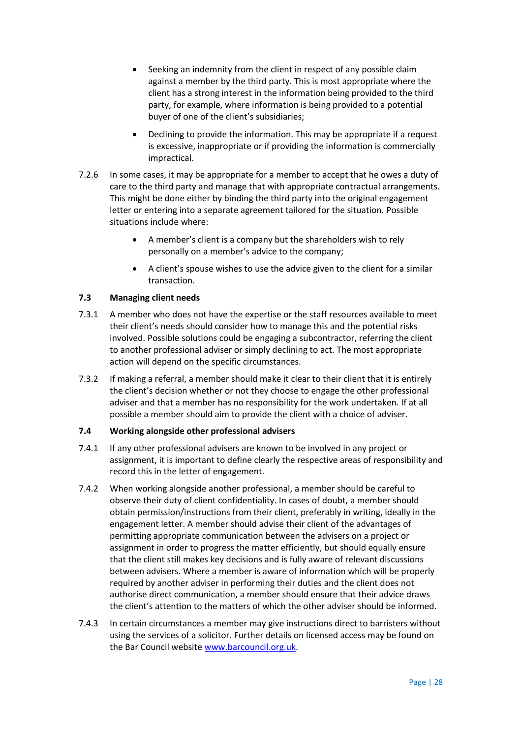- Seeking an indemnity from the client in respect of any possible claim against a member by the third party. This is most appropriate where the client has a strong interest in the information being provided to the third party, for example, where information is being provided to a potential buyer of one of the client's subsidiaries;

- Declining to provide the information. This may be appropriate if a request is excessive, inappropriate or if providing the information is commercially impractical.

7.2.6 In some cases, it may be appropriate for a member to accept that he owes a duty of care to the third party and manage that with appropriate contractual arrangements. This might be done either by binding the third party into the original engagement letter or entering into a separate agreement tailored for the situation. Possible situations include where:

- A member's client is a company but the shareholders wish to rely personally on a member's advice to the company;

- A client's spouse wishes to use the advice given to the client for a similar transaction.

### 7.3 Managing client needs

7.3.1 A member who does not have the expertise or the staff resources available to meet their client's needs should consider how to manage this and the potential risks involved. Possible solutions could be engaging a subcontractor, referring the client to another professional adviser or simply declining to act. The most appropriate action will depend on the specific circumstances.

7.3.2 If making a referral, a member should make it clear to their client that it is entirely the client's decision whether or not they choose to engage the other professional adviser and that a member has no responsibility for the work undertaken. If at all possible a member should aim to provide the client with a choice of adviser.

### 7.4 Working alongside other professional advisers

7.4.1 If any other professional advisers are known to be involved in any project or assignment, it is important to define clearly the respective areas of responsibility and record this in the letter of engagement.

7.4.2 When working alongside another professional, a member should be careful to observe their duty of client confidentiality. In cases of doubt, a member should obtain permission/instructions from their client, preferably in writing, ideally in the engagement letter. A member should advise their client of the advantages of permitting appropriate communication between the advisers on a project or assignment in order to progress the matter efficiently, but should equally ensure that the client still makes key decisions and is fully aware of relevant discussions between advisers. Where a member is aware of information which will be properly required by another adviser in performing their duties and the client does not authorise direct communication, a member should ensure that their advice draws the client's attention to the matters of which the other adviser should be informed.

7.4.3 In certain circumstances a member may give instructions direct to barristers without using the services of a solicitor. Further details on licensed access may be found on the Bar Council website [www.barcouncil.org.uk](http://www.barcouncil.org.uk).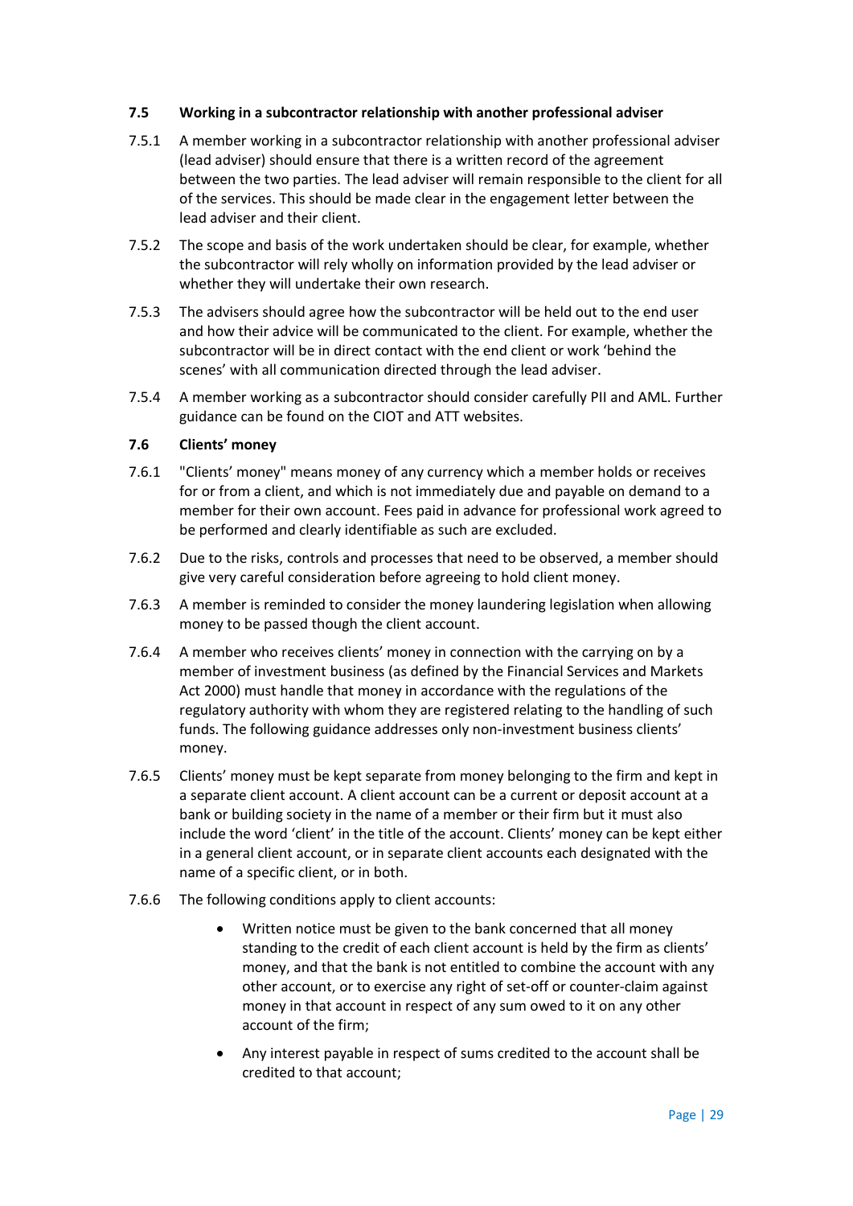### 7.5 Working in a subcontractor relationship with another professional adviser

7.5.1 A member working in a subcontractor relationship with another professional adviser (lead adviser) should ensure that there is a written record of the agreement between the two parties. The lead adviser will remain responsible to the client for all of the services. This should be made clear in the engagement letter between the lead adviser and their client.

7.5.2 The scope and basis of the work undertaken should be clear, for example, whether the subcontractor will rely wholly on information provided by the lead adviser or whether they will undertake their own research.

7.5.3 The advisers should agree how the subcontractor will be held out to the end user and how their advice will be communicated to the client. For example, whether the subcontractor will be in direct contact with the end client or work 'behind the scenes' with all communication directed through the lead adviser.

7.5.4 A member working as a subcontractor should consider carefully PII and AML. Further guidance can be found on the CIOT and ATT websites.

### 7.6 Clients' money

7.6.1 "Clients' money" means money of any currency which a member holds or receives for or from a client, and which is not immediately due and payable on demand to a member for their own account. Fees paid in advance for professional work agreed to be performed and clearly identifiable as such are excluded.

7.6.2 Due to the risks, controls and processes that need to be observed, a member should give very careful consideration before agreeing to hold client money.

7.6.3 A member is reminded to consider the money laundering legislation when allowing money to be passed though the client account.

7.6.4 A member who receives clients' money in connection with the carrying on by a member of investment business (as defined by the Financial Services and Markets Act 2000) must handle that money in accordance with the regulations of the regulatory authority with whom they are registered relating to the handling of such funds. The following guidance addresses only non-investment business clients' money.

7.6.5 Clients' money must be kept separate from money belonging to the firm and kept in a separate client account. A client account can be a current or deposit account at a bank or building society in the name of a member or their firm but it must also include the word 'client' in the title of the account. Clients' money can be kept either in a general client account, or in separate client accounts each designated with the name of a specific client, or in both.

7.6.6 The following conditions apply to client accounts:

- Written notice must be given to the bank concerned that all money standing to the credit of each client account is held by the firm as clients' money, and that the bank is not entitled to combine the account with any other account, or to exercise any right of set-off or counter-claim against money in that account in respect of any sum owed to it on any other account of the firm;
- Any interest payable in respect of sums credited to the account shall be credited to that account;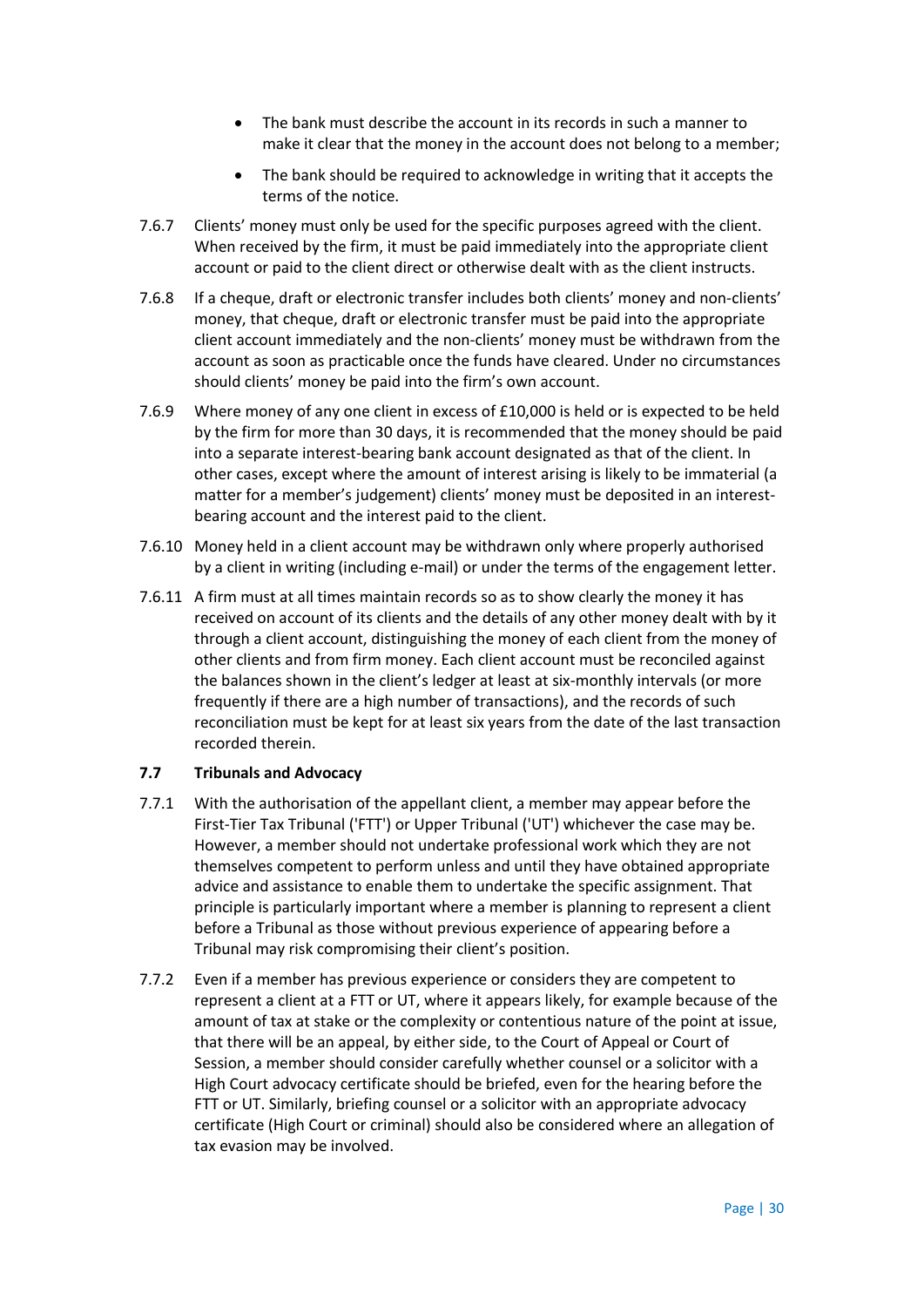- The bank must describe the account in its records in such a manner to make it clear that the money in the account does not belong to a member;
- The bank should be required to acknowledge in writing that it accepts the terms of the notice.

7.6.7 Clients' money must only be used for the specific purposes agreed with the client. When received by the firm, it must be paid immediately into the appropriate client account or paid to the client direct or otherwise dealt with as the client instructs.

7.6.8 If a cheque, draft or electronic transfer includes both clients' money and non-clients' money, that cheque, draft or electronic transfer must be paid into the appropriate client account immediately and the non-clients' money must be withdrawn from the account as soon as practicable once the funds have cleared. Under no circumstances should clients' money be paid into the firm's own account.

7.6.9 Where money of any one client in excess of £10,000 is held or is expected to be held by the firm for more than 30 days, it is recommended that the money should be paid into a separate interest-bearing bank account designated as that of the client. In other cases, except where the amount of interest arising is likely to be immaterial (a matter for a member's judgement) clients' money must be deposited in an interest-bearing account and the interest paid to the client.

7.6.10 Money held in a client account may be withdrawn only where properly authorised by a client in writing (including e-mail) or under the terms of the engagement letter.

7.6.11 A firm must at all times maintain records so as to show clearly the money it has received on account of its clients and the details of any other money dealt with by it through a client account, distinguishing the money of each client from the money of other clients and from firm money. Each client account must be reconciled against the balances shown in the client's ledger at least at six-monthly intervals (or more frequently if there are a high number of transactions), and the records of such reconciliation must be kept for at least six years from the date of the last transaction recorded therein.

### 7.7 Tribunals and Advocacy

7.7.1 With the authorisation of the appellant client, a member may appear before the First-Tier Tax Tribunal ('FTT') or Upper Tribunal ('UT') whichever the case may be. However, a member should not undertake professional work which they are not themselves competent to perform unless and until they have obtained appropriate advice and assistance to enable them to undertake the specific assignment. That principle is particularly important where a member is planning to represent a client before a Tribunal as those without previous experience of appearing before a Tribunal may risk compromising their client's position.

7.7.2 Even if a member has previous experience or considers they are competent to represent a client at a FTT or UT, where it appears likely, for example because of the amount of tax at stake or the complexity or contentious nature of the point at issue, that there will be an appeal, by either side, to the Court of Appeal or Court of Session, a member should consider carefully whether counsel or a solicitor with a High Court advocacy certificate should be briefed, even for the hearing before the FTT or UT. Similarly, briefing counsel or a solicitor with an appropriate advocacy certificate (High Court or criminal) should also be considered where an allegation of tax evasion may be involved.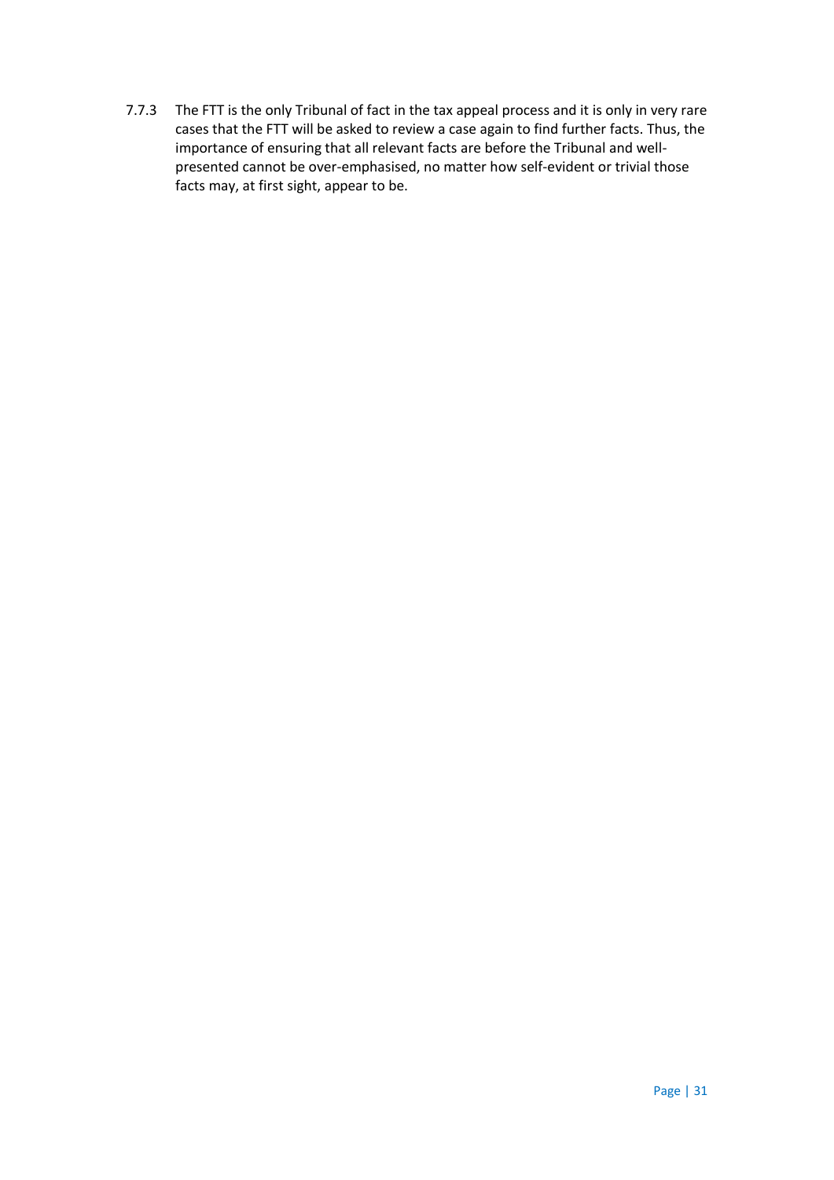7.7.3 The FTT is the only Tribunal of fact in the tax appeal process and it is only in very rare cases that the FTT will be asked to review a case again to find further facts. Thus, the importance of ensuring that all relevant facts are before the Tribunal and well-presented cannot be over-emphasised, no matter how self-evident or trivial those facts may, at first sight, appear to be.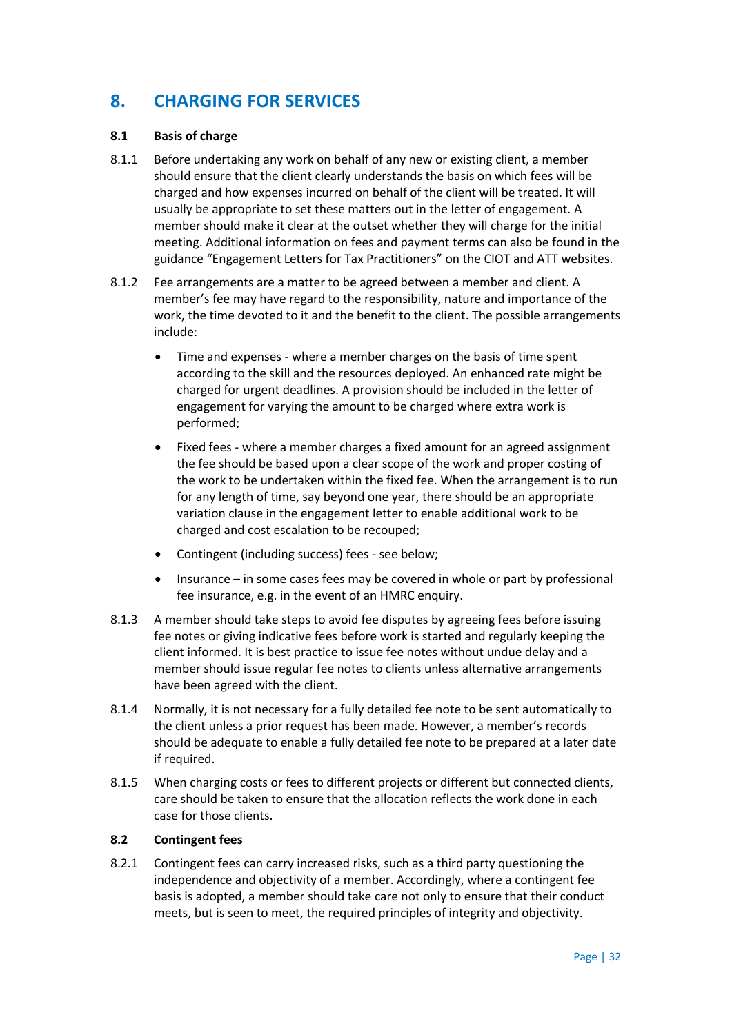## 8. CHARGING FOR SERVICES

### 8.1 Basis of charge

8.1.1 Before undertaking any work on behalf of any new or existing client, a member should ensure that the client clearly understands the basis on which fees will be charged and how expenses incurred on behalf of the client will be treated. It will usually be appropriate to set these matters out in the letter of engagement. A member should make it clear at the outset whether they will charge for the initial meeting. Additional information on fees and payment terms can also be found in the guidance "Engagement Letters for Tax Practitioners" on the CIOT and ATT websites.

8.1.2 Fee arrangements are a matter to be agreed between a member and client. A member's fee may have regard to the responsibility, nature and importance of the work, the time devoted to it and the benefit to the client. The possible arrangements include:

- Time and expenses - where a member charges on the basis of time spent according to the skill and the resources deployed. An enhanced rate might be charged for urgent deadlines. A provision should be included in the letter of engagement for varying the amount to be charged where extra work is performed;
- Fixed fees - where a member charges a fixed amount for an agreed assignment the fee should be based upon a clear scope of the work and proper costing of the work to be undertaken within the fixed fee. When the arrangement is to run for any length of time, say beyond one year, there should be an appropriate variation clause in the engagement letter to enable additional work to be charged and cost escalation to be recouped;
- Contingent (including success) fees - see below;
- Insurance – in some cases fees may be covered in whole or part by professional fee insurance, e.g. in the event of an HMRC enquiry.

8.1.3 A member should take steps to avoid fee disputes by agreeing fees before issuing fee notes or giving indicative fees before work is started and regularly keeping the client informed. It is best practice to issue fee notes without undue delay and a member should issue regular fee notes to clients unless alternative arrangements have been agreed with the client.

8.1.4 Normally, it is not necessary for a fully detailed fee note to be sent automatically to the client unless a prior request has been made. However, a member's records should be adequate to enable a fully detailed fee note to be prepared at a later date if required.

8.1.5 When charging costs or fees to different projects or different but connected clients, care should be taken to ensure that the allocation reflects the work done in each case for those clients.

### 8.2 Contingent fees

8.2.1 Contingent fees can carry increased risks, such as a third party questioning the independence and objectivity of a member. Accordingly, where a contingent fee basis is adopted, a member should take care not only to ensure that their conduct meets, but is seen to meet, the required principles of integrity and objectivity.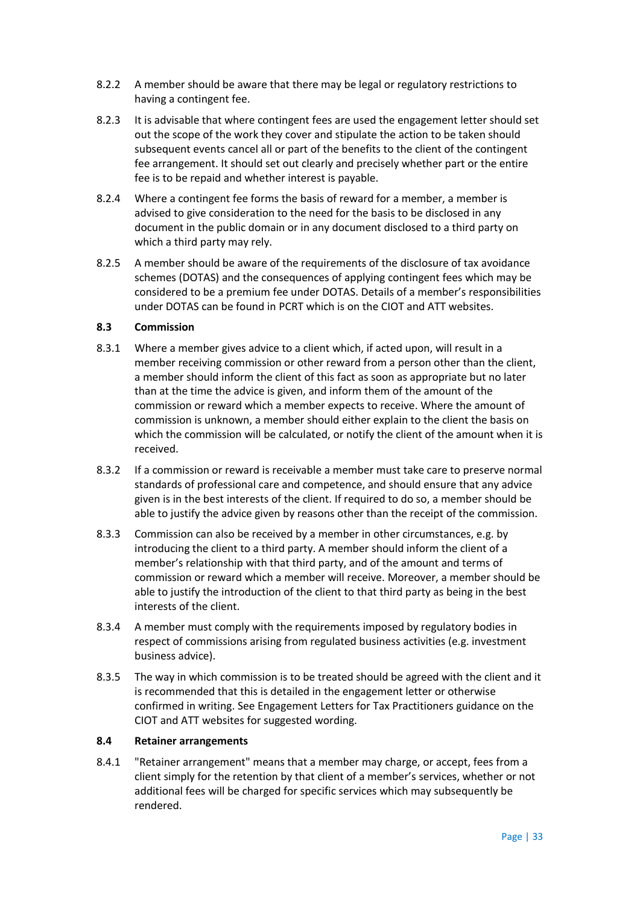8.2.2 A member should be aware that there may be legal or regulatory restrictions to having a contingent fee.

8.2.3 It is advisable that where contingent fees are used the engagement letter should set out the scope of the work they cover and stipulate the action to be taken should subsequent events cancel all or part of the benefits to the client of the contingent fee arrangement. It should set out clearly and precisely whether part or the entire fee is to be repaid and whether interest is payable.

8.2.4 Where a contingent fee forms the basis of reward for a member, a member is advised to give consideration to the need for the basis to be disclosed in any document in the public domain or in any document disclosed to a third party on which a third party may rely.

8.2.5 A member should be aware of the requirements of the disclosure of tax avoidance schemes (DOTAS) and the consequences of applying contingent fees which may be considered to be a premium fee under DOTAS. Details of a member's responsibilities under DOTAS can be found in PCRT which is on the CIOT and ATT websites.

### 8.3 Commission

8.3.1 Where a member gives advice to a client which, if acted upon, will result in a member receiving commission or other reward from a person other than the client, a member should inform the client of this fact as soon as appropriate but no later than at the time the advice is given, and inform them of the amount of the commission or reward which a member expects to receive. Where the amount of commission is unknown, a member should either explain to the client the basis on which the commission will be calculated, or notify the client of the amount when it is received.

8.3.2 If a commission or reward is receivable a member must take care to preserve normal standards of professional care and competence, and should ensure that any advice given is in the best interests of the client. If required to do so, a member should be able to justify the advice given by reasons other than the receipt of the commission.

8.3.3 Commission can also be received by a member in other circumstances, e.g. by introducing the client to a third party. A member should inform the client of a member's relationship with that third party, and of the amount and terms of commission or reward which a member will receive. Moreover, a member should be able to justify the introduction of the client to that third party as being in the best interests of the client.

8.3.4 A member must comply with the requirements imposed by regulatory bodies in respect of commissions arising from regulated business activities (e.g. investment business advice).

8.3.5 The way in which commission is to be treated should be agreed with the client and it is recommended that this is detailed in the engagement letter or otherwise confirmed in writing. See Engagement Letters for Tax Practitioners guidance on the CIOT and ATT websites for suggested wording.

### 8.4 Retainer arrangements

8.4.1 "Retainer arrangement" means that a member may charge, or accept, fees from a client simply for the retention by that client of a member's services, whether or not additional fees will be charged for specific services which may subsequently be rendered.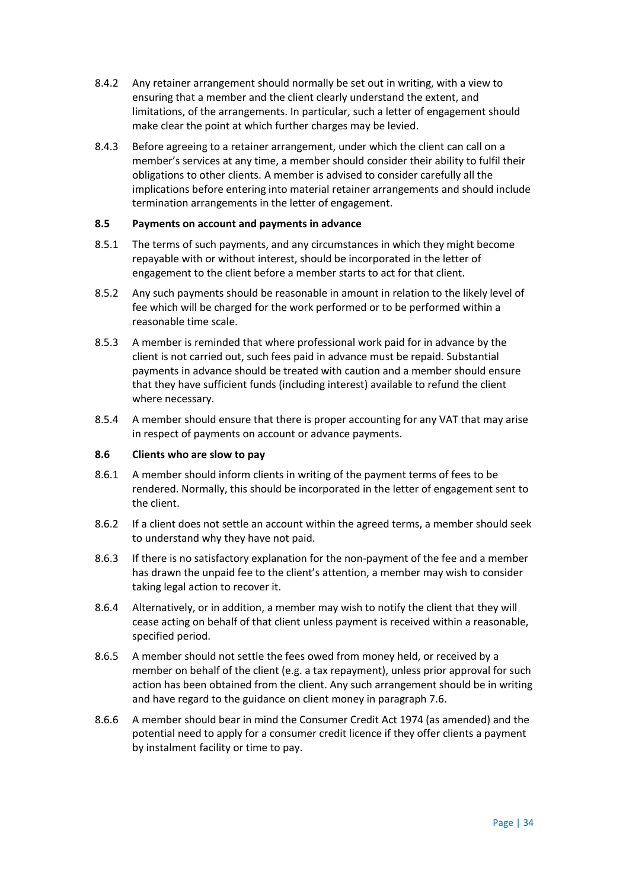8.4.2 Any retainer arrangement should normally be set out in writing, with a view to ensuring that a member and the client clearly understand the extent, and limitations, of the arrangements. In particular, such a letter of engagement should make clear the point at which further charges may be levied.

8.4.3 Before agreeing to a retainer arrangement, under which the client can call on a member's services at any time, a member should consider their ability to fulfil their obligations to other clients. A member is advised to consider carefully all the implications before entering into material retainer arrangements and should include termination arrangements in the letter of engagement.

### 8.5 Payments on account and payments in advance

8.5.1 The terms of such payments, and any circumstances in which they might become repayable with or without interest, should be incorporated in the letter of engagement to the client before a member starts to act for that client.

8.5.2 Any such payments should be reasonable in amount in relation to the likely level of fee which will be charged for the work performed or to be performed within a reasonable time scale.

8.5.3 A member is reminded that where professional work paid for in advance by the client is not carried out, such fees paid in advance must be repaid. Substantial payments in advance should be treated with caution and a member should ensure that they have sufficient funds (including interest) available to refund the client where necessary.

8.5.4 A member should ensure that there is proper accounting for any VAT that may arise in respect of payments on account or advance payments.

### 8.6 Clients who are slow to pay

8.6.1 A member should inform clients in writing of the payment terms of fees to be rendered. Normally, this should be incorporated in the letter of engagement sent to the client.

8.6.2 If a client does not settle an account within the agreed terms, a member should seek to understand why they have not paid.

8.6.3 If there is no satisfactory explanation for the non-payment of the fee and a member has drawn the unpaid fee to the client's attention, a member may wish to consider taking legal action to recover it.

8.6.4 Alternatively, or in addition, a member may wish to notify the client that they will cease acting on behalf of that client unless payment is received within a reasonable, specified period.

8.6.5 A member should not settle the fees owed from money held, or received by a member on behalf of the client (e.g. a tax repayment), unless prior approval for such action has been obtained from the client. Any such arrangement should be in writing and have regard to the guidance on client money in paragraph 7.6.

8.6.6 A member should bear in mind the Consumer Credit Act 1974 (as amended) and the potential need to apply for a consumer credit licence if they offer clients a payment by instalment facility or time to pay.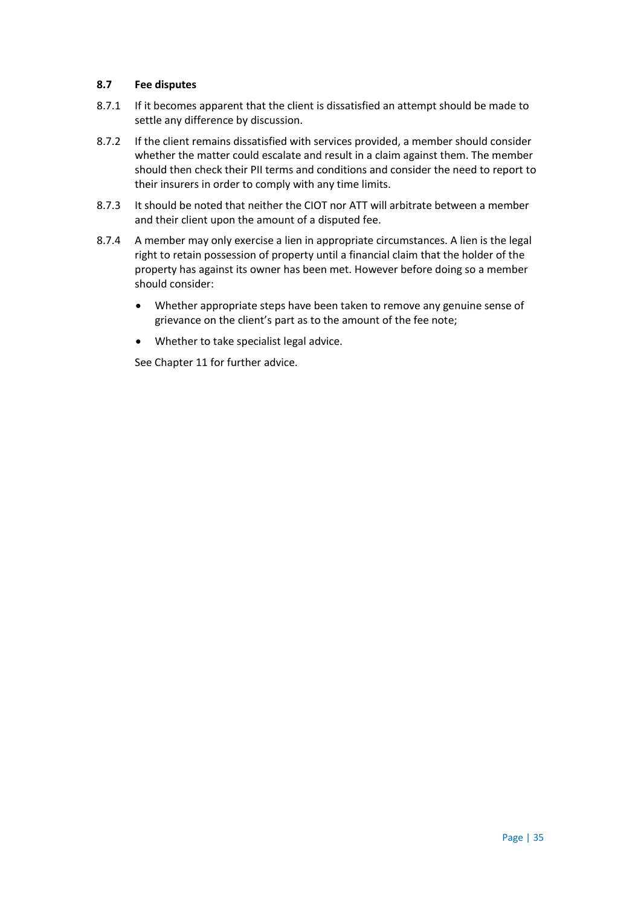## 8.7 Fee disputes

8.7.1 If it becomes apparent that the client is dissatisfied an attempt should be made to settle any difference by discussion.

8.7.2 If the client remains dissatisfied with services provided, a member should consider whether the matter could escalate and result in a claim against them. The member should then check their PII terms and conditions and consider the need to report to their insurers in order to comply with any time limits.

8.7.3 It should be noted that neither the CIOT nor ATT will arbitrate between a member and their client upon the amount of a disputed fee.

8.7.4 A member may only exercise a lien in appropriate circumstances. A lien is the legal right to retain possession of property until a financial claim that the holder of the property has against its owner has been met. However before doing so a member should consider:

- Whether appropriate steps have been taken to remove any genuine sense of grievance on the client's part as to the amount of the fee note;
- Whether to take specialist legal advice.

See Chapter 11 for further advice.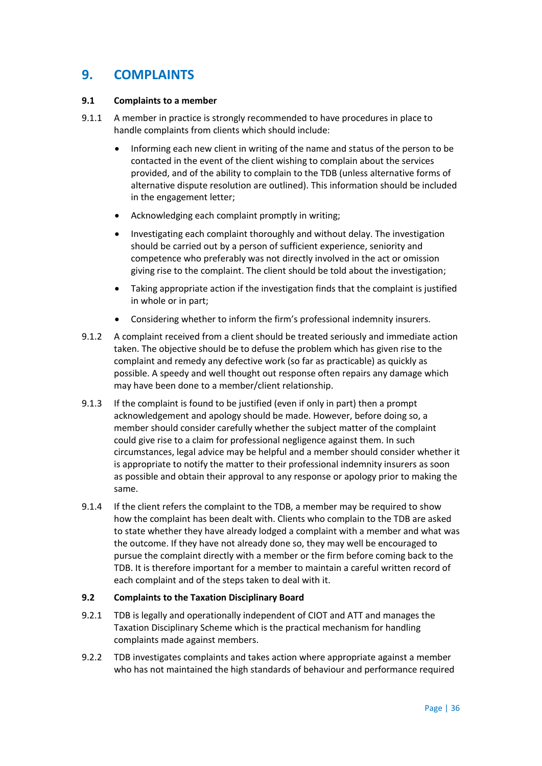# 9. COMPLAINTS

### 9.1 Complaints to a member

9.1.1 A member in practice is strongly recommended to have procedures in place to handle complaints from clients which should include:

- Informing each new client in writing of the name and status of the person to be contacted in the event of the client wishing to complain about the services provided, and of the ability to complain to the TDB (unless alternative forms of alternative dispute resolution are outlined). This information should be included in the engagement letter;
- Acknowledging each complaint promptly in writing;
- Investigating each complaint thoroughly and without delay. The investigation should be carried out by a person of sufficient experience, seniority and competence who preferably was not directly involved in the act or omission giving rise to the complaint. The client should be told about the investigation;
- Taking appropriate action if the investigation finds that the complaint is justified in whole or in part;
- Considering whether to inform the firm's professional indemnity insurers.

9.1.2 A complaint received from a client should be treated seriously and immediate action taken. The objective should be to defuse the problem which has given rise to the complaint and remedy any defective work (so far as practicable) as quickly as possible. A speedy and well thought out response often repairs any damage which may have been done to a member/client relationship.

9.1.3 If the complaint is found to be justified (even if only in part) then a prompt acknowledgement and apology should be made. However, before doing so, a member should consider carefully whether the subject matter of the complaint could give rise to a claim for professional negligence against them. In such circumstances, legal advice may be helpful and a member should consider whether it is appropriate to notify the matter to their professional indemnity insurers as soon as possible and obtain their approval to any response or apology prior to making the same.

9.1.4 If the client refers the complaint to the TDB, a member may be required to show how the complaint has been dealt with. Clients who complain to the TDB are asked to state whether they have already lodged a complaint with a member and what was the outcome. If they have not already done so, they may well be encouraged to pursue the complaint directly with a member or the firm before coming back to the TDB. It is therefore important for a member to maintain a careful written record of each complaint and of the steps taken to deal with it.

### 9.2 Complaints to the Taxation Disciplinary Board

9.2.1 TDB is legally and operationally independent of CIOT and ATT and manages the Taxation Disciplinary Scheme which is the practical mechanism for handling complaints made against members.

9.2.2 TDB investigates complaints and takes action where appropriate against a member who has not maintained the high standards of behaviour and performance required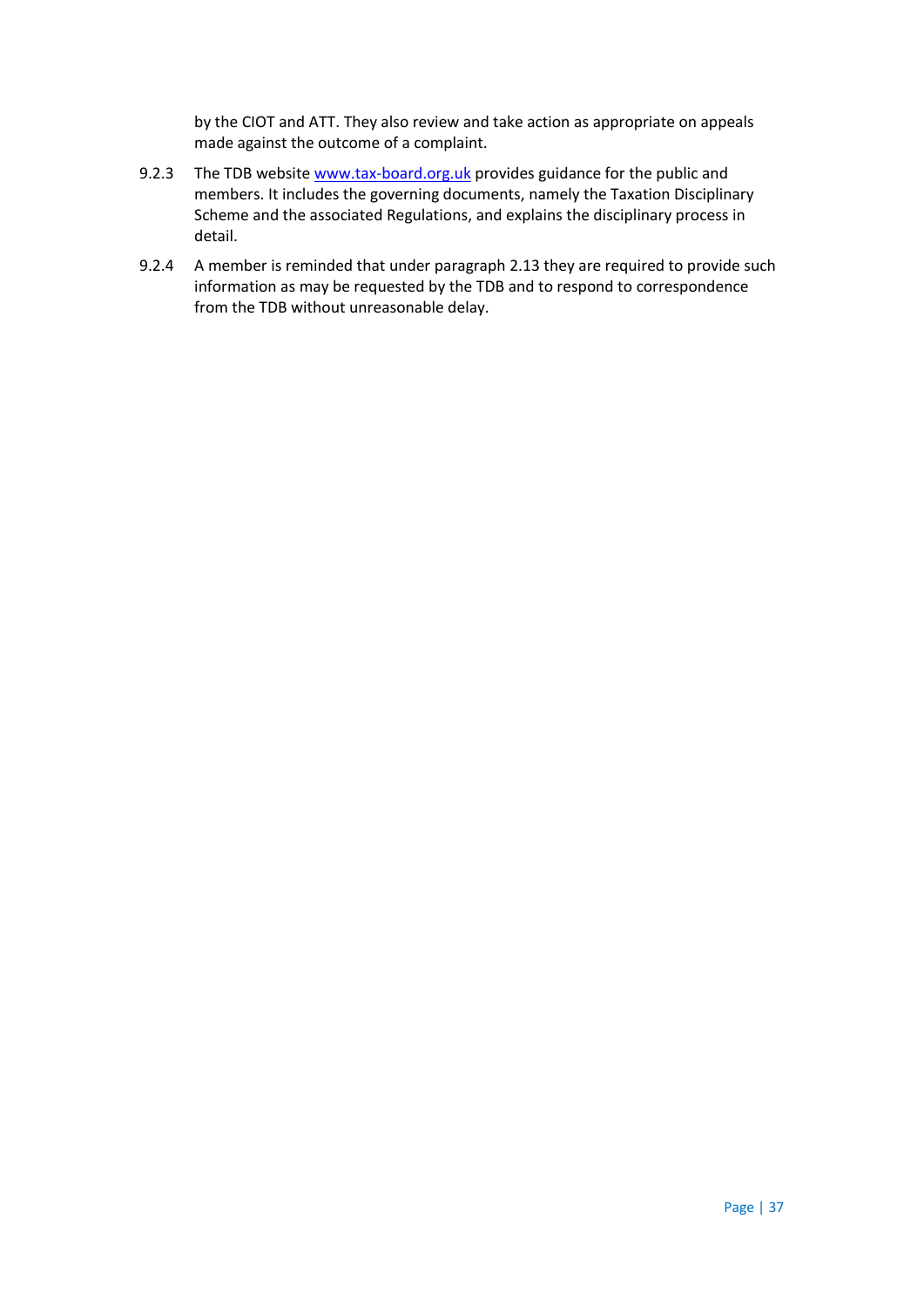by the CIOT and ATT. They also review and take action as appropriate on appeals made against the outcome of a complaint.

9.2.3 The TDB website [www.tax-board.org.uk](http://www.tax-board.org.uk) provides guidance for the public and members. It includes the governing documents, namely the Taxation Disciplinary Scheme and the associated Regulations, and explains the disciplinary process in detail.

9.2.4 A member is reminded that under paragraph 2.13 they are required to provide such information as may be requested by the TDB and to respond to correspondence from the TDB without unreasonable delay.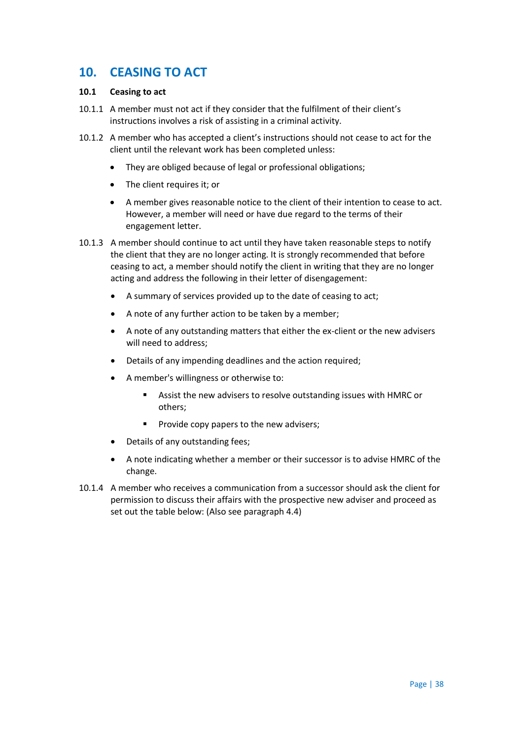## 10. CEASING TO ACT

### 10.1 Ceasing to act

10.1.1 A member must not act if they consider that the fulfilment of their client's instructions involves a risk of assisting in a criminal activity.

10.1.2 A member who has accepted a client's instructions should not cease to act for the client until the relevant work has been completed unless:

- They are obliged because of legal or professional obligations;
- The client requires it; or
- A member gives reasonable notice to the client of their intention to cease to act. However, a member will need or have due regard to the terms of their engagement letter.

10.1.3 A member should continue to act until they have taken reasonable steps to notify the client that they are no longer acting. It is strongly recommended that before ceasing to act, a member should notify the client in writing that they are no longer acting and address the following in their letter of disengagement:

- A summary of services provided up to the date of ceasing to act;
- A note of any further action to be taken by a member;
- A note of any outstanding matters that either the ex-client or the new advisers will need to address;
- Details of any impending deadlines and the action required;
- A member's willingness or otherwise to:
  - Assist the new advisers to resolve outstanding issues with HMRC or others;
  - Provide copy papers to the new advisers;
- Details of any outstanding fees;
- A note indicating whether a member or their successor is to advise HMRC of the change.

10.1.4 A member who receives a communication from a successor should ask the client for permission to discuss their affairs with the prospective new adviser and proceed as set out the table below: (Also see paragraph 4.4)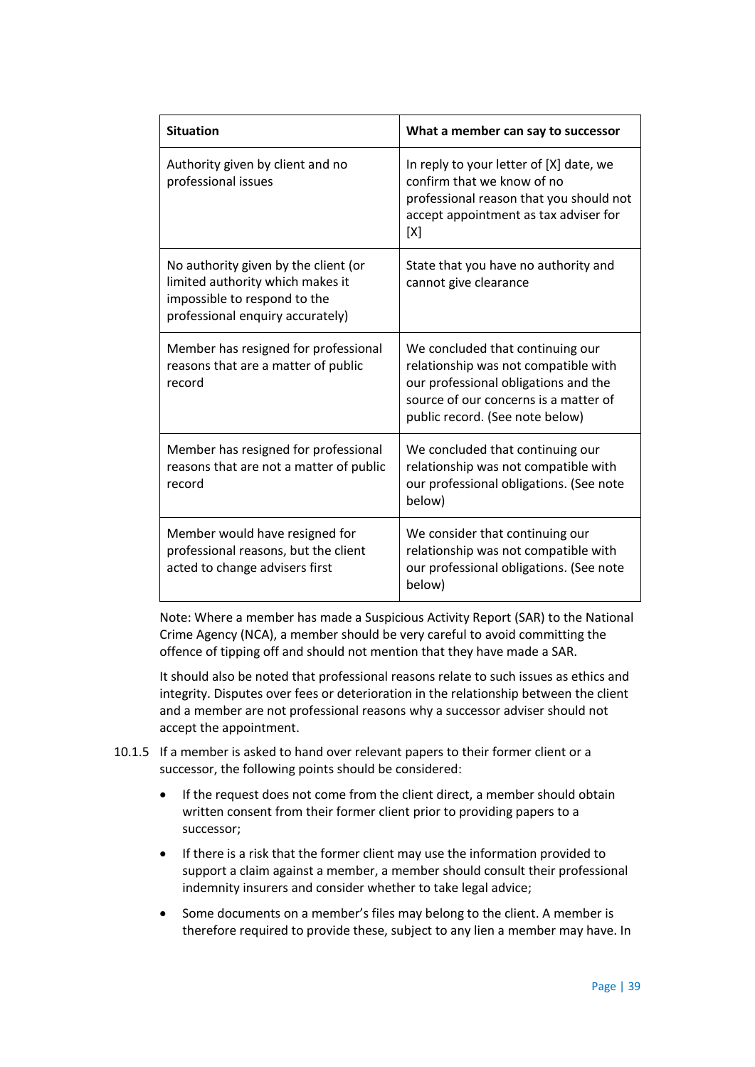| Situation | What a member can say to successor |
| --- | --- |
| Authority given by client and no professional issues | In reply to your letter of [X] date, we confirm that we know of no professional reason that you should not accept appointment as tax adviser for [X] |
| No authority given by the client (or limited authority which makes it impossible to respond to the professional enquiry accurately) | State that you have no authority and cannot give clearance |
| Member has resigned for professional reasons that are a matter of public record | We concluded that continuing our relationship was not compatible with our professional obligations and the source of our concerns is a matter of public record. (See note below) |
| Member has resigned for professional reasons that are not a matter of public record | We concluded that continuing our relationship was not compatible with our professional obligations. (See note below) |
| Member would have resigned for professional reasons, but the client acted to change advisers first | We consider that continuing our relationship was not compatible with our professional obligations. (See note below) |

Note: Where a member has made a Suspicious Activity Report (SAR) to the National Crime Agency (NCA), a member should be very careful to avoid committing the offence of tipping off and should not mention that they have made a SAR.

It should also be noted that professional reasons relate to such issues as ethics and integrity. Disputes over fees or deterioration in the relationship between the client and a member are not professional reasons why a successor adviser should not accept the appointment.

10.1.5 If a member is asked to hand over relevant papers to their former client or a successor, the following points should be considered:

- If the request does not come from the client direct, a member should obtain written consent from their former client prior to providing papers to a successor;
- If there is a risk that the former client may use the information provided to support a claim against a member, a member should consult their professional indemnity insurers and consider whether to take legal advice;
- Some documents on a member's files may belong to the client. A member is therefore required to provide these, subject to any lien a member may have. In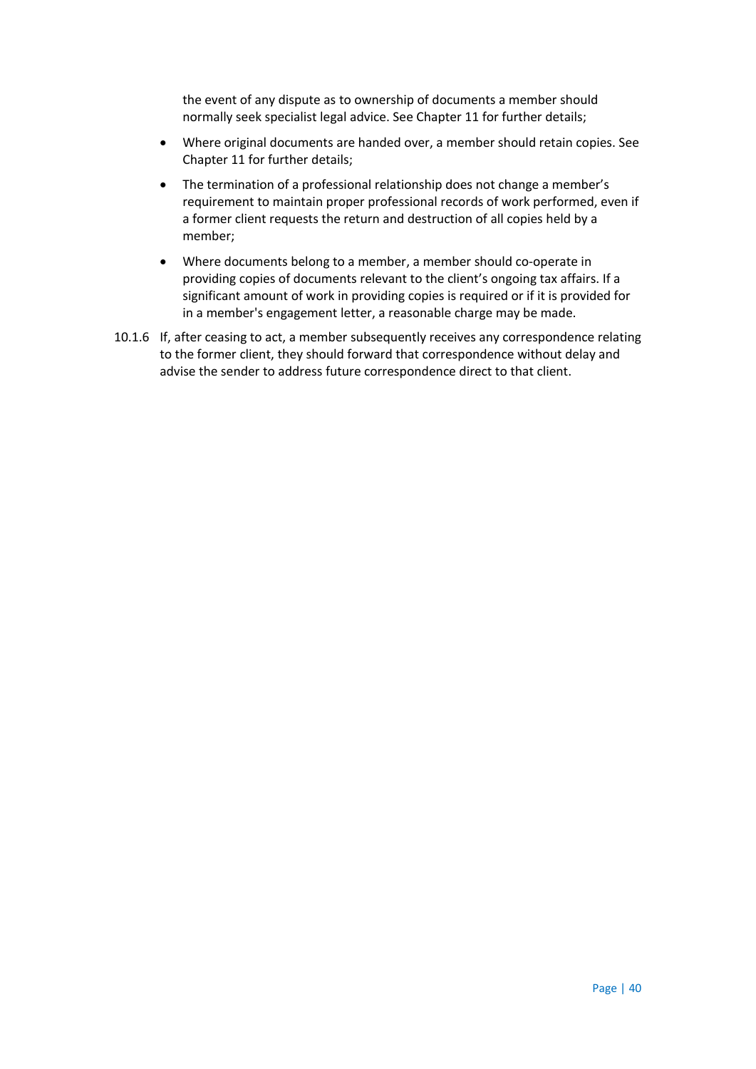the event of any dispute as to ownership of documents a member should normally seek specialist legal advice. See Chapter 11 for further details;

- Where original documents are handed over, a member should retain copies. See Chapter 11 for further details;
- The termination of a professional relationship does not change a member's requirement to maintain proper professional records of work performed, even if a former client requests the return and destruction of all copies held by a member;
- Where documents belong to a member, a member should co-operate in providing copies of documents relevant to the client's ongoing tax affairs. If a significant amount of work in providing copies is required or if it is provided for in a member's engagement letter, a reasonable charge may be made.

10.1.6 If, after ceasing to act, a member subsequently receives any correspondence relating to the former client, they should forward that correspondence without delay and advise the sender to address future correspondence direct to that client.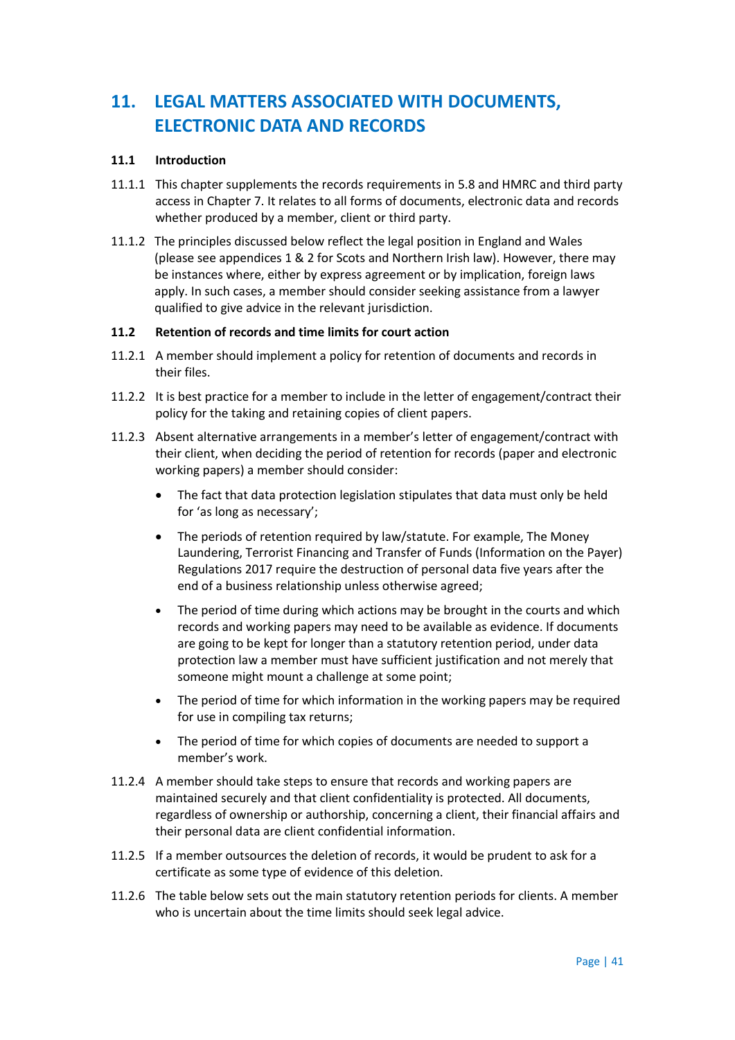# 11. LEGAL MATTERS ASSOCIATED WITH DOCUMENTS, ELECTRONIC DATA AND RECORDS

## 11.1 Introduction

11.1.1 This chapter supplements the records requirements in 5.8 and HMRC and third party access in Chapter 7. It relates to all forms of documents, electronic data and records whether produced by a member, client or third party.

11.1.2 The principles discussed below reflect the legal position in England and Wales (please see appendices 1 & 2 for Scots and Northern Irish law). However, there may be instances where, either by express agreement or by implication, foreign laws apply. In such cases, a member should consider seeking assistance from a lawyer qualified to give advice in the relevant jurisdiction.

## 11.2 Retention of records and time limits for court action

11.2.1 A member should implement a policy for retention of documents and records in their files.

11.2.2 It is best practice for a member to include in the letter of engagement/contract their policy for the taking and retaining copies of client papers.

11.2.3 Absent alternative arrangements in a member's letter of engagement/contract with their client, when deciding the period of retention for records (paper and electronic working papers) a member should consider:

- The fact that data protection legislation stipulates that data must only be held for 'as long as necessary';
- The periods of retention required by law/statute. For example, The Money Laundering, Terrorist Financing and Transfer of Funds (Information on the Payer) Regulations 2017 require the destruction of personal data five years after the end of a business relationship unless otherwise agreed;
- The period of time during which actions may be brought in the courts and which records and working papers may need to be available as evidence. If documents are going to be kept for longer than a statutory retention period, under data protection law a member must have sufficient justification and not merely that someone might mount a challenge at some point;
- The period of time for which information in the working papers may be required for use in compiling tax returns;
- The period of time for which copies of documents are needed to support a member's work.

11.2.4 A member should take steps to ensure that records and working papers are maintained securely and that client confidentiality is protected. All documents, regardless of ownership or authorship, concerning a client, their financial affairs and their personal data are client confidential information.

11.2.5 If a member outsources the deletion of records, it would be prudent to ask for a certificate as some type of evidence of this deletion.

11.2.6 The table below sets out the main statutory retention periods for clients. A member who is uncertain about the time limits should seek legal advice.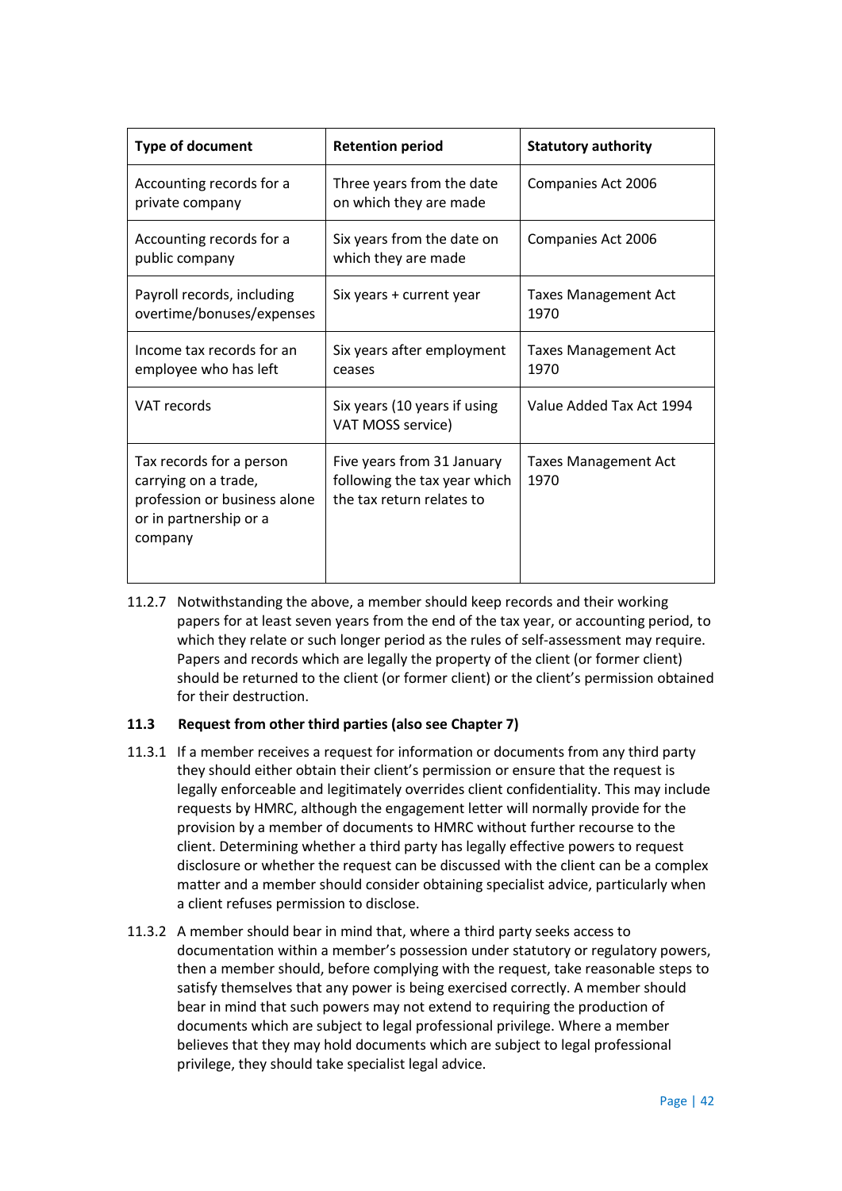| Type of document | Retention period | Statutory authority |
| --- | --- | --- |
| Accounting records for a private company | Three years from the date on which they are made | Companies Act 2006 |
| Accounting records for a public company | Six years from the date on which they are made | Companies Act 2006 |
| Payroll records, including overtime/bonuses/expenses | Six years + current year | Taxes Management Act 1970 |
| Income tax records for an employee who has left | Six years after employment ceases | Taxes Management Act 1970 |
| VAT records | Six years (10 years if using VAT MOSS service) | Value Added Tax Act 1994 |
| Tax records for a person carrying on a trade, profession or business alone or in partnership or a company | Five years from 31 January following the tax year which the tax return relates to | Taxes Management Act 1970 |

11.2.7 Notwithstanding the above, a member should keep records and their working papers for at least seven years from the end of the tax year, or accounting period, to which they relate or such longer period as the rules of self-assessment may require. Papers and records which are legally the property of the client (or former client) should be returned to the client (or former client) or the client's permission obtained for their destruction.

### 11.3 Request from other third parties (also see Chapter 7)

11.3.1 If a member receives a request for information or documents from any third party they should either obtain their client's permission or ensure that the request is legally enforceable and legitimately overrides client confidentiality. This may include requests by HMRC, although the engagement letter will normally provide for the provision by a member of documents to HMRC without further recourse to the client. Determining whether a third party has legally effective powers to request disclosure or whether the request can be discussed with the client can be a complex matter and a member should consider obtaining specialist advice, particularly when a client refuses permission to disclose.

11.3.2 A member should bear in mind that, where a third party seeks access to documentation within a member's possession under statutory or regulatory powers, then a member should, before complying with the request, take reasonable steps to satisfy themselves that any power is being exercised correctly. A member should bear in mind that such powers may not extend to requiring the production of documents which are subject to legal professional privilege. Where a member believes that they may hold documents which are subject to legal professional privilege, they should take specialist legal advice.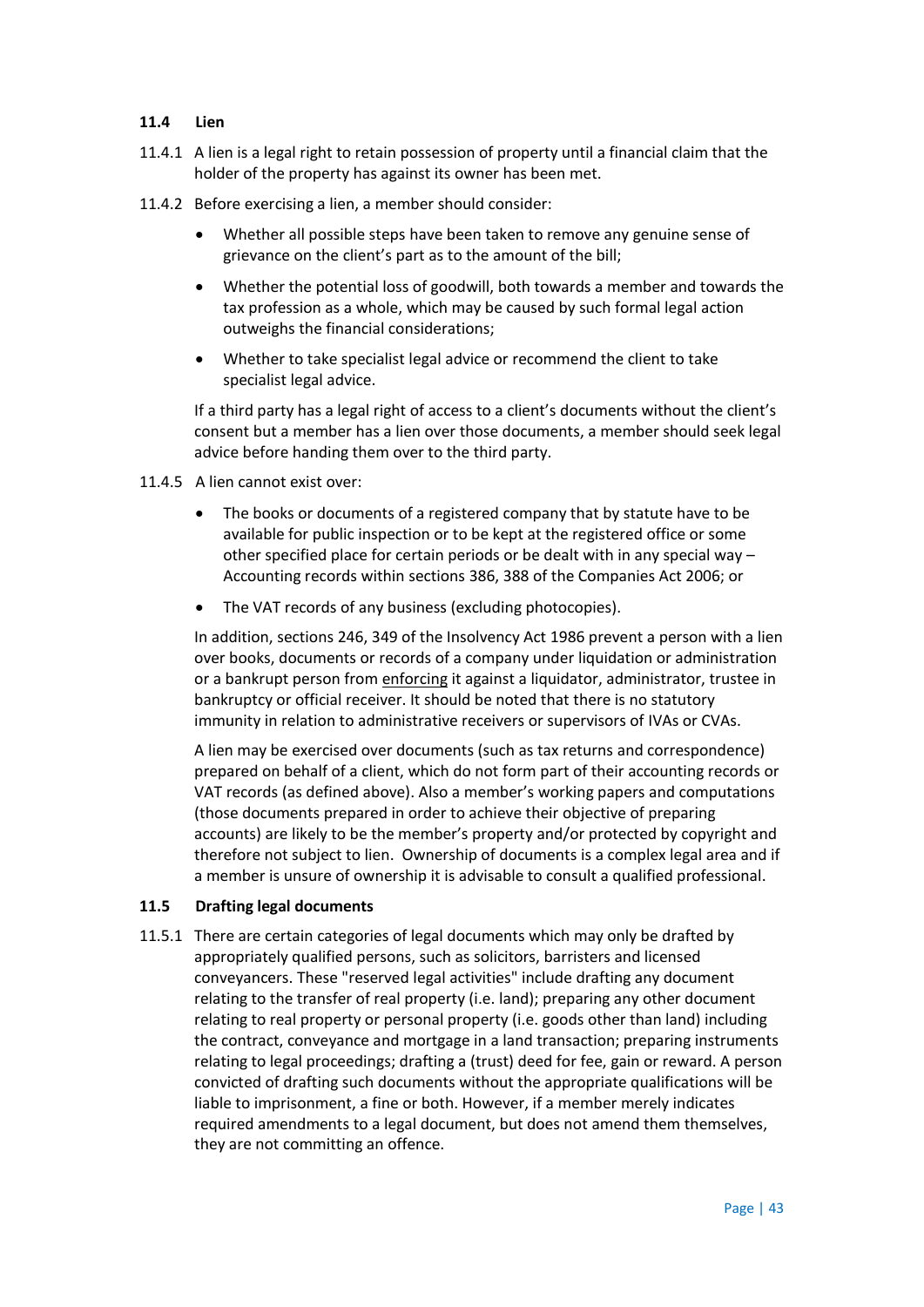### 11.4 Lien

11.4.1 A lien is a legal right to retain possession of property until a financial claim that the holder of the property has against its owner has been met.

11.4.2 Before exercising a lien, a member should consider:

- Whether all possible steps have been taken to remove any genuine sense of grievance on the client's part as to the amount of the bill;
- Whether the potential loss of goodwill, both towards a member and towards the tax profession as a whole, which may be caused by such formal legal action outweighs the financial considerations;
- Whether to take specialist legal advice or recommend the client to take specialist legal advice.

If a third party has a legal right of access to a client's documents without the client's consent but a member has a lien over those documents, a member should seek legal advice before handing them over to the third party.

11.4.5 A lien cannot exist over:

- The books or documents of a registered company that by statute have to be available for public inspection or to be kept at the registered office or some other specified place for certain periods or be dealt with in any special way – Accounting records within sections 386, 388 of the Companies Act 2006; or
- The VAT records of any business (excluding photocopies).

In addition, sections 246, 349 of the Insolvency Act 1986 prevent a person with a lien over books, documents or records of a company under liquidation or administration or a bankrupt person from <u>enforcing</u> it against a liquidator, administrator, trustee in bankruptcy or official receiver. It should be noted that there is no statutory immunity in relation to administrative receivers or supervisors of IVAs or CVAs.

A lien may be exercised over documents (such as tax returns and correspondence) prepared on behalf of a client, which do not form part of their accounting records or VAT records (as defined above). Also a member's working papers and computations (those documents prepared in order to achieve their objective of preparing accounts) are likely to be the member's property and/or protected by copyright and therefore not subject to lien. Ownership of documents is a complex legal area and if a member is unsure of ownership it is advisable to consult a qualified professional.

### 11.5 Drafting legal documents

11.5.1 There are certain categories of legal documents which may only be drafted by appropriately qualified persons, such as solicitors, barristers and licensed conveyancers. These "reserved legal activities" include drafting any document relating to the transfer of real property (i.e. land); preparing any other document relating to real property or personal property (i.e. goods other than land) including the contract, conveyance and mortgage in a land transaction; preparing instruments relating to legal proceedings; drafting a (trust) deed for fee, gain or reward. A person convicted of drafting such documents without the appropriate qualifications will be liable to imprisonment, a fine or both. However, if a member merely indicates required amendments to a legal document, but does not amend them themselves, they are not committing an offence.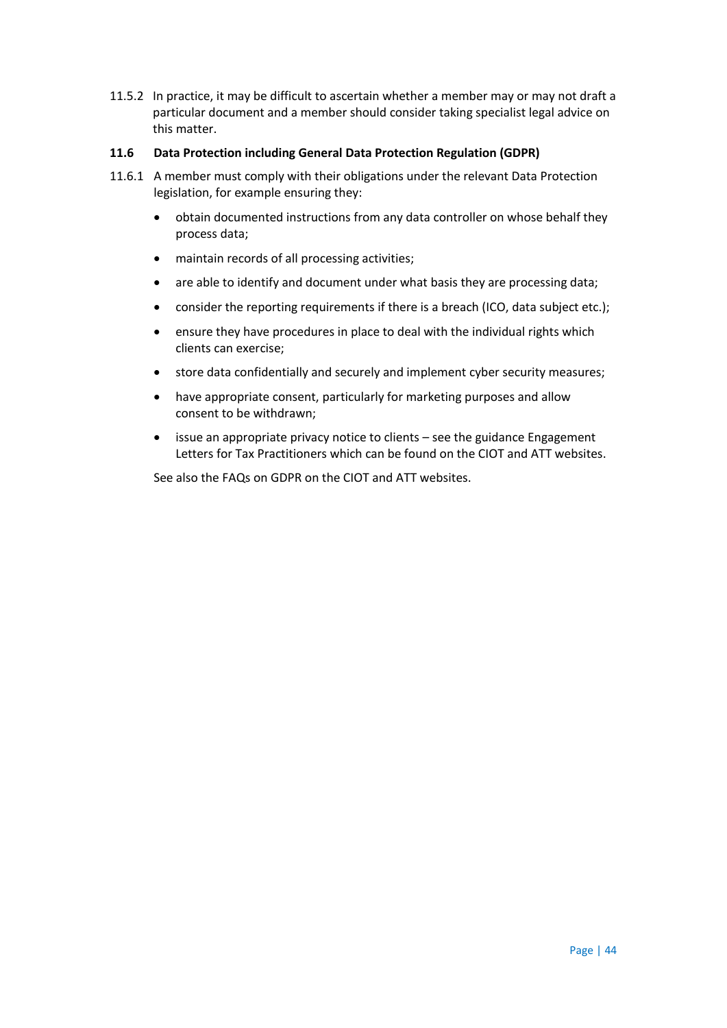11.5.2 In practice, it may be difficult to ascertain whether a member may or may not draft a particular document and a member should consider taking specialist legal advice on this matter.

### 11.6 Data Protection including General Data Protection Regulation (GDPR)

11.6.1 A member must comply with their obligations under the relevant Data Protection legislation, for example ensuring they:

- obtain documented instructions from any data controller on whose behalf they process data;
- maintain records of all processing activities;
- are able to identify and document under what basis they are processing data;
- consider the reporting requirements if there is a breach (ICO, data subject etc.);
- ensure they have procedures in place to deal with the individual rights which clients can exercise;
- store data confidentially and securely and implement cyber security measures;
- have appropriate consent, particularly for marketing purposes and allow consent to be withdrawn;
- issue an appropriate privacy notice to clients – see the guidance Engagement Letters for Tax Practitioners which can be found on the CIOT and ATT websites.

See also the FAQs on GDPR on the CIOT and ATT websites.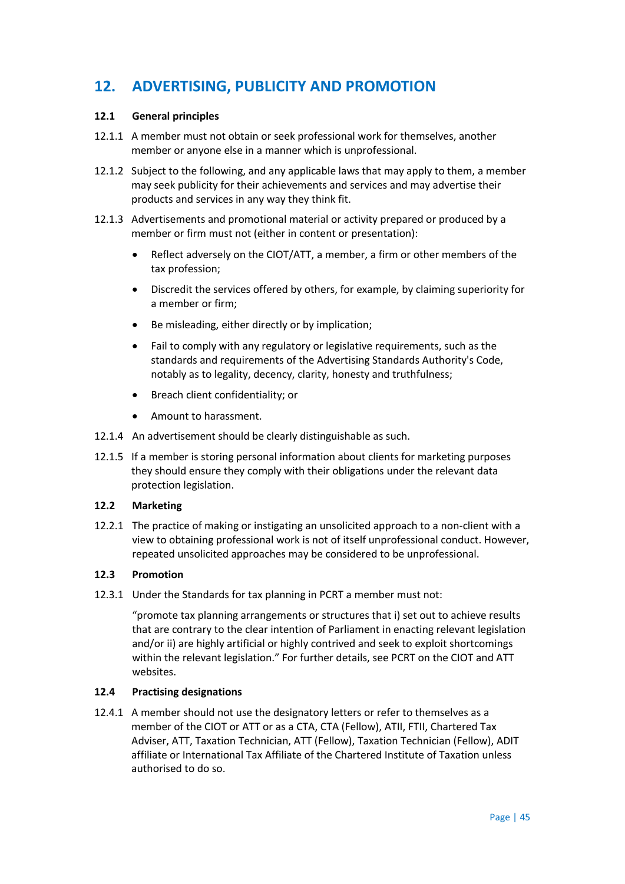## 12. ADVERTISING, PUBLICITY AND PROMOTION

### 12.1 General principles

12.1.1 A member must not obtain or seek professional work for themselves, another member or anyone else in a manner which is unprofessional.

12.1.2 Subject to the following, and any applicable laws that may apply to them, a member may seek publicity for their achievements and services and may advertise their products and services in any way they think fit.

12.1.3 Advertisements and promotional material or activity prepared or produced by a member or firm must not (either in content or presentation):

- Reflect adversely on the CIOT/ATT, a member, a firm or other members of the tax profession;
- Discredit the services offered by others, for example, by claiming superiority for a member or firm;
- Be misleading, either directly or by implication;
- Fail to comply with any regulatory or legislative requirements, such as the standards and requirements of the Advertising Standards Authority's Code, notably as to legality, decency, clarity, honesty and truthfulness;
- Breach client confidentiality; or
- Amount to harassment.

12.1.4 An advertisement should be clearly distinguishable as such.

12.1.5 If a member is storing personal information about clients for marketing purposes they should ensure they comply with their obligations under the relevant data protection legislation.

### 12.2 Marketing

12.2.1 The practice of making or instigating an unsolicited approach to a non-client with a view to obtaining professional work is not of itself unprofessional conduct. However, repeated unsolicited approaches may be considered to be unprofessional.

### 12.3 Promotion

12.3.1 Under the Standards for tax planning in PCRT a member must not:

"promote tax planning arrangements or structures that i) set out to achieve results that are contrary to the clear intention of Parliament in enacting relevant legislation and/or ii) are highly artificial or highly contrived and seek to exploit shortcomings within the relevant legislation." For further details, see PCRT on the CIOT and ATT websites.

### 12.4 Practising designations

12.4.1 A member should not use the designatory letters or refer to themselves as a member of the CIOT or ATT or as a CTA, CTA (Fellow), ATII, FTII, Chartered Tax Adviser, ATT, Taxation Technician, ATT (Fellow), Taxation Technician (Fellow), ADIT affiliate or International Tax Affiliate of the Chartered Institute of Taxation unless authorised to do so.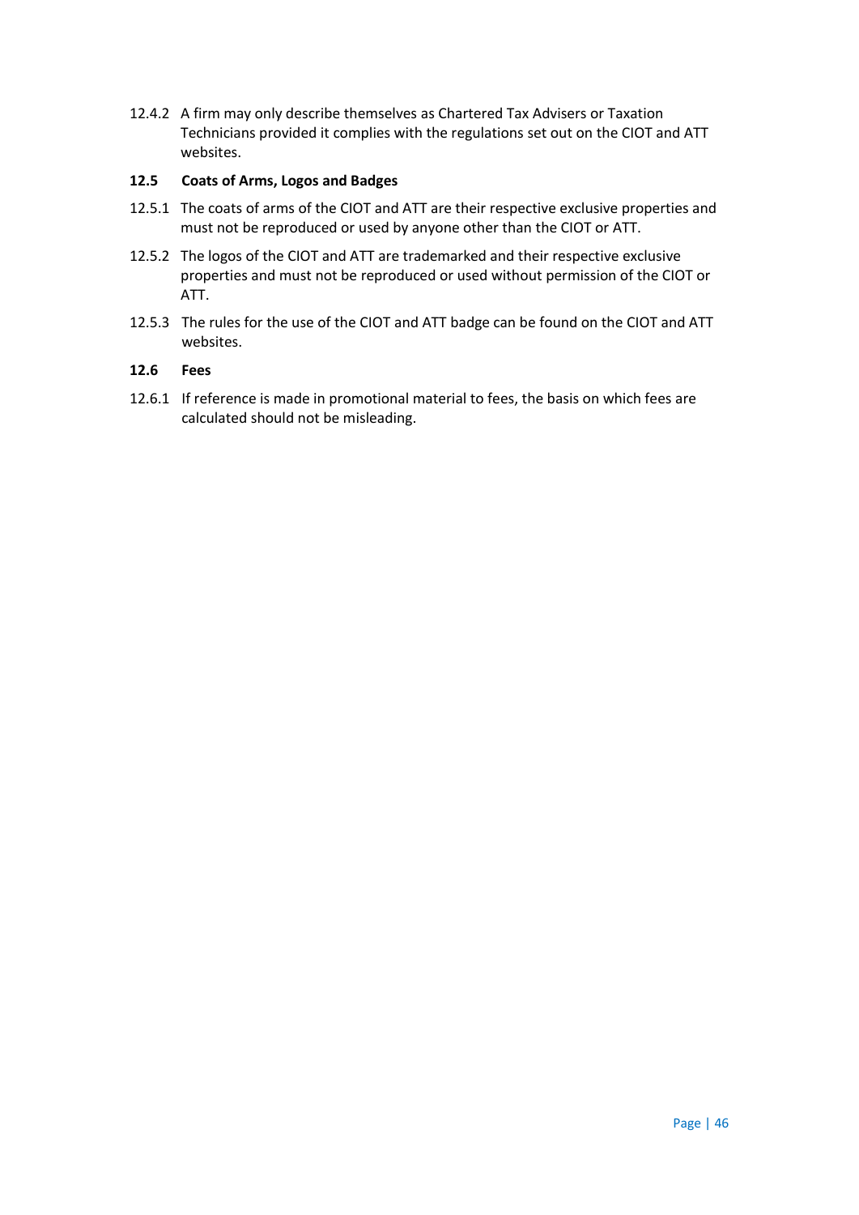12.4.2 A firm may only describe themselves as Chartered Tax Advisers or Taxation Technicians provided it complies with the regulations set out on the CIOT and ATT websites.

### 12.5 Coats of Arms, Logos and Badges

12.5.1 The coats of arms of the CIOT and ATT are their respective exclusive properties and must not be reproduced or used by anyone other than the CIOT or ATT.

12.5.2 The logos of the CIOT and ATT are trademarked and their respective exclusive properties and must not be reproduced or used without permission of the CIOT or ATT.

12.5.3 The rules for the use of the CIOT and ATT badge can be found on the CIOT and ATT websites.

### 12.6 Fees

12.6.1 If reference is made in promotional material to fees, the basis on which fees are calculated should not be misleading.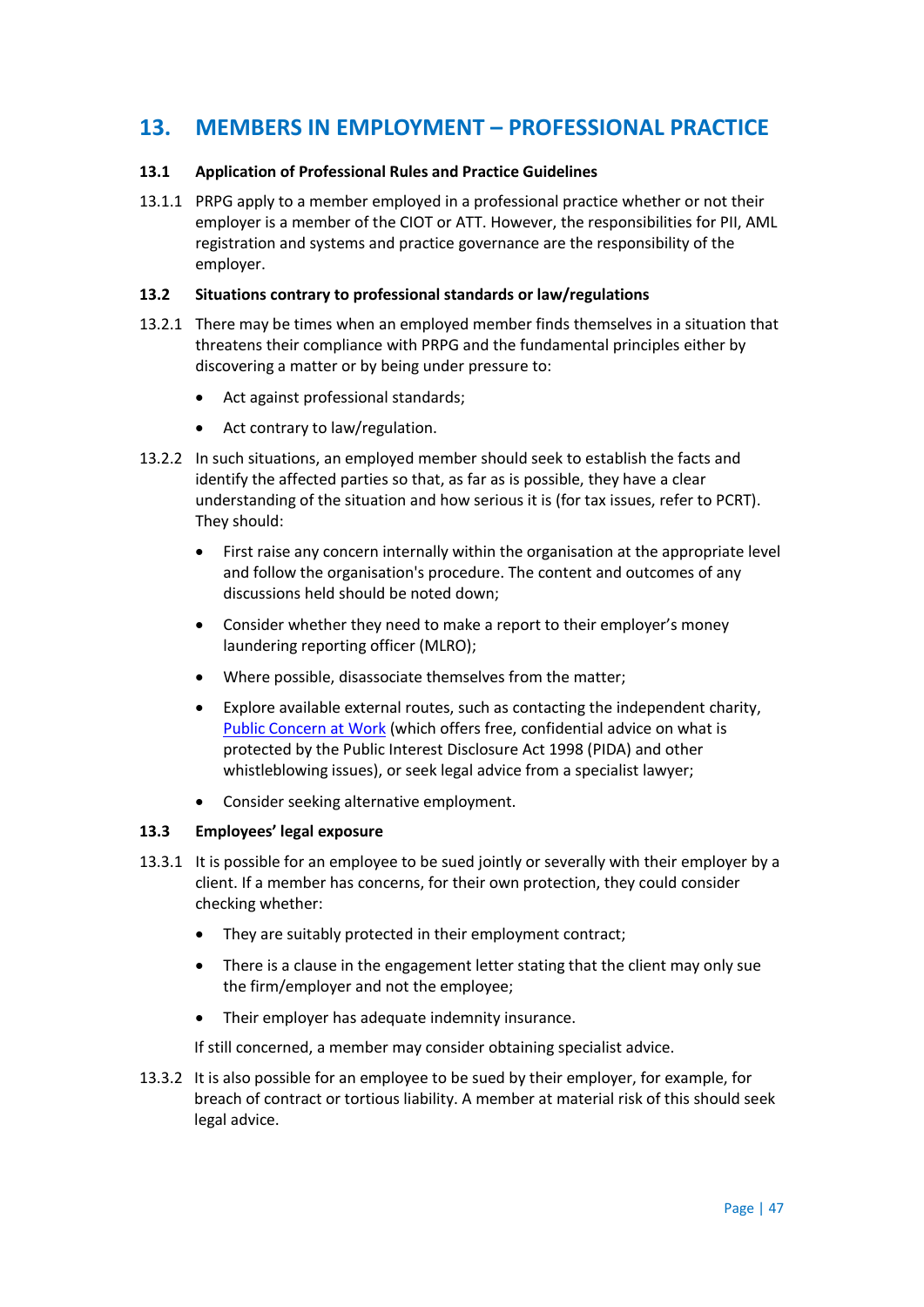## 13. MEMBERS IN EMPLOYMENT – PROFESSIONAL PRACTICE

### 13.1 Application of Professional Rules and Practice Guidelines

13.1.1 PRPG apply to a member employed in a professional practice whether or not their employer is a member of the CIOT or ATT. However, the responsibilities for PII, AML registration and systems and practice governance are the responsibility of the employer.

### 13.2 Situations contrary to professional standards or law/regulations

13.2.1 There may be times when an employed member finds themselves in a situation that threatens their compliance with PRPG and the fundamental principles either by discovering a matter or by being under pressure to:

- Act against professional standards;
- Act contrary to law/regulation.

13.2.2 In such situations, an employed member should seek to establish the facts and identify the affected parties so that, as far as is possible, they have a clear understanding of the situation and how serious it is (for tax issues, refer to PCRT). They should:

- First raise any concern internally within the organisation at the appropriate level and follow the organisation's procedure. The content and outcomes of any discussions held should be noted down;
- Consider whether they need to make a report to their employer's money laundering reporting officer (MLRO);
- Where possible, disassociate themselves from the matter;
- Explore available external routes, such as contacting the independent charity, Public Concern at Work (which offers free, confidential advice on what is protected by the Public Interest Disclosure Act 1998 (PIDA) and other whistleblowing issues), or seek legal advice from a specialist lawyer;
- Consider seeking alternative employment.

### 13.3 Employees' legal exposure

13.3.1 It is possible for an employee to be sued jointly or severally with their employer by a client. If a member has concerns, for their own protection, they could consider checking whether:

- They are suitably protected in their employment contract;
- There is a clause in the engagement letter stating that the client may only sue the firm/employer and not the employee;
- Their employer has adequate indemnity insurance.

If still concerned, a member may consider obtaining specialist advice.

13.3.2 It is also possible for an employee to be sued by their employer, for example, for breach of contract or tortious liability. A member at material risk of this should seek legal advice.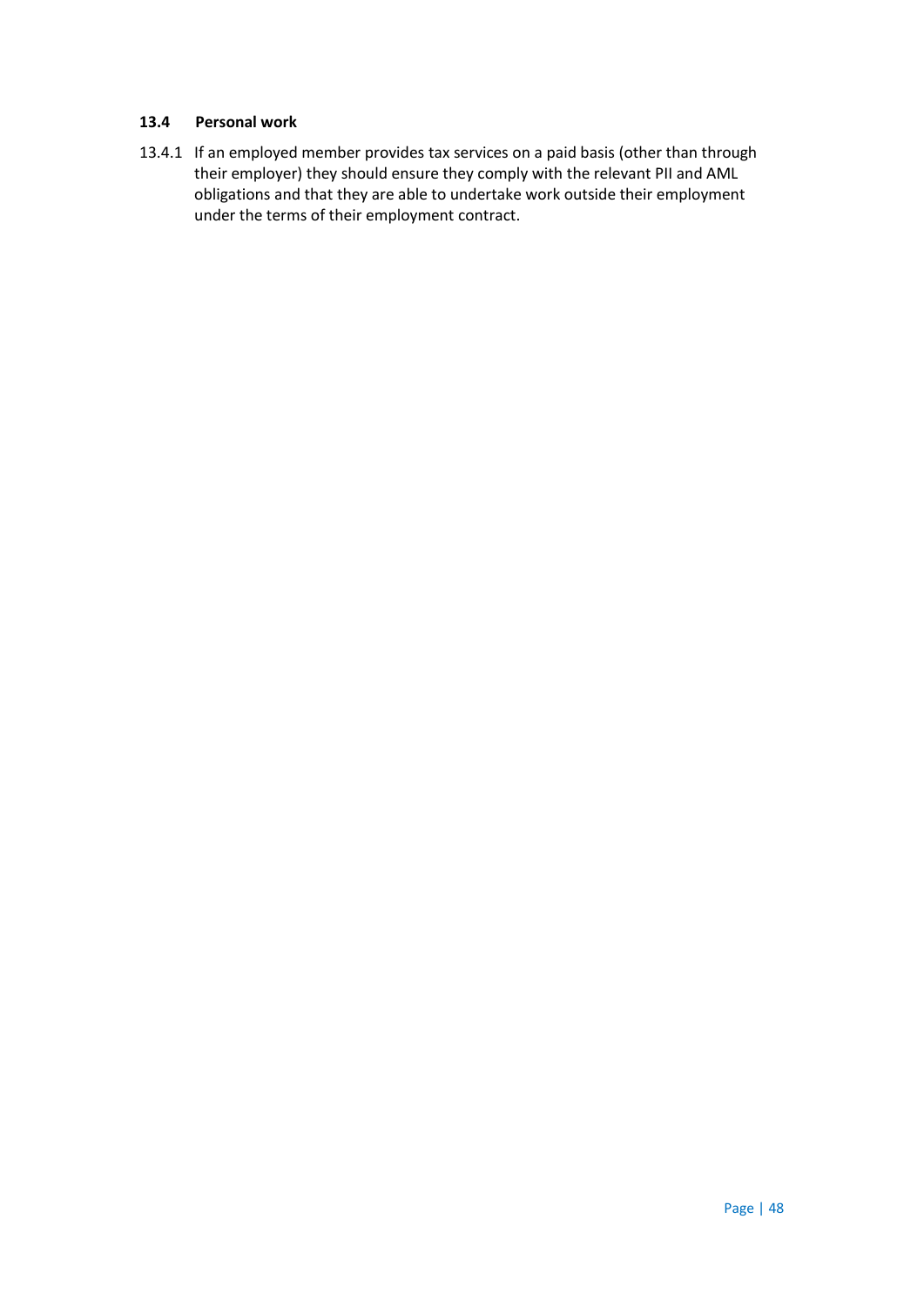### 13.4 Personal work

13.4.1 If an employed member provides tax services on a paid basis (other than through their employer) they should ensure they comply with the relevant PII and AML obligations and that they are able to undertake work outside their employment under the terms of their employment contract.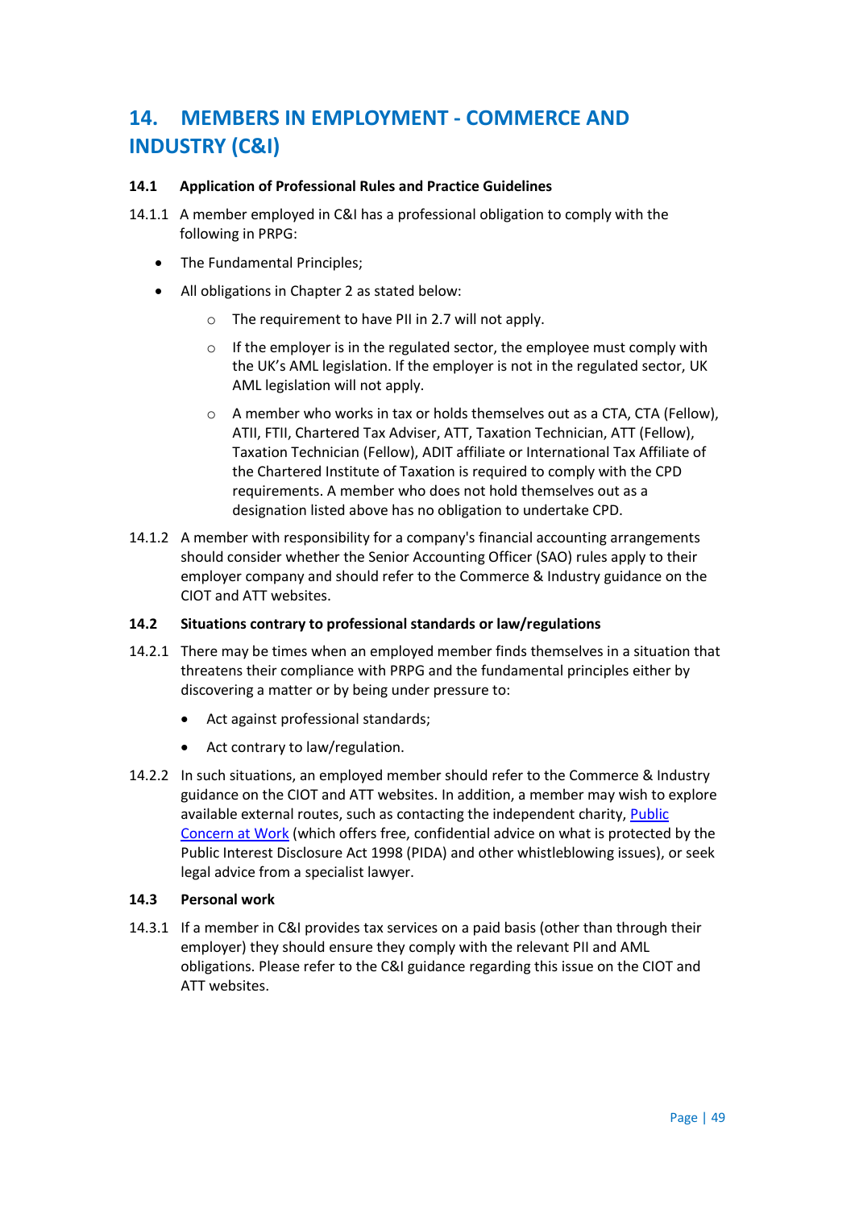# 14. MEMBERS IN EMPLOYMENT - COMMERCE AND INDUSTRY (C&I)

### 14.1 Application of Professional Rules and Practice Guidelines

14.1.1 A member employed in C&I has a professional obligation to comply with the following in PRPG:

- The Fundamental Principles;
- All obligations in Chapter 2 as stated below:
  - The requirement to have PII in 2.7 will not apply.
  - If the employer is in the regulated sector, the employee must comply with the UK's AML legislation. If the employer is not in the regulated sector, UK AML legislation will not apply.
  - A member who works in tax or holds themselves out as a CTA, CTA (Fellow), ATII, FTII, Chartered Tax Adviser, ATT, Taxation Technician, ATT (Fellow), Taxation Technician (Fellow), ADIT affiliate or International Tax Affiliate of the Chartered Institute of Taxation is required to comply with the CPD requirements. A member who does not hold themselves out as a designation listed above has no obligation to undertake CPD.

14.1.2 A member with responsibility for a company's financial accounting arrangements should consider whether the Senior Accounting Officer (SAO) rules apply to their employer company and should refer to the Commerce & Industry guidance on the CIOT and ATT websites.

### 14.2 Situations contrary to professional standards or law/regulations

14.2.1 There may be times when an employed member finds themselves in a situation that threatens their compliance with PRPG and the fundamental principles either by discovering a matter or by being under pressure to:

- Act against professional standards;
- Act contrary to law/regulation.

14.2.2 In such situations, an employed member should refer to the Commerce & Industry guidance on the CIOT and ATT websites. In addition, a member may wish to explore available external routes, such as contacting the independent charity, Public Concern at Work (which offers free, confidential advice on what is protected by the Public Interest Disclosure Act 1998 (PIDA) and other whistleblowing issues), or seek legal advice from a specialist lawyer.

### 14.3 Personal work

14.3.1 If a member in C&I provides tax services on a paid basis (other than through their employer) they should ensure they comply with the relevant PII and AML obligations. Please refer to the C&I guidance regarding this issue on the CIOT and ATT websites.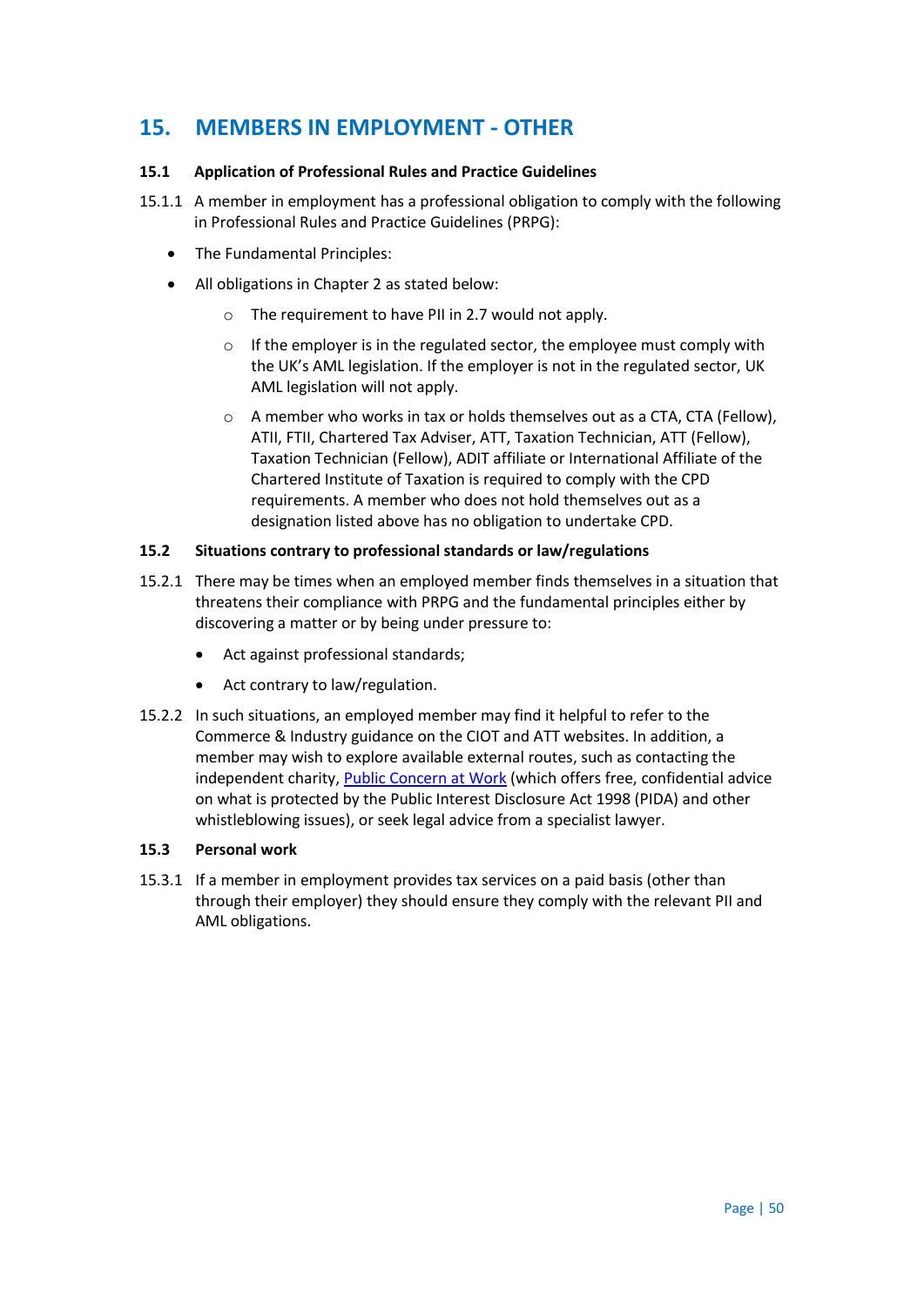# 15. MEMBERS IN EMPLOYMENT - OTHER

### 15.1 Application of Professional Rules and Practice Guidelines

15.1.1 A member in employment has a professional obligation to comply with the following in Professional Rules and Practice Guidelines (PRPG):

- The Fundamental Principles:
- All obligations in Chapter 2 as stated below:
  - The requirement to have PII in 2.7 would not apply.
  - If the employer is in the regulated sector, the employee must comply with the UK's AML legislation. If the employer is not in the regulated sector, UK AML legislation will not apply.
  - A member who works in tax or holds themselves out as a CTA, CTA (Fellow), ATII, FTII, Chartered Tax Adviser, ATT, Taxation Technician, ATT (Fellow), Taxation Technician (Fellow), ADIT affiliate or International Affiliate of the Chartered Institute of Taxation is required to comply with the CPD requirements. A member who does not hold themselves out as a designation listed above has no obligation to undertake CPD.

### 15.2 Situations contrary to professional standards or law/regulations

15.2.1 There may be times when an employed member finds themselves in a situation that threatens their compliance with PRPG and the fundamental principles either by discovering a matter or by being under pressure to:

- Act against professional standards;
- Act contrary to law/regulation.

15.2.2 In such situations, an employed member may find it helpful to refer to the Commerce & Industry guidance on the CIOT and ATT websites. In addition, a member may wish to explore available external routes, such as contacting the independent charity, Public Concern at Work (which offers free, confidential advice on what is protected by the Public Interest Disclosure Act 1998 (PIDA) and other whistleblowing issues), or seek legal advice from a specialist lawyer.

### 15.3 Personal work

15.3.1 If a member in employment provides tax services on a paid basis (other than through their employer) they should ensure they comply with the relevant PII and AML obligations.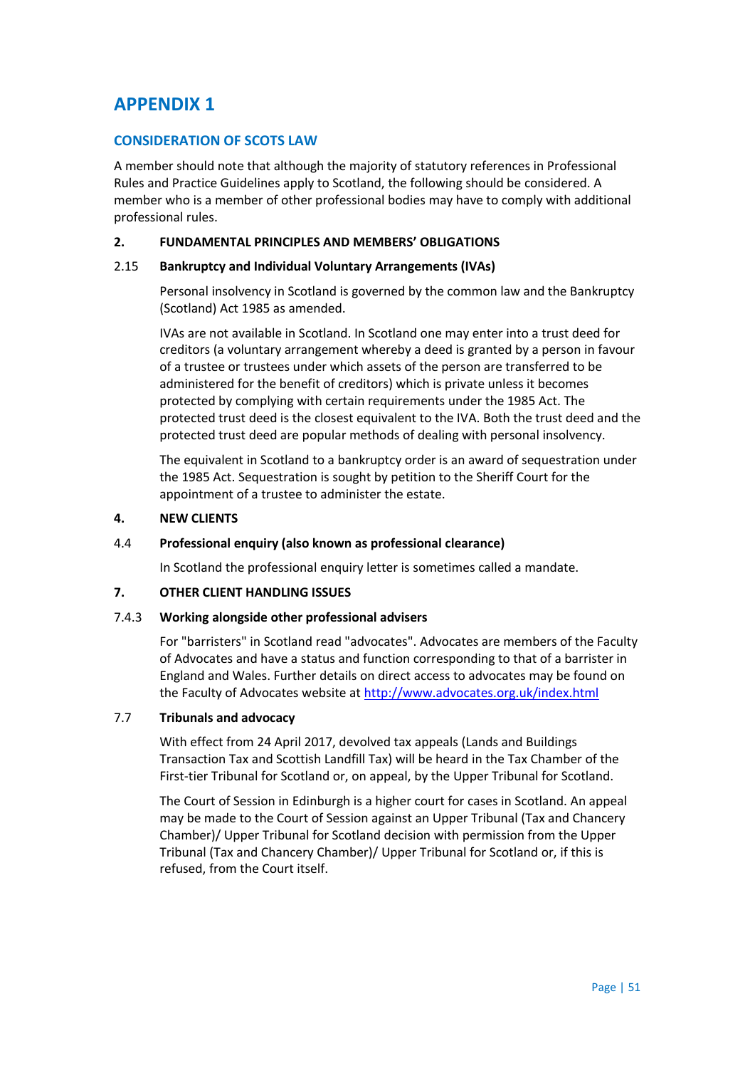# APPENDIX 1

## CONSIDERATION OF SCOTS LAW

A member should note that although the majority of statutory references in Professional Rules and Practice Guidelines apply to Scotland, the following should be considered. A member who is a member of other professional bodies may have to comply with additional professional rules.

### 2. FUNDAMENTAL PRINCIPLES AND MEMBERS' OBLIGATIONS

#### 2.15 Bankruptcy and Individual Voluntary Arrangements (IVAs)

Personal insolvency in Scotland is governed by the common law and the Bankruptcy (Scotland) Act 1985 as amended.

IVAs are not available in Scotland. In Scotland one may enter into a trust deed for creditors (a voluntary arrangement whereby a deed is granted by a person in favour of a trustee or trustees under which assets of the person are transferred to be administered for the benefit of creditors) which is private unless it becomes protected by complying with certain requirements under the 1985 Act. The protected trust deed is the closest equivalent to the IVA. Both the trust deed and the protected trust deed are popular methods of dealing with personal insolvency.

The equivalent in Scotland to a bankruptcy order is an award of sequestration under the 1985 Act. Sequestration is sought by petition to the Sheriff Court for the appointment of a trustee to administer the estate.

### 4. NEW CLIENTS

#### 4.4 Professional enquiry (also known as professional clearance)

In Scotland the professional enquiry letter is sometimes called a mandate.

### 7. OTHER CLIENT HANDLING ISSUES

#### 7.4.3 Working alongside other professional advisers

For "barristers" in Scotland read "advocates". Advocates are members of the Faculty of Advocates and have a status and function corresponding to that of a barrister in England and Wales. Further details on direct access to advocates may be found on the Faculty of Advocates website at [http://www.advocates.org.uk/index.html](http://www.advocates.org.uk/index.html)

#### 7.7 Tribunals and advocacy

With effect from 24 April 2017, devolved tax appeals (Lands and Buildings Transaction Tax and Scottish Landfill Tax) will be heard in the Tax Chamber of the First-tier Tribunal for Scotland or, on appeal, by the Upper Tribunal for Scotland.

The Court of Session in Edinburgh is a higher court for cases in Scotland. An appeal may be made to the Court of Session against an Upper Tribunal (Tax and Chancery Chamber)/ Upper Tribunal for Scotland decision with permission from the Upper Tribunal (Tax and Chancery Chamber)/ Upper Tribunal for Scotland or, if this is refused, from the Court itself.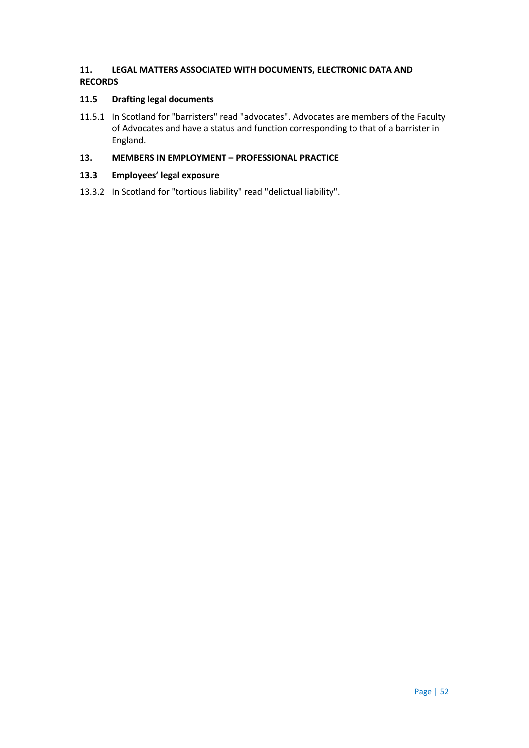## 11. LEGAL MATTERS ASSOCIATED WITH DOCUMENTS, ELECTRONIC DATA AND RECORDS

### 11.5 Drafting legal documents

11.5.1 In Scotland for "barristers" read "advocates". Advocates are members of the Faculty of Advocates and have a status and function corresponding to that of a barrister in England.

## 13. MEMBERS IN EMPLOYMENT – PROFESSIONAL PRACTICE

### 13.3 Employees' legal exposure

13.3.2 In Scotland for "tortious liability" read "delictual liability".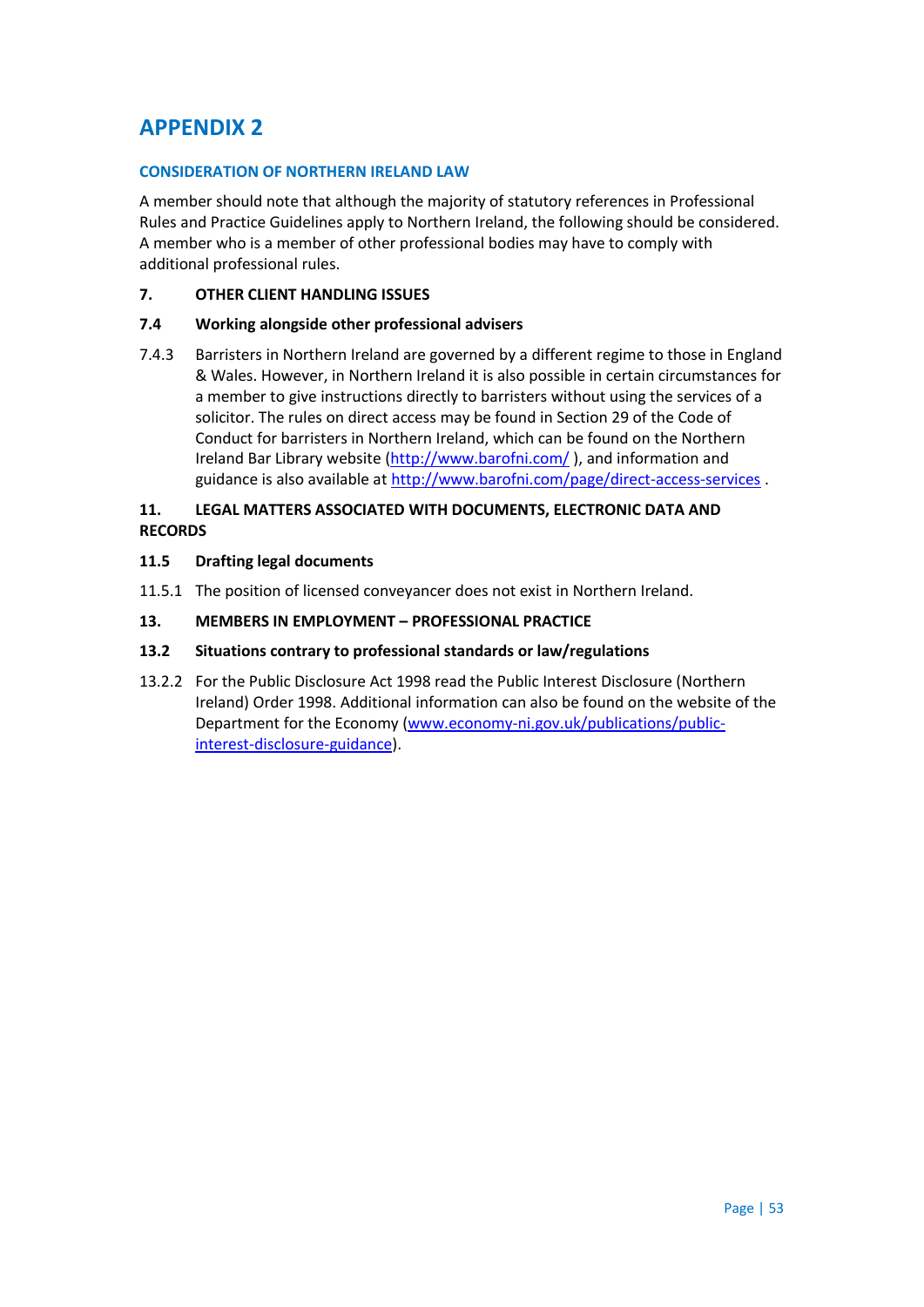# APPENDIX 2

### CONSIDERATION OF NORTHERN IRELAND LAW

A member should note that although the majority of statutory references in Professional Rules and Practice Guidelines apply to Northern Ireland, the following should be considered. A member who is a member of other professional bodies may have to comply with additional professional rules.

**7. OTHER CLIENT HANDLING ISSUES**

**7.4 Working alongside other professional advisers**

7.4.3 Barristers in Northern Ireland are governed by a different regime to those in England & Wales. However, in Northern Ireland it is also possible in certain circumstances for a member to give instructions directly to barristers without using the services of a solicitor. The rules on direct access may be found in Section 29 of the Code of Conduct for barristers in Northern Ireland, which can be found on the Northern Ireland Bar Library website (http://www.barofni.com/ ), and information and guidance is also available at http://www.barofni.com/page/direct-access-services .

**11. LEGAL MATTERS ASSOCIATED WITH DOCUMENTS, ELECTRONIC DATA AND RECORDS**

**11.5 Drafting legal documents**

11.5.1 The position of licensed conveyancer does not exist in Northern Ireland.

**13. MEMBERS IN EMPLOYMENT – PROFESSIONAL PRACTICE**

**13.2 Situations contrary to professional standards or law/regulations**

13.2.2 For the Public Disclosure Act 1998 read the Public Interest Disclosure (Northern Ireland) Order 1998. Additional information can also be found on the website of the Department for the Economy (www.economy-ni.gov.uk/publications/public-interest-disclosure-guidance).